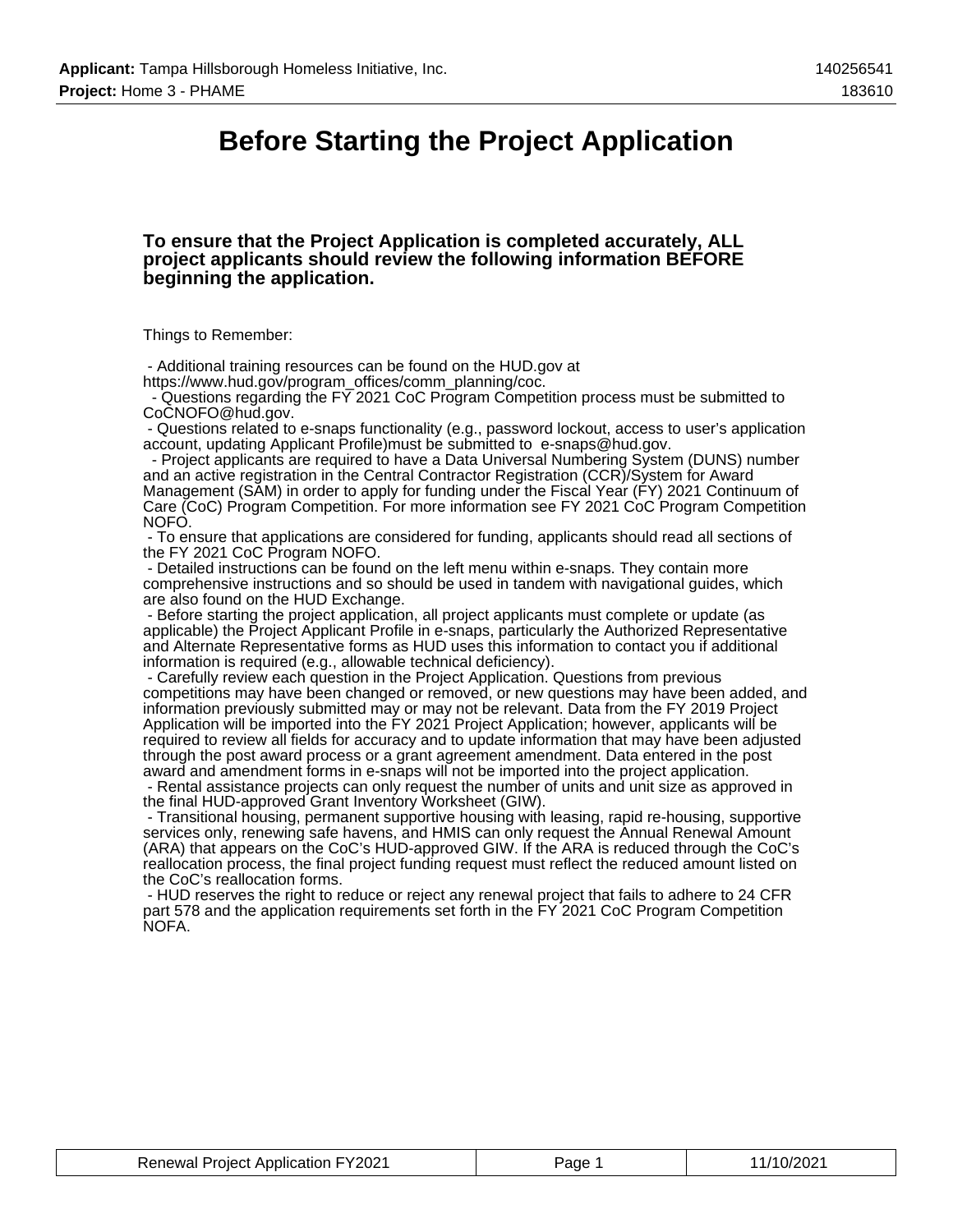# Before Starting the Project Application

### To ensure that the Project Application is completed accurately, ALL project applicants should review the following information BEFORE beginning the application.

Things to Remember:

- Additional training resources can be found on the HUD.gov at https://www.hud.gov/program_offices/comm_planning/coc.
- Questions regarding the FY 2021 CoC Program Competition process must be submitted to CoCNOFO@hud.gov.
- Questions related to e-snaps functionality (e.g., password lockout, access to user's application account, updating Applicant Profile)must be submitted to e-snaps@hud.gov.
- Project applicants are required to have a Data Universal Numbering System (DUNS) number and an active registration in the Central Contractor Registration (CCR)/System for Award Management (SAM) in order to apply for funding under the Fiscal Year (FY) 2021 Continuum of Care (CoC) Program Competition. For more information see FY 2021 CoC Program Competition NOFO.
- To ensure that applications are considered for funding, applicants should read all sections of the FY 2021 CoC Program NOFO.
- Detailed instructions can be found on the left menu within e-snaps. They contain more comprehensive instructions and so should be used in tandem with navigational guides, which are also found on the HUD Exchange.
- Before starting the project application, all project applicants must complete or update (as applicable) the Project Applicant Profile in e-snaps, particularly the Authorized Representative and Alternate Representative forms as HUD uses this information to contact you if additional information is required (e.g., allowable technical deficiency).
- Carefully review each question in the Project Application. Questions from previous competitions may have been changed or removed, or new questions may have been added, and information previously submitted may or may not be relevant. Data from the FY 2019 Project Application will be imported into the FY 2021 Project Application; however, applicants will be required to review all fields for accuracy and to update information that may have been adjusted through the post award process or a grant agreement amendment. Data entered in the post award and amendment forms in e-snaps will not be imported into the project application.
- Rental assistance projects can only request the number of units and unit size as approved in the final HUD-approved Grant Inventory Worksheet (GIW).
- Transitional housing, permanent supportive housing with leasing, rapid re-housing, supportive services only, renewing safe havens, and HMIS can only request the Annual Renewal Amount (ARA) that appears on the CoC's HUD-approved GIW. If the ARA is reduced through the CoC's reallocation process, the final project funding request must reflect the reduced amount listed on the CoC's reallocation forms.
- HUD reserves the right to reduce or reject any renewal project that fails to adhere to 24 CFR part 578 and the application requirements set forth in the FY 2021 CoC Program Competition NOFA.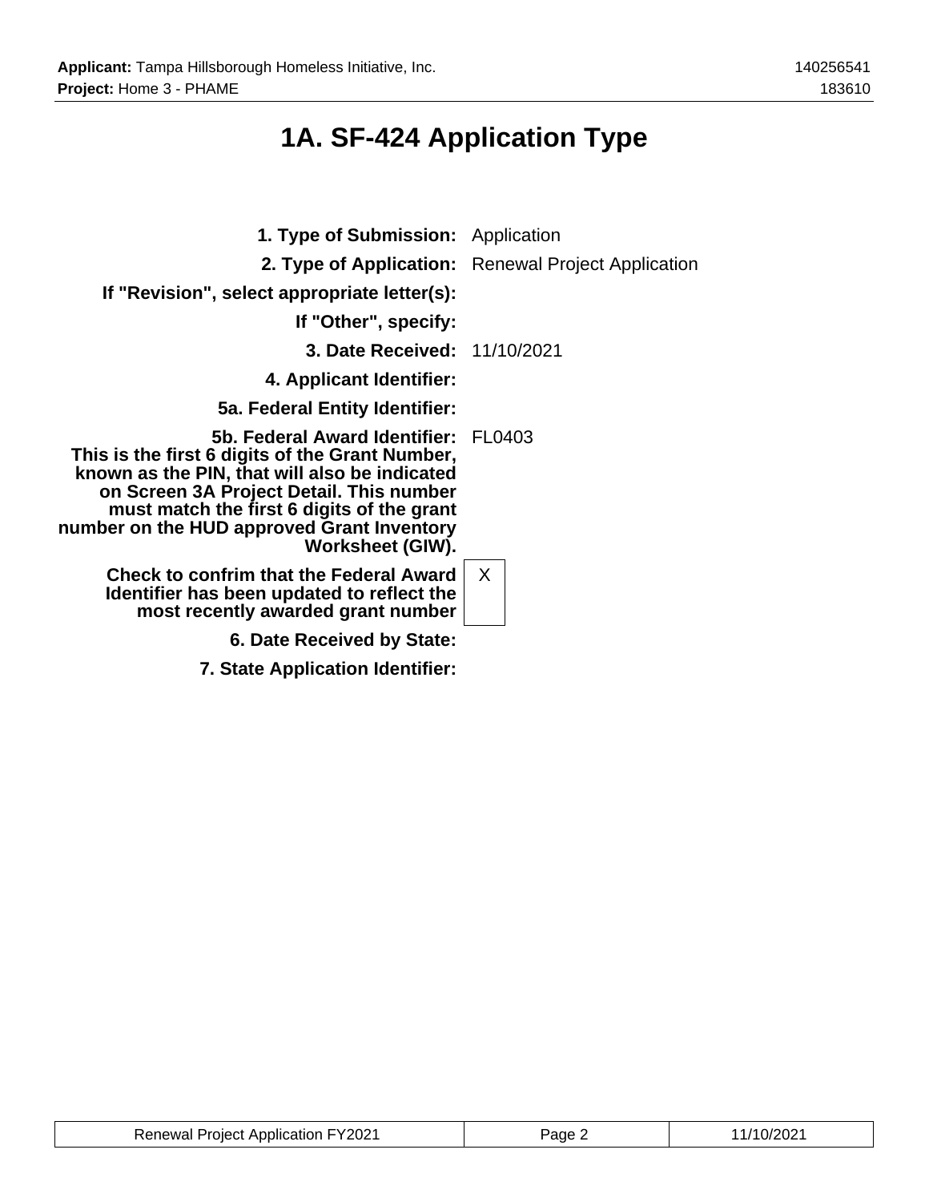# 1A. SF-424 Application Type

| | |
|---|---|
| **1. Type of Submission:** | Application |
| **2. Type of Application:** | Renewal Project Application |
| **If "Revision", select appropriate letter(s):** | |
| **If "Other", specify:** | |
| **3. Date Received:** | 11/10/2021 |
| **4. Applicant Identifier:** | |
| **5a. Federal Entity Identifier:** | |
| **5b. Federal Award Identifier: This is the first 6 digits of the Grant Number, known as the PIN, that will also be indicated on Screen 3A Project Detail. This number must match the first 6 digits of the grant number on the HUD approved Grant Inventory Worksheet (GIW).** | FL0403 |
| **Check to confrim that the Federal Award Identifier has been updated to reflect the most recently awarded grant number** | X |
| **6. Date Received by State:** | |
| **7. State Application Identifier:** | |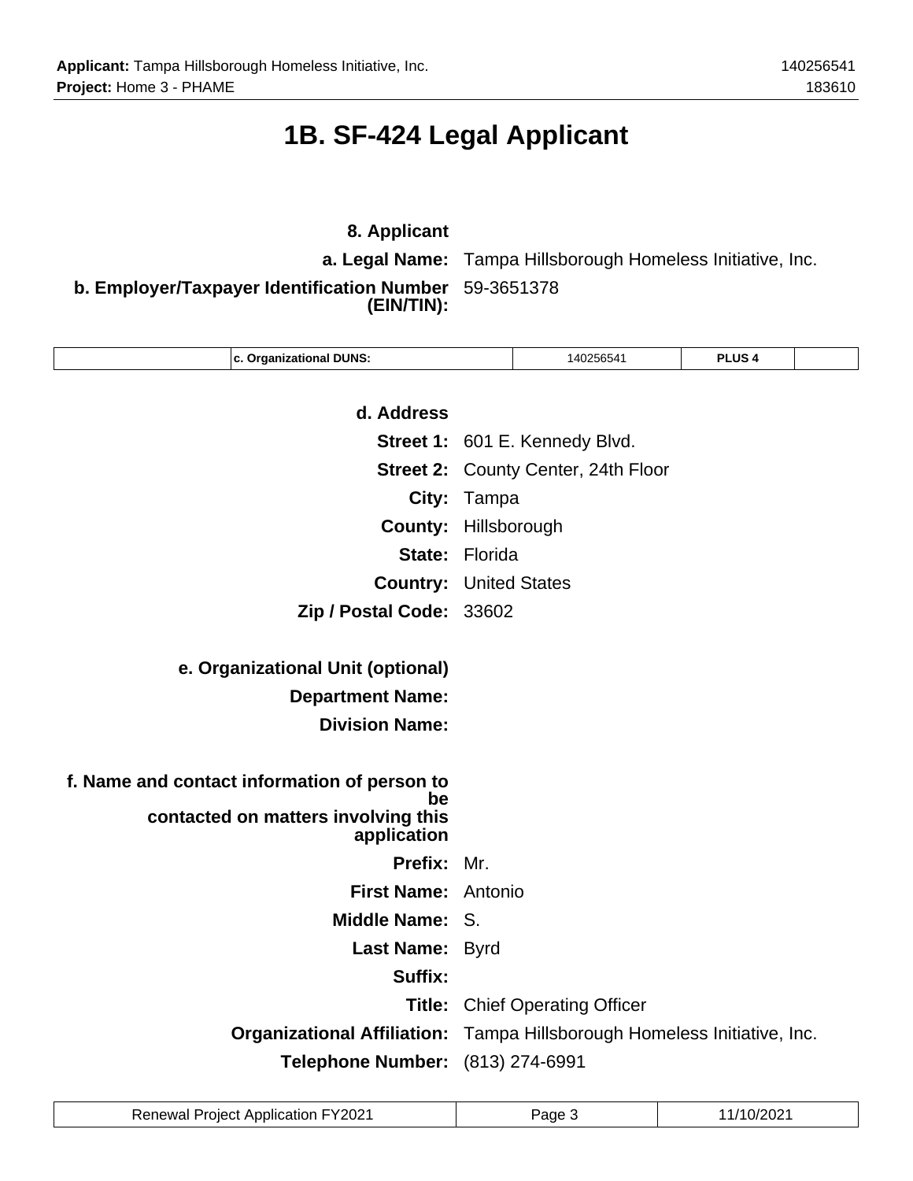# 1B. SF-424 Legal Applicant

**8. Applicant**

**a. Legal Name:** Tampa Hillsborough Homeless Initiative, Inc.

**b. Employer/Taxpayer Identification Number (EIN/TIN):** 59-3651378

| c. Organizational DUNS: | 140256541 | PLUS 4 | |
|---|---|---|---|

**d. Address**

**Street 1:** 601 E. Kennedy Blvd.

**Street 2:** County Center, 24th Floor

**City:** Tampa

**County:** Hillsborough

**State:** Florida

**Country:** United States

**Zip / Postal Code:** 33602

**e. Organizational Unit (optional)**

**Department Name:**

**Division Name:**

**f. Name and contact information of person to be contacted on matters involving this application**

**Prefix:** Mr.

**First Name:** Antonio

**Middle Name:** S.

**Last Name:** Byrd

**Suffix:**

**Title:** Chief Operating Officer

**Organizational Affiliation:** Tampa Hillsborough Homeless Initiative, Inc.

**Telephone Number:** (813) 274-6991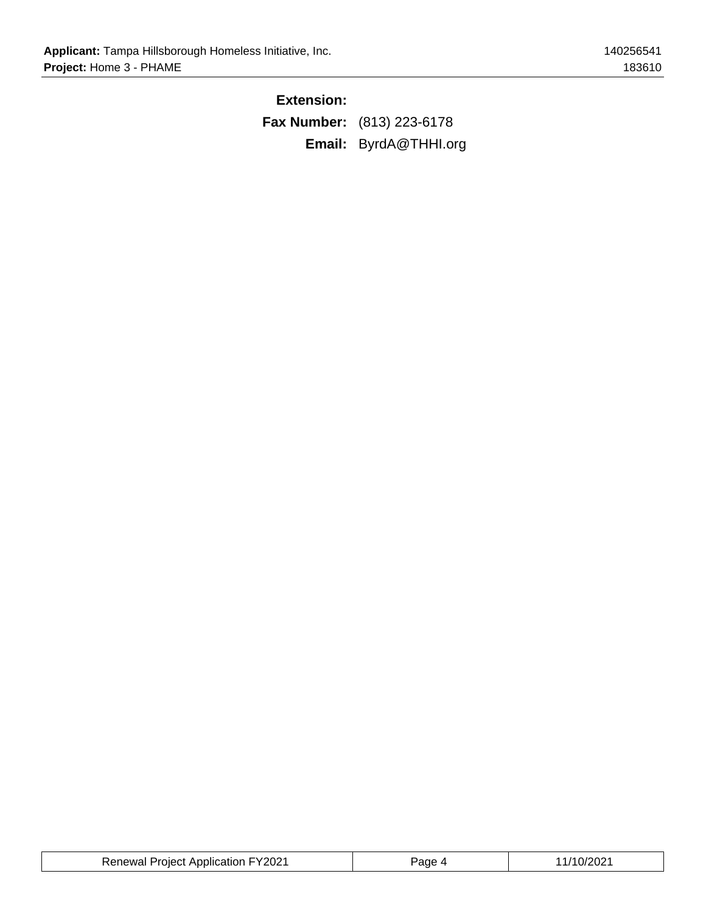**Extension:**

**Fax Number:** (813) 223-6178

**Email:** ByrdA@THHI.org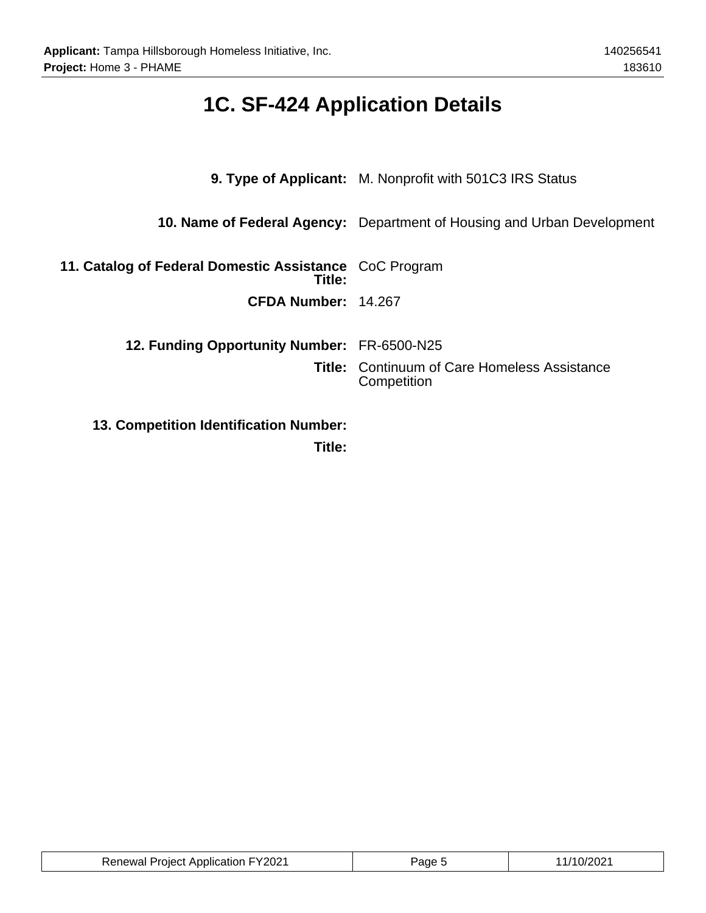# 1C. SF-424 Application Details

**9. Type of Applicant:** M. Nonprofit with 501C3 IRS Status

**10. Name of Federal Agency:** Department of Housing and Urban Development

**11. Catalog of Federal Domestic Assistance Title:** CoC Program

**CFDA Number:** 14.267

**12. Funding Opportunity Number:** FR-6500-N25

**Title:** Continuum of Care Homeless Assistance Competition

**13. Competition Identification Number:**

**Title:**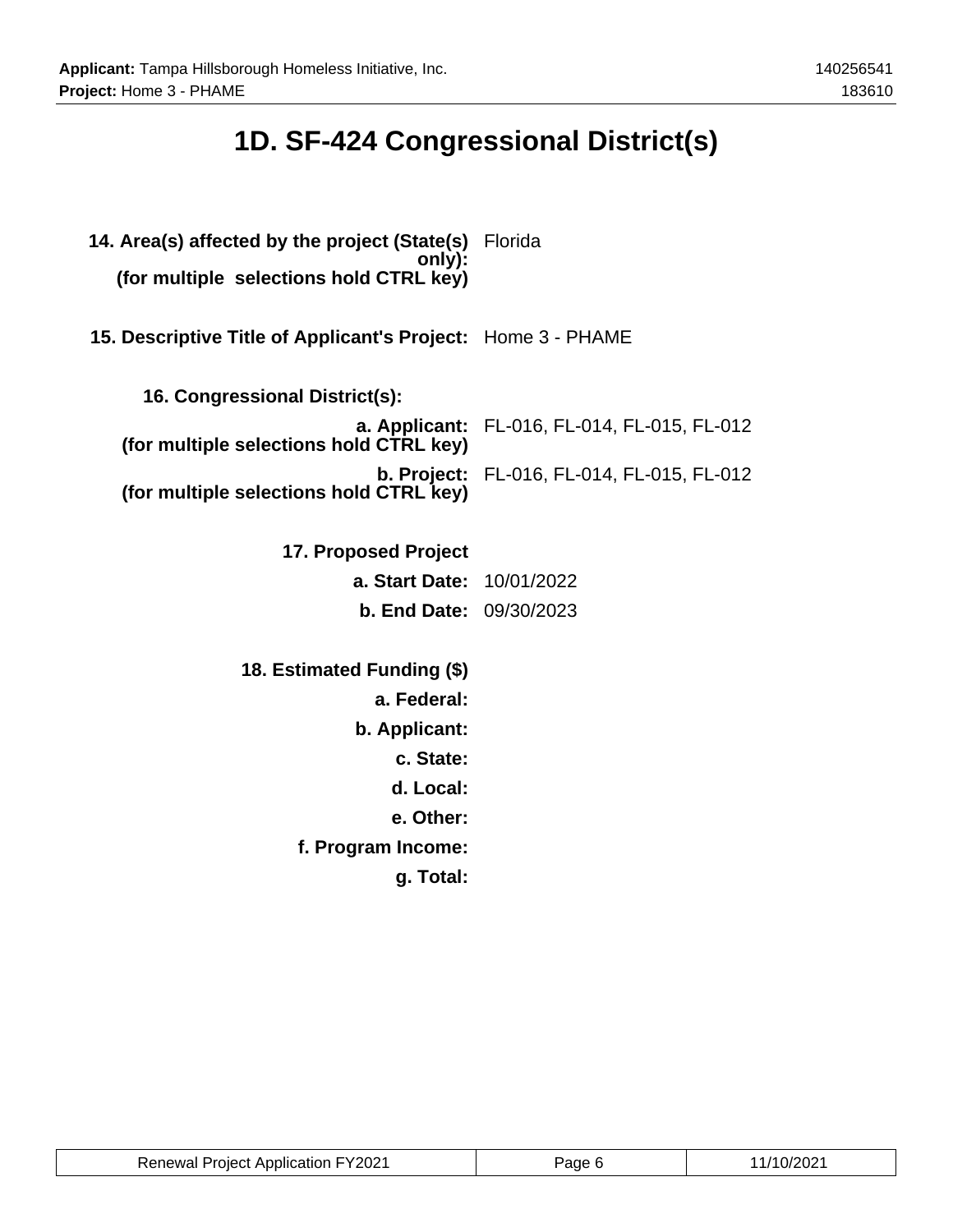# 1D. SF-424 Congressional District(s)

**14. Area(s) affected by the project (State(s) only): (for multiple selections hold CTRL key)** Florida

**15. Descriptive Title of Applicant's Project:** Home 3 - PHAME

**16. Congressional District(s):**

**a. Applicant: (for multiple selections hold CTRL key)** FL-016, FL-014, FL-015, FL-012

**b. Project: (for multiple selections hold CTRL key)** FL-016, FL-014, FL-015, FL-012

**17. Proposed Project**

**a. Start Date:** 10/01/2022

**b. End Date:** 09/30/2023

**18. Estimated Funding ($)**

**a. Federal:**

**b. Applicant:**

**c. State:**

**d. Local:**

**e. Other:**

**f. Program Income:**

**g. Total:**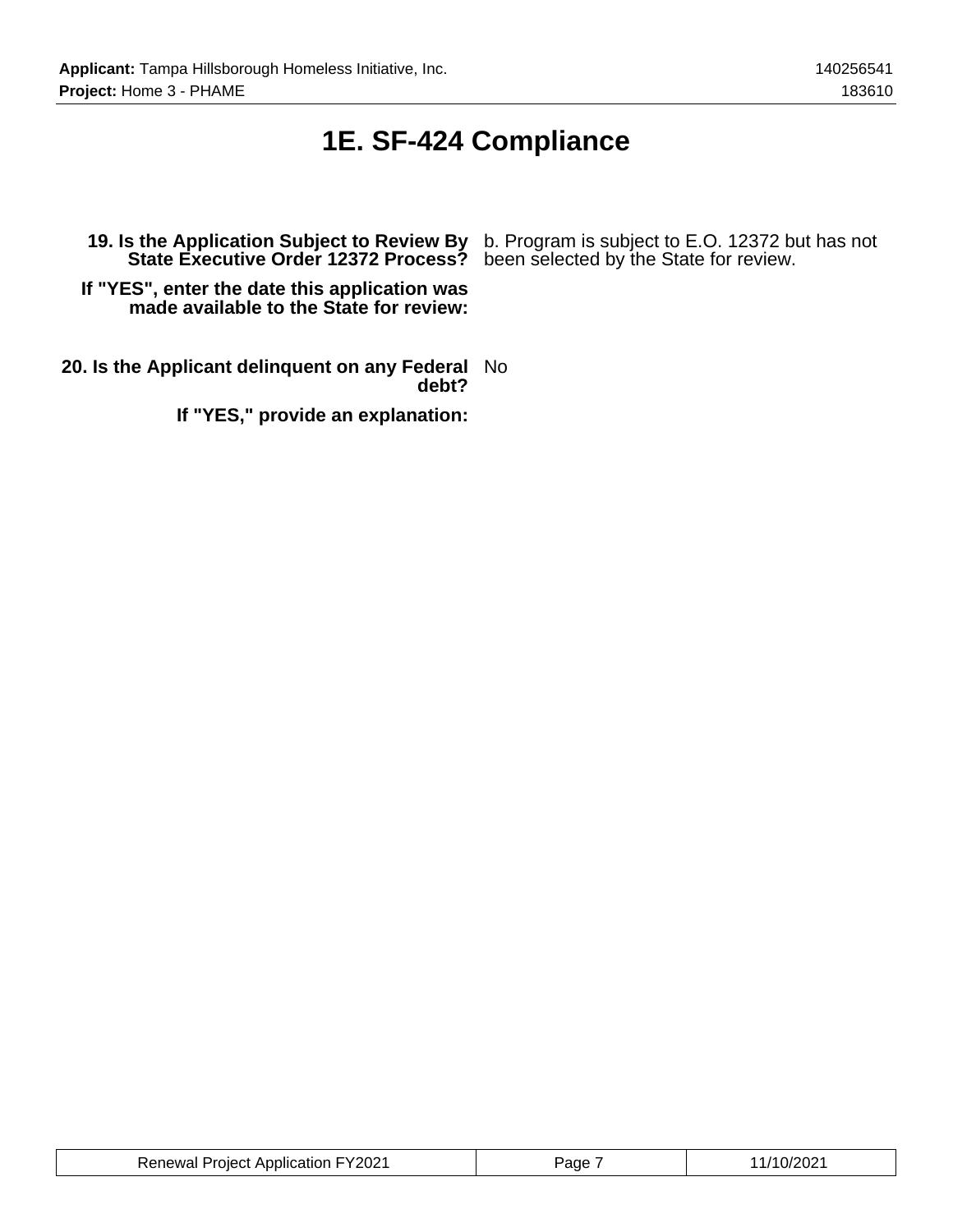# 1E. SF-424 Compliance

| | |
|---|---|
| **19. Is the Application Subject to Review By State Executive Order 12372 Process?** | b. Program is subject to E.O. 12372 but has not been selected by the State for review. |
| **If "YES", enter the date this application was made available to the State for review:** | |
| **20. Is the Applicant delinquent on any Federal debt?** | No |
| **If "YES," provide an explanation:** | |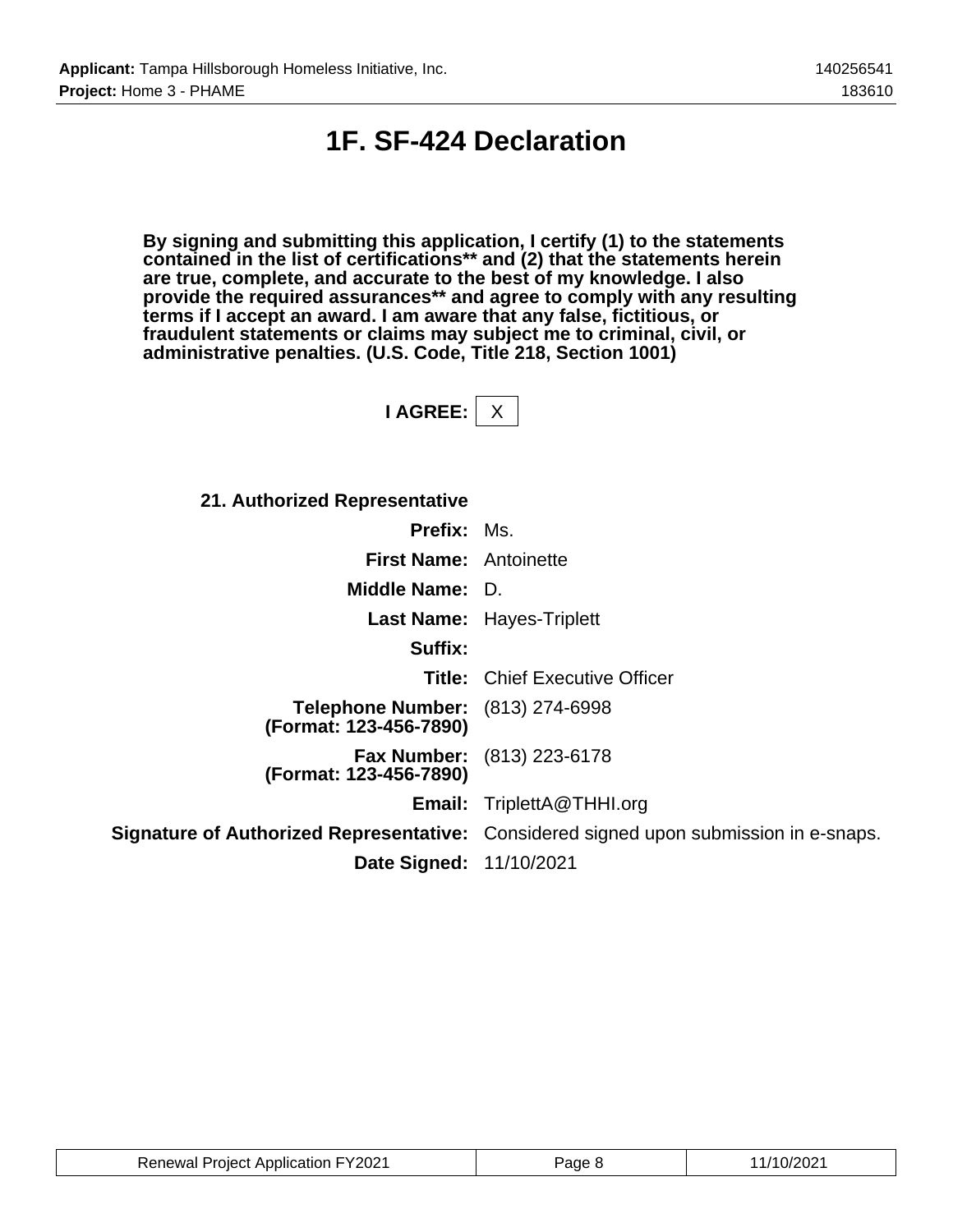# 1F. SF-424 Declaration

**By signing and submitting this application, I certify (1) to the statements contained in the list of certifications** and (2) that the statements herein are true, complete, and accurate to the best of my knowledge. I also provide the required assurances** and agree to comply with any resulting terms if I accept an award. I am aware that any false, fictitious, or fraudulent statements or claims may subject me to criminal, civil, or administrative penalties. (U.S. Code, Title 218, Section 1001)**

**I AGREE:** X

**21. Authorized Representative**

| | |
|---|---|
| **Prefix:** | Ms. |
| **First Name:** | Antoinette |
| **Middle Name:** | D. |
| **Last Name:** | Hayes-Triplett |
| **Suffix:** | |
| **Title:** | Chief Executive Officer |
| **Telephone Number: (Format: 123-456-7890)** | (813) 274-6998 |
| **Fax Number: (Format: 123-456-7890)** | (813) 223-6178 |
| **Email:** | TriplettA@THHI.org |
| **Signature of Authorized Representative:** | Considered signed upon submission in e-snaps. |
| **Date Signed:** | 11/10/2021 |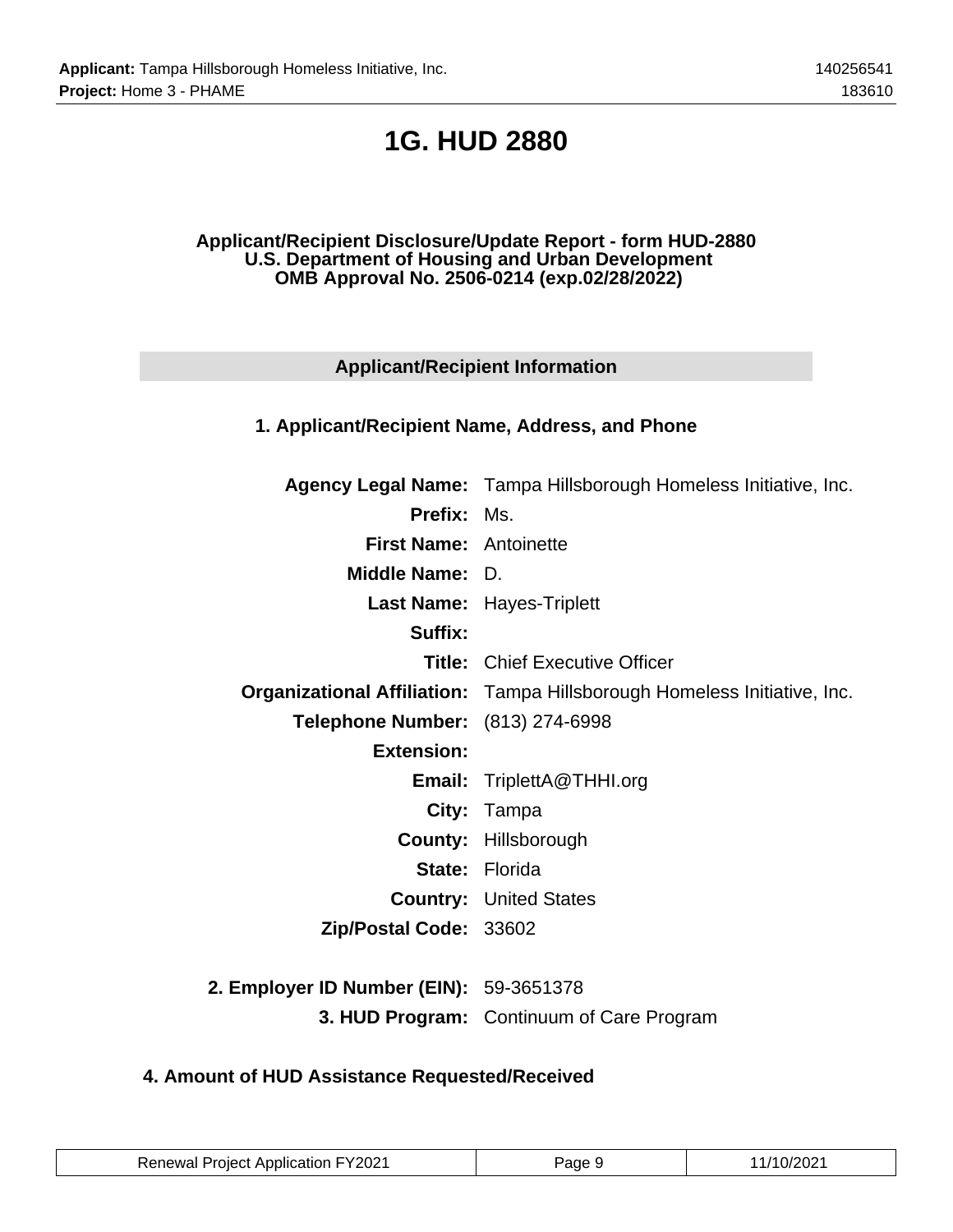# 1G. HUD 2880

**Applicant/Recipient Disclosure/Update Report - form HUD-2880**
**U.S. Department of Housing and Urban Development**
**OMB Approval No. 2506-0214 (exp.02/28/2022)**

## Applicant/Recipient Information

### 1. Applicant/Recipient Name, Address, and Phone

| | |
|---|---|
| **Agency Legal Name:** | Tampa Hillsborough Homeless Initiative, Inc. |
| **Prefix:** | Ms. |
| **First Name:** | Antoinette |
| **Middle Name:** | D. |
| **Last Name:** | Hayes-Triplett |
| **Suffix:** | |
| **Title:** | Chief Executive Officer |
| **Organizational Affiliation:** | Tampa Hillsborough Homeless Initiative, Inc. |
| **Telephone Number:** | (813) 274-6998 |
| **Extension:** | |
| **Email:** | TriplettA@THHI.org |
| **City:** | Tampa |
| **County:** | Hillsborough |
| **State:** | Florida |
| **Country:** | United States |
| **Zip/Postal Code:** | 33602 |

| | |
|---|---|
| **2. Employer ID Number (EIN):** | 59-3651378 |
| **3. HUD Program:** | Continuum of Care Program |

### 4. Amount of HUD Assistance Requested/Received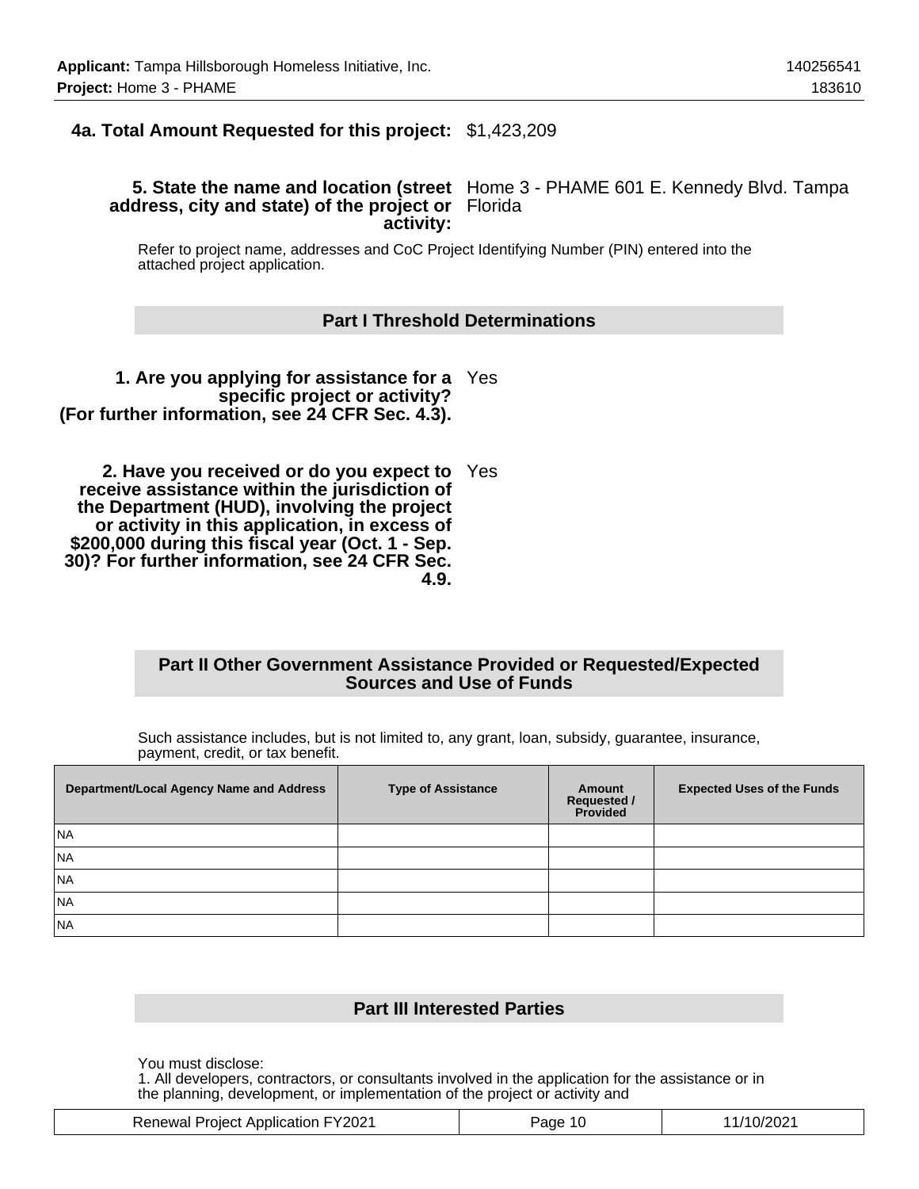**4a. Total Amount Requested for this project:** $1,423,209

**5. State the name and location (street address, city and state) of the project or activity:** Home 3 - PHAME 601 E. Kennedy Blvd. Tampa Florida

Refer to project name, addresses and CoC Project Identifying Number (PIN) entered into the attached project application.

## Part I Threshold Determinations

**1. Are you applying for assistance for a specific project or activity? (For further information, see 24 CFR Sec. 4.3).** Yes

**2. Have you received or do you expect to receive assistance within the jurisdiction of the Department (HUD), involving the project or activity in this application, in excess of $200,000 during this fiscal year (Oct. 1 - Sep. 30)? For further information, see 24 CFR Sec. 4.9.** Yes

## Part II Other Government Assistance Provided or Requested/Expected Sources and Use of Funds

Such assistance includes, but is not limited to, any grant, loan, subsidy, guarantee, insurance, payment, credit, or tax benefit.

| Department/Local Agency Name and Address | Type of Assistance | Amount Requested / Provided | Expected Uses of the Funds |
|---|---|---|---|
| NA | | | |
| NA | | | |
| NA | | | |
| NA | | | |
| NA | | | |

## Part III Interested Parties

You must disclose:
1. All developers, contractors, or consultants involved in the application for the assistance or in the planning, development, or implementation of the project or activity and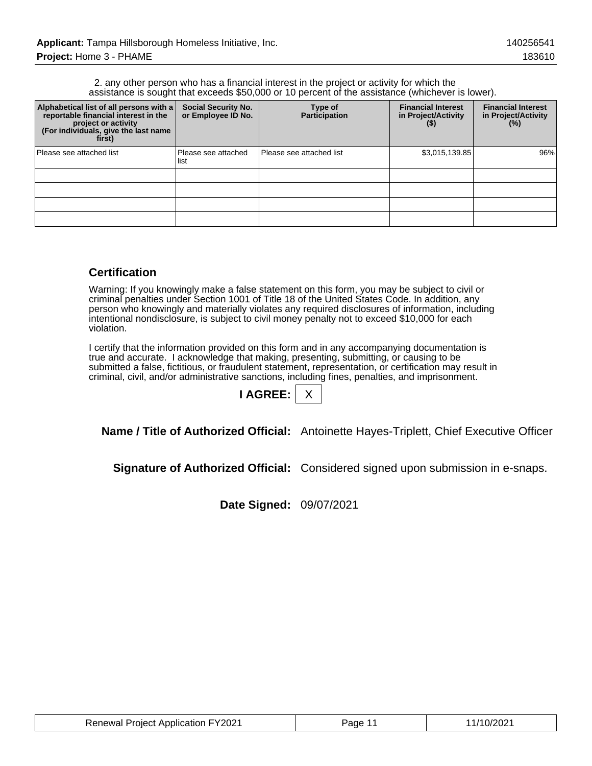2. any other person who has a financial interest in the project or activity for which the assistance is sought that exceeds $50,000 or 10 percent of the assistance (whichever is lower).

| Alphabetical list of all persons with a reportable financial interest in the project or activity (For individuals, give the last name first) | Social Security No. or Employee ID No. | Type of Participation | Financial Interest in Project/Activity ($) | Financial Interest in Project/Activity (%) |
|---|---|---|---|---|
| Please see attached list | Please see attached list | Please see attached list | $3,015,139.85 | 96% |
| | | | | |
| | | | | |
| | | | | |
| | | | | |

## Certification

Warning: If you knowingly make a false statement on this form, you may be subject to civil or criminal penalties under Section 1001 of Title 18 of the United States Code. In addition, any person who knowingly and materially violates any required disclosures of information, including intentional nondisclosure, is subject to civil money penalty not to exceed $10,000 for each violation.

I certify that the information provided on this form and in any accompanying documentation is true and accurate. I acknowledge that making, presenting, submitting, or causing to be submitted a false, fictitious, or fraudulent statement, representation, or certification may result in criminal, civil, and/or administrative sanctions, including fines, penalties, and imprisonment.

**I AGREE:** X

**Name / Title of Authorized Official:** Antoinette Hayes-Triplett, Chief Executive Officer

**Signature of Authorized Official:** Considered signed upon submission in e-snaps.

**Date Signed:** 09/07/2021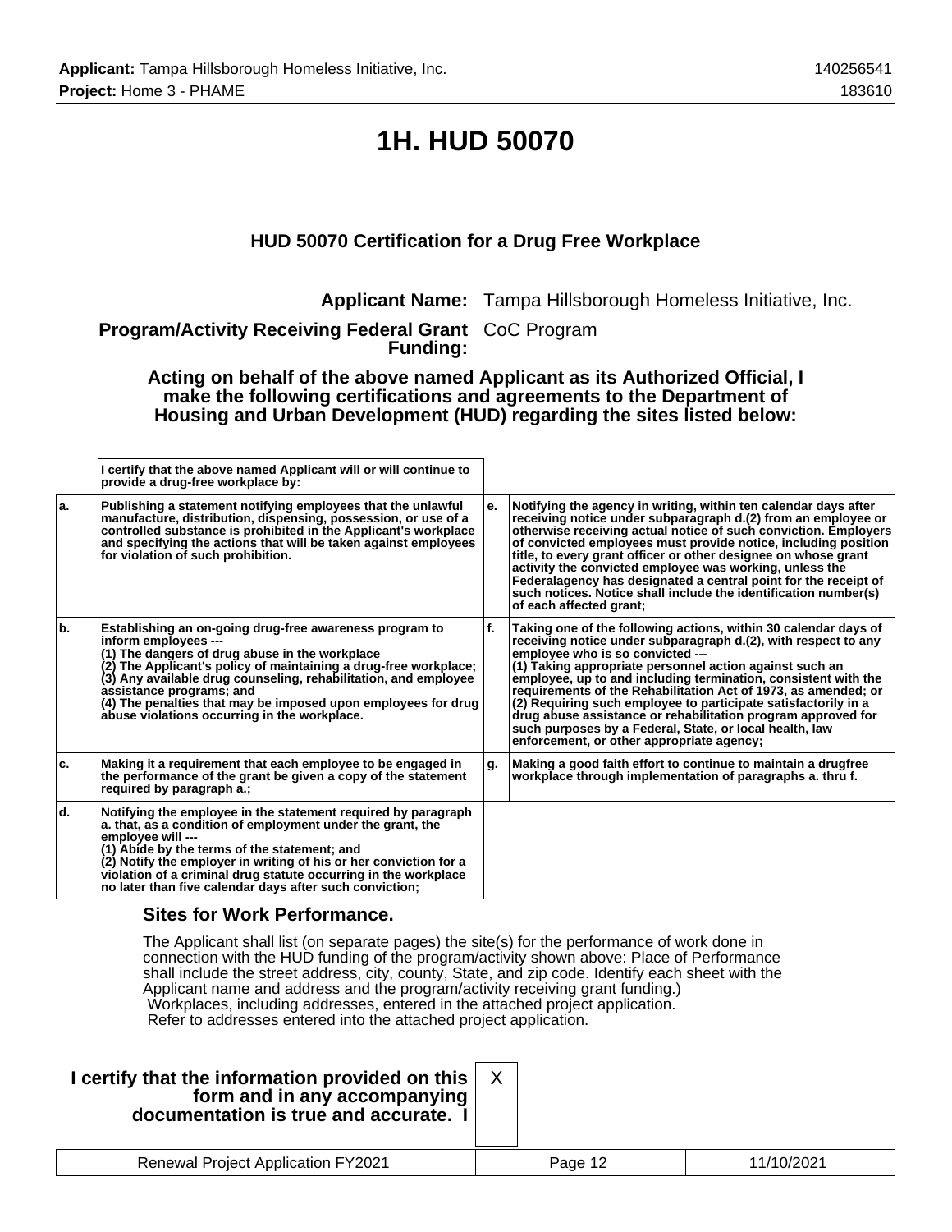# 1H. HUD 50070

### HUD 50070 Certification for a Drug Free Workplace

**Applicant Name:** Tampa Hillsborough Homeless Initiative, Inc.

**Program/Activity Receiving Federal Grant Funding:** CoC Program

**Acting on behalf of the above named Applicant as its Authorized Official, I make the following certifications and agreements to the Department of Housing and Urban Development (HUD) regarding the sites listed below:**

| | I certify that the above named Applicant will or will continue to provide a drug-free workplace by: | | |
|---|---|---|---|
| a. | Publishing a statement notifying employees that the unlawful manufacture, distribution, dispensing, possession, or use of a controlled substance is prohibited in the Applicant's workplace and specifying the actions that will be taken against employees for violation of such prohibition. | e. | Notifying the agency in writing, within ten calendar days after receiving notice under subparagraph d.(2) from an employee or otherwise receiving actual notice of such conviction. Employers of convicted employees must provide notice, including position title, to every grant officer or other designee on whose grant activity the convicted employee was working, unless the Federalagency has designated a central point for the receipt of such notices. Notice shall include the identification number(s) of each affected grant; |
| b. | Establishing an on-going drug-free awareness program to inform employees --- (1) The dangers of drug abuse in the workplace (2) The Applicant's policy of maintaining a drug-free workplace; (3) Any available drug counseling, rehabilitation, and employee assistance programs; and (4) The penalties that may be imposed upon employees for drug abuse violations occurring in the workplace. | f. | Taking one of the following actions, within 30 calendar days of receiving notice under subparagraph d.(2), with respect to any employee who is so convicted --- (1) Taking appropriate personnel action against such an employee, up to and including termination, consistent with the requirements of the Rehabilitation Act of 1973, as amended; or (2) Requiring such employee to participate satisfactorily in a drug abuse assistance or rehabilitation program approved for such purposes by a Federal, State, or local health, law enforcement, or other appropriate agency; |
| c. | Making it a requirement that each employee to be engaged in the performance of the grant be given a copy of the statement required by paragraph a.; | g. | Making a good faith effort to continue to maintain a drugfree workplace through implementation of paragraphs a. thru f. |
| d. | Notifying the employee in the statement required by paragraph a. that, as a condition of employment under the grant, the employee will --- (1) Abide by the terms of the statement; and (2) Notify the employer in writing of his or her conviction for a violation of a criminal drug statute occurring in the workplace no later than five calendar days after such conviction; | | |

### Sites for Work Performance.

The Applicant shall list (on separate pages) the site(s) for the performance of work done in connection with the HUD funding of the program/activity shown above: Place of Performance shall include the street address, city, county, State, and zip code. Identify each sheet with the Applicant name and address and the program/activity receiving grant funding.)
Workplaces, including addresses, entered in the attached project application.
Refer to addresses entered into the attached project application.

**I certify that the information provided on this form and in any accompanying documentation is true and accurate. I** X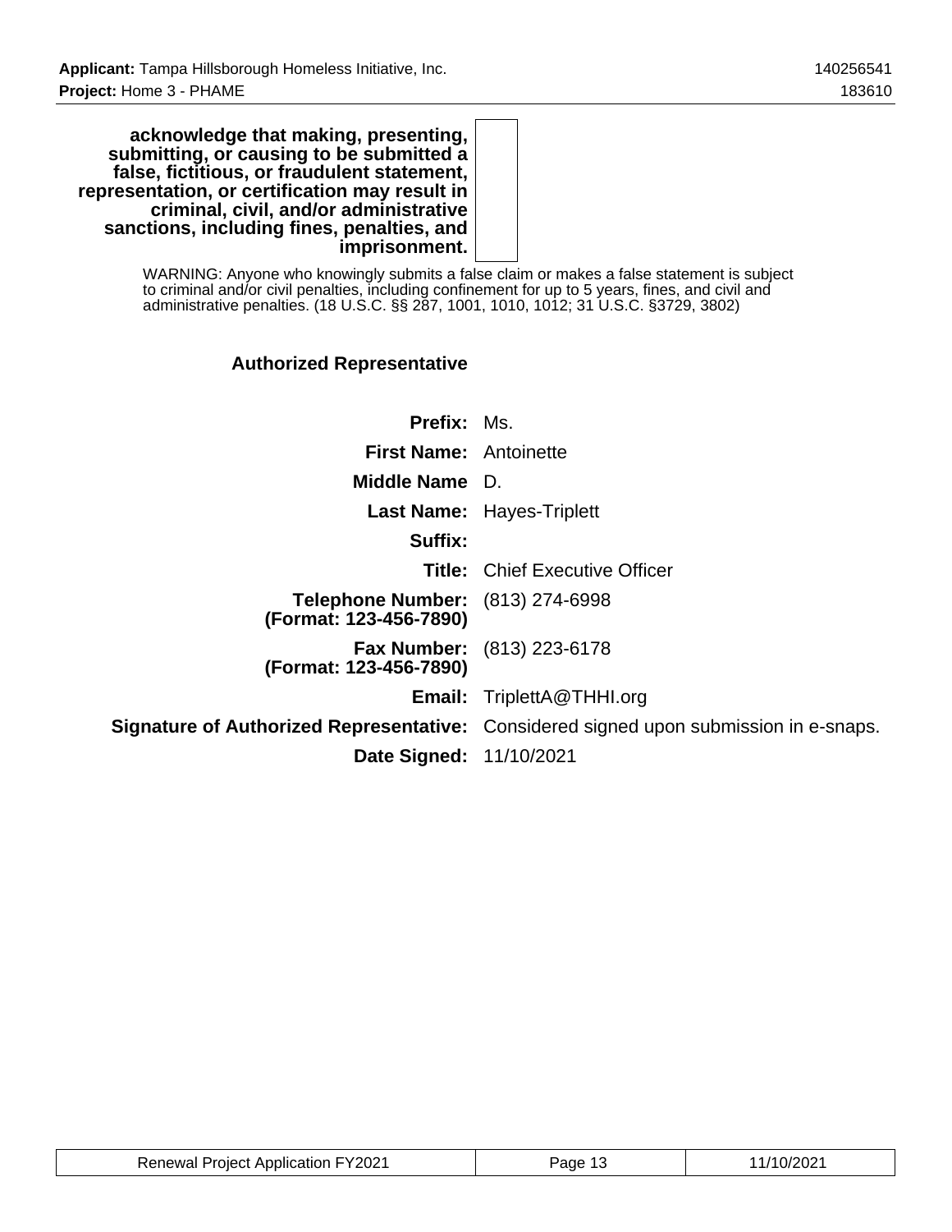| | |
|---|---|
| **acknowledge that making, presenting, submitting, or causing to be submitted a false, fictitious, or fraudulent statement, representation, or certification may result in criminal, civil, and/or administrative sanctions, including fines, penalties, and imprisonment.** | |

WARNING: Anyone who knowingly submits a false claim or makes a false statement is subject to criminal and/or civil penalties, including confinement for up to 5 years, fines, and civil and administrative penalties. (18 U.S.C. §§ 287, 1001, 1010, 1012; 31 U.S.C. §3729, 3802)

### Authorized Representative

| | |
|---|---|
| **Prefix:** | Ms. |
| **First Name:** | Antoinette |
| **Middle Name** | D. |
| **Last Name:** | Hayes-Triplett |
| **Suffix:** | |
| **Title:** | Chief Executive Officer |
| **Telephone Number: (Format: 123-456-7890)** | (813) 274-6998 |
| **Fax Number: (Format: 123-456-7890)** | (813) 223-6178 |
| **Email:** | TriplettA@THHI.org |
| **Signature of Authorized Representative:** | Considered signed upon submission in e-snaps. |
| **Date Signed:** | 11/10/2021 |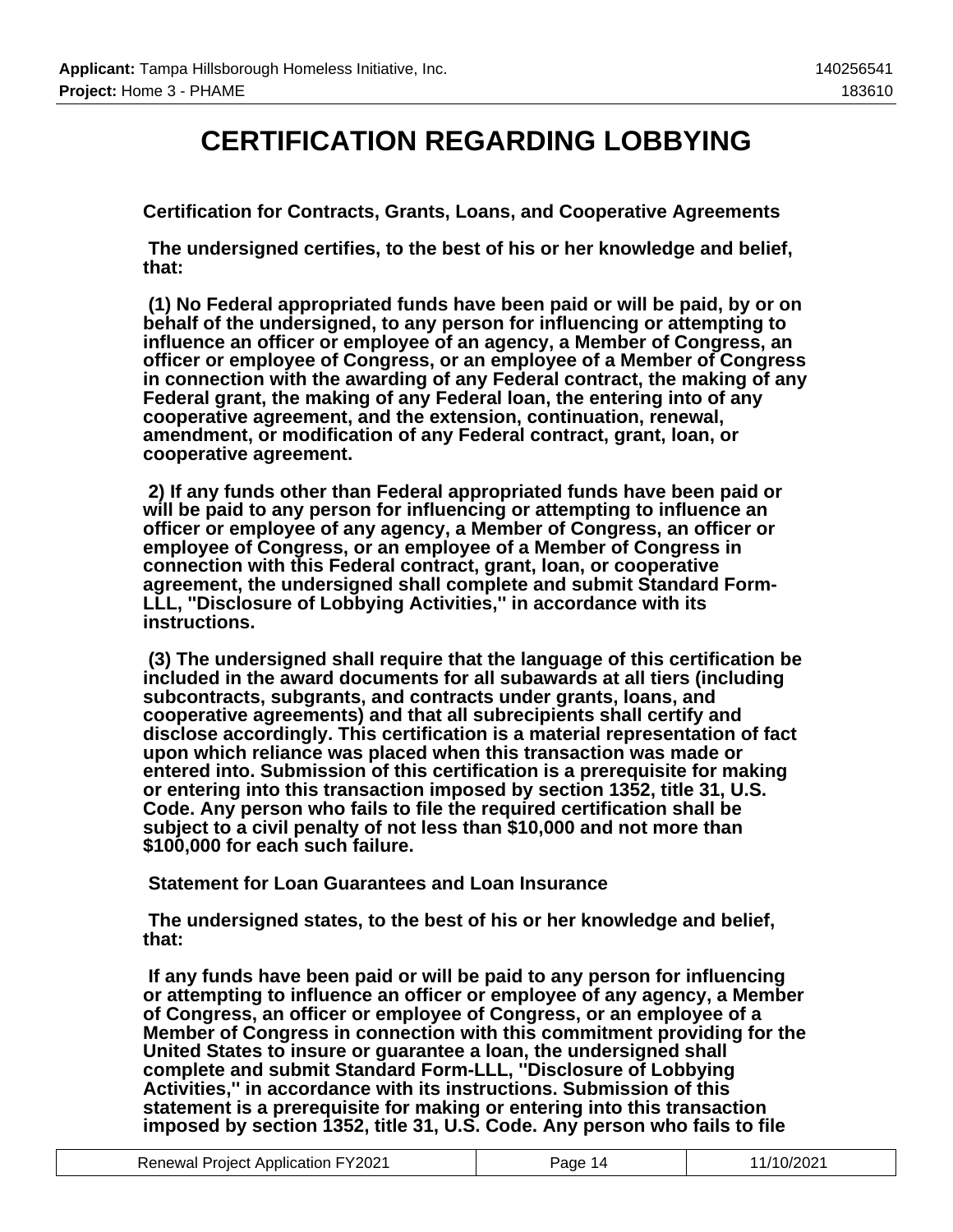# CERTIFICATION REGARDING LOBBYING

**Certification for Contracts, Grants, Loans, and Cooperative Agreements**

**The undersigned certifies, to the best of his or her knowledge and belief, that:**

**(1) No Federal appropriated funds have been paid or will be paid, by or on behalf of the undersigned, to any person for influencing or attempting to influence an officer or employee of an agency, a Member of Congress, an officer or employee of Congress, or an employee of a Member of Congress in connection with the awarding of any Federal contract, the making of any Federal grant, the making of any Federal loan, the entering into of any cooperative agreement, and the extension, continuation, renewal, amendment, or modification of any Federal contract, grant, loan, or cooperative agreement.**

**2) If any funds other than Federal appropriated funds have been paid or will be paid to any person for influencing or attempting to influence an officer or employee of any agency, a Member of Congress, an officer or employee of Congress, or an employee of a Member of Congress in connection with this Federal contract, grant, loan, or cooperative agreement, the undersigned shall complete and submit Standard Form-LLL, "Disclosure of Lobbying Activities," in accordance with its instructions.**

**(3) The undersigned shall require that the language of this certification be included in the award documents for all subawards at all tiers (including subcontracts, subgrants, and contracts under grants, loans, and cooperative agreements) and that all subrecipients shall certify and disclose accordingly. This certification is a material representation of fact upon which reliance was placed when this transaction was made or entered into. Submission of this certification is a prerequisite for making or entering into this transaction imposed by section 1352, title 31, U.S. Code. Any person who fails to file the required certification shall be subject to a civil penalty of not less than $10,000 and not more than $100,000 for each such failure.**

**Statement for Loan Guarantees and Loan Insurance**

**The undersigned states, to the best of his or her knowledge and belief, that:**

**If any funds have been paid or will be paid to any person for influencing or attempting to influence an officer or employee of any agency, a Member of Congress, an officer or employee of Congress, or an employee of a Member of Congress in connection with this commitment providing for the United States to insure or guarantee a loan, the undersigned shall complete and submit Standard Form-LLL, "Disclosure of Lobbying Activities," in accordance with its instructions. Submission of this statement is a prerequisite for making or entering into this transaction imposed by section 1352, title 31, U.S. Code. Any person who fails to file**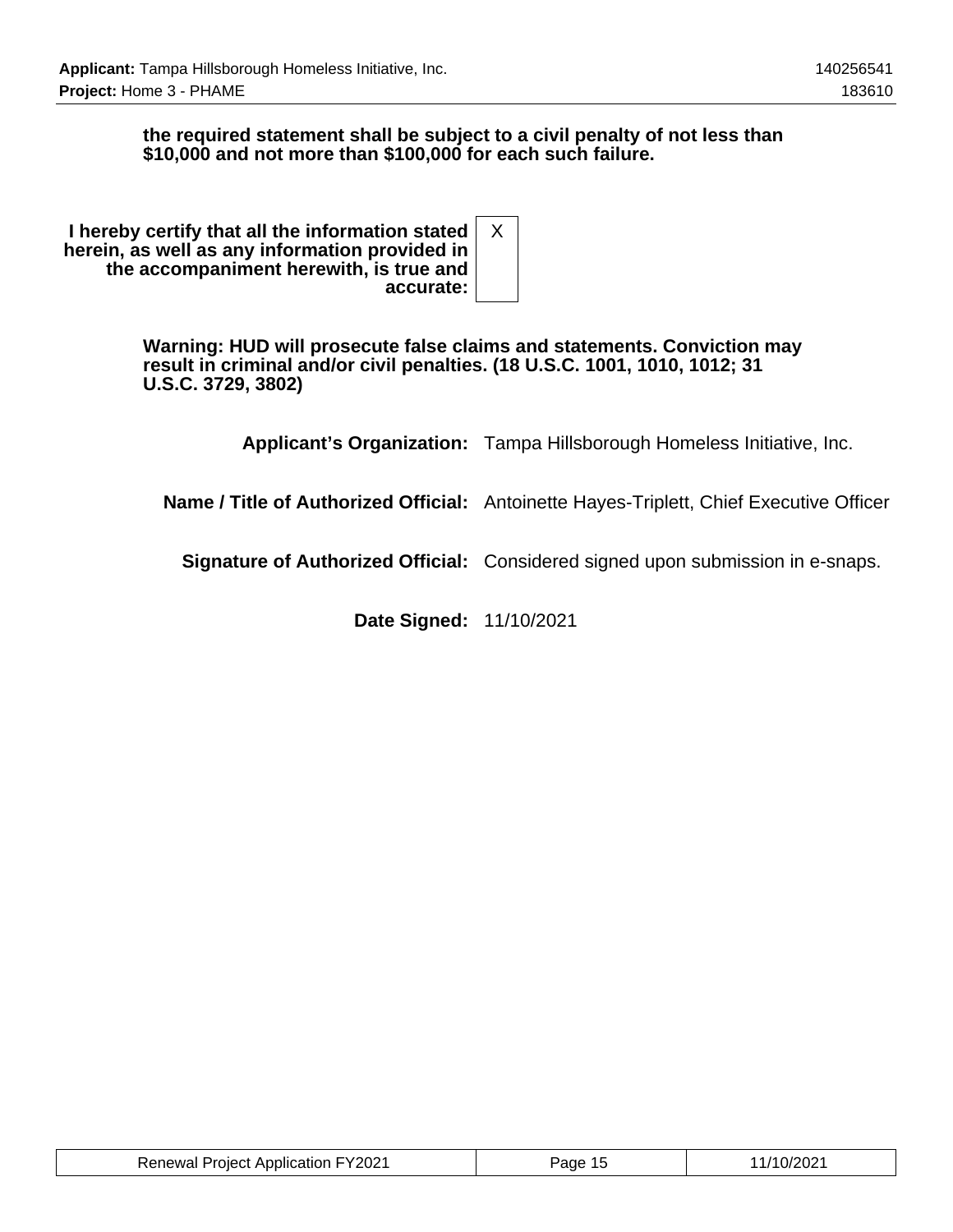**the required statement shall be subject to a civil penalty of not less than $10,000 and not more than $100,000 for each such failure.**

| | |
|---|---|
| **I hereby certify that all the information stated herein, as well as any information provided in the accompaniment herewith, is true and accurate:** | X |

**Warning: HUD will prosecute false claims and statements. Conviction may result in criminal and/or civil penalties. (18 U.S.C. 1001, 1010, 1012; 31 U.S.C. 3729, 3802)**

| | |
|---|---|
| **Applicant's Organization:** | Tampa Hillsborough Homeless Initiative, Inc. |
| **Name / Title of Authorized Official:** | Antoinette Hayes-Triplett, Chief Executive Officer |
| **Signature of Authorized Official:** | Considered signed upon submission in e-snaps. |
| **Date Signed:** | 11/10/2021 |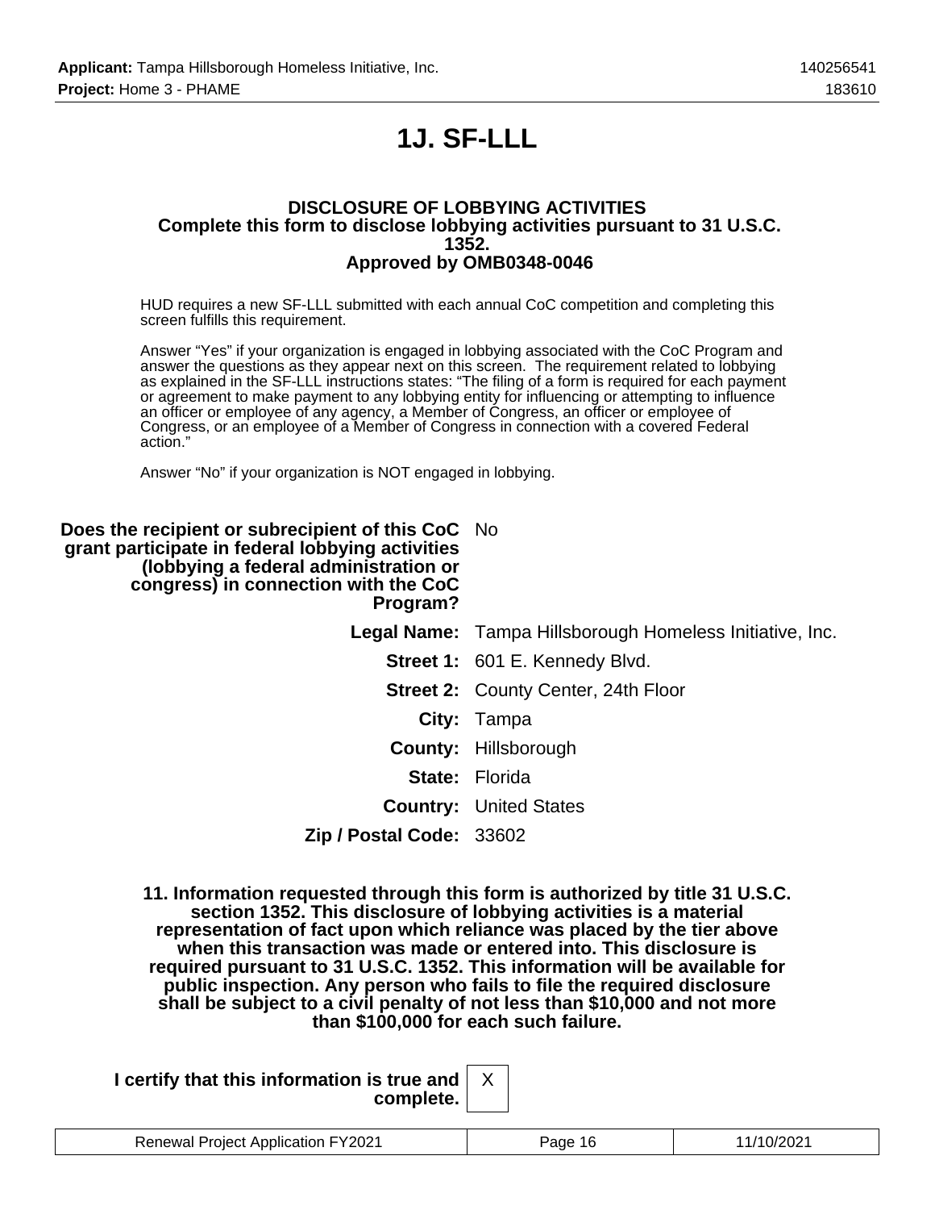# 1J. SF-LLL

**DISCLOSURE OF LOBBYING ACTIVITIES**
**Complete this form to disclose lobbying activities pursuant to 31 U.S.C. 1352.**
**Approved by OMB0348-0046**

HUD requires a new SF-LLL submitted with each annual CoC competition and completing this screen fulfills this requirement.

Answer "Yes" if your organization is engaged in lobbying associated with the CoC Program and answer the questions as they appear next on this screen. The requirement related to lobbying as explained in the SF-LLL instructions states: "The filing of a form is required for each payment or agreement to make payment to any lobbying entity for influencing or attempting to influence an officer or employee of any agency, a Member of Congress, an officer or employee of Congress, or an employee of a Member of Congress in connection with a covered Federal action."

Answer "No" if your organization is NOT engaged in lobbying.

**Does the recipient or subrecipient of this CoC grant participate in federal lobbying activities (lobbying a federal administration or congress) in connection with the CoC Program?** No

**Legal Name:** Tampa Hillsborough Homeless Initiative, Inc.

**Street 1:** 601 E. Kennedy Blvd.

**Street 2:** County Center, 24th Floor

**City:** Tampa

**County:** Hillsborough

**State:** Florida

**Country:** United States

**Zip / Postal Code:** 33602

**11. Information requested through this form is authorized by title 31 U.S.C. section 1352. This disclosure of lobbying activities is a material representation of fact upon which reliance was placed by the tier above when this transaction was made or entered into. This disclosure is required pursuant to 31 U.S.C. 1352. This information will be available for public inspection. Any person who fails to file the required disclosure shall be subject to a civil penalty of not less than $10,000 and not more than $100,000 for each such failure.**

**I certify that this information is true and complete.** X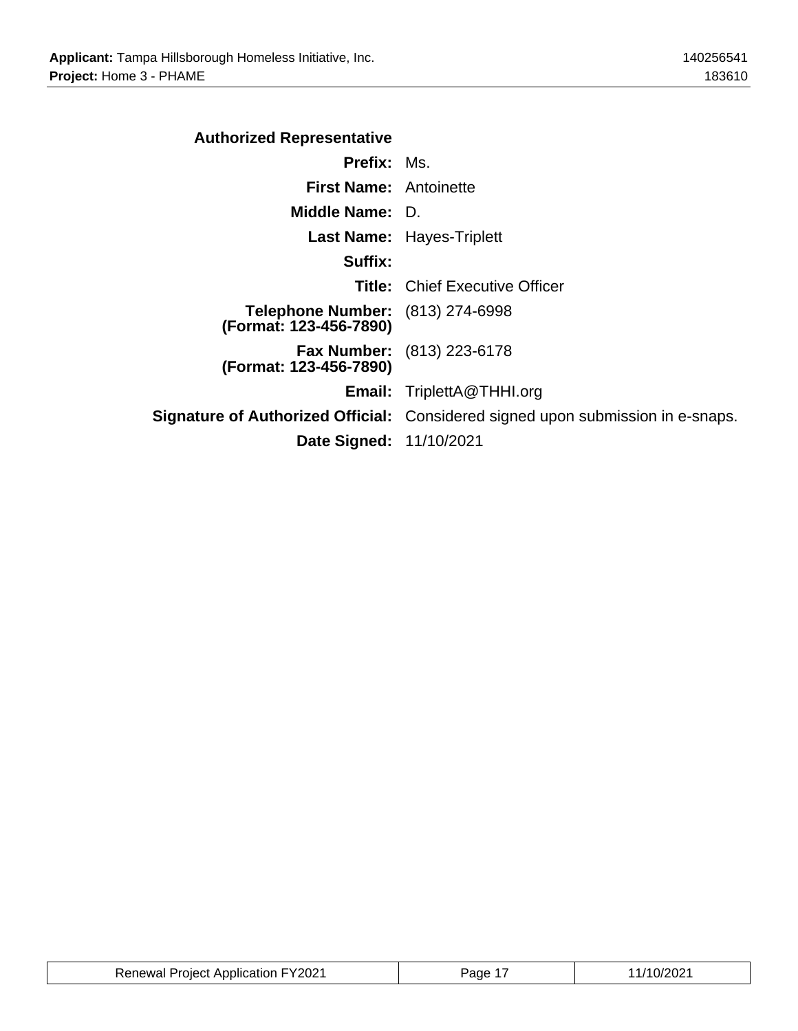### Authorized Representative

| | |
|---|---|
| **Prefix:** | Ms. |
| **First Name:** | Antoinette |
| **Middle Name:** | D. |
| **Last Name:** | Hayes-Triplett |
| **Suffix:** | |
| **Title:** | Chief Executive Officer |
| **Telephone Number: (Format: 123-456-7890)** | (813) 274-6998 |
| **Fax Number: (Format: 123-456-7890)** | (813) 223-6178 |
| **Email:** | TriplettA@THHI.org |
| **Signature of Authorized Official:** | Considered signed upon submission in e-snaps. |
| **Date Signed:** | 11/10/2021 |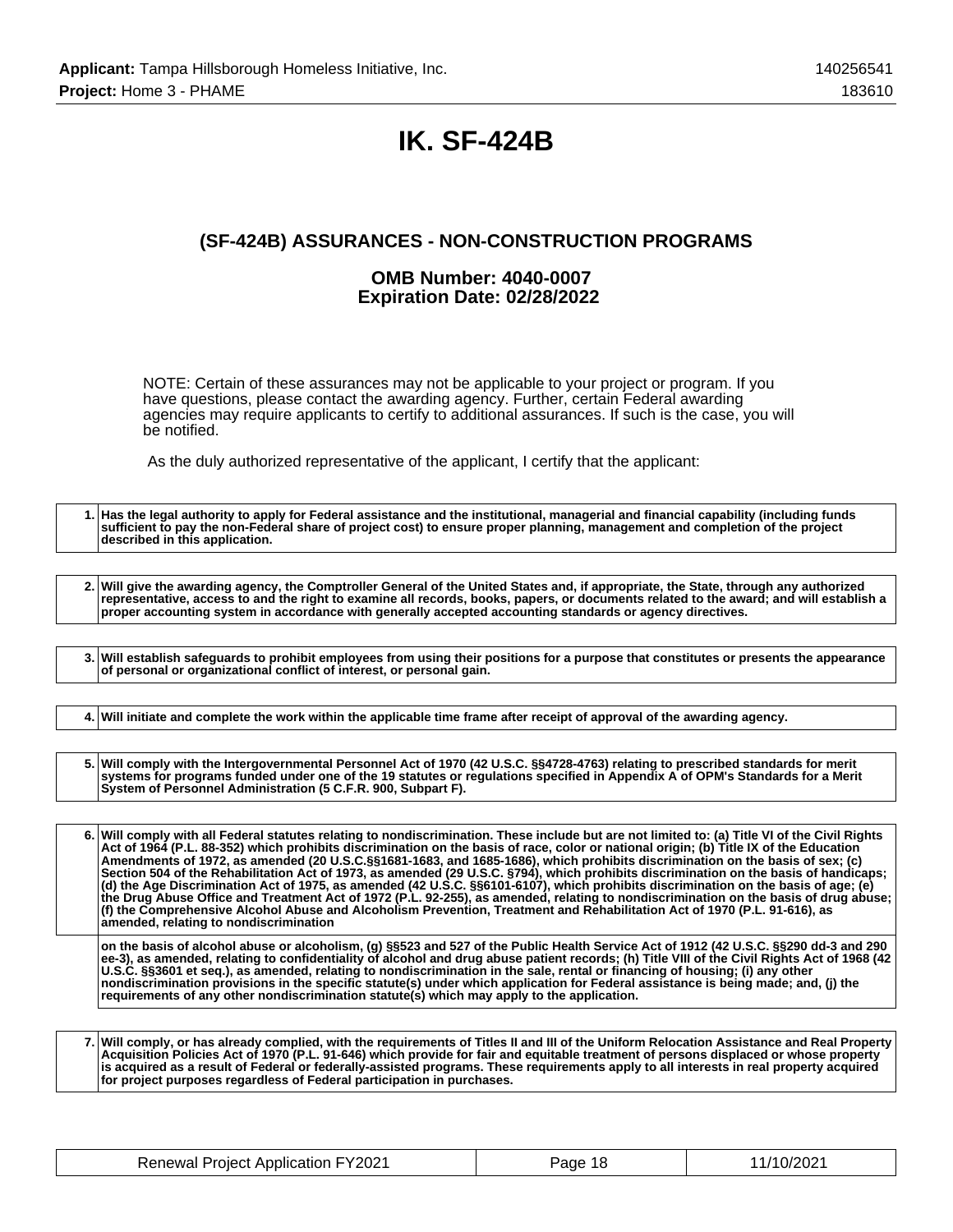# IK. SF-424B

## (SF-424B) ASSURANCES - NON-CONSTRUCTION PROGRAMS

### OMB Number: 4040-0007
### Expiration Date: 02/28/2022

NOTE: Certain of these assurances may not be applicable to your project or program. If you have questions, please contact the awarding agency. Further, certain Federal awarding agencies may require applicants to certify to additional assurances. If such is the case, you will be notified.

As the duly authorized representative of the applicant, I certify that the applicant:

| | |
|---|---|
| 1. | **Has the legal authority to apply for Federal assistance and the institutional, managerial and financial capability (including funds sufficient to pay the non-Federal share of project cost) to ensure proper planning, management and completion of the project described in this application.** |

| | |
|---|---|
| 2. | **Will give the awarding agency, the Comptroller General of the United States and, if appropriate, the State, through any authorized representative, access to and the right to examine all records, books, papers, or documents related to the award; and will establish a proper accounting system in accordance with generally accepted accounting standards or agency directives.** |

| | |
|---|---|
| 3. | **Will establish safeguards to prohibit employees from using their positions for a purpose that constitutes or presents the appearance of personal or organizational conflict of interest, or personal gain.** |

| | |
|---|---|
| 4. | **Will initiate and complete the work within the applicable time frame after receipt of approval of the awarding agency.** |

| | |
|---|---|
| 5. | **Will comply with the Intergovernmental Personnel Act of 1970 (42 U.S.C. §§4728-4763) relating to prescribed standards for merit systems for programs funded under one of the 19 statutes or regulations specified in Appendix A of OPM's Standards for a Merit System of Personnel Administration (5 C.F.R. 900, Subpart F).** |

| | |
|---|---|
| 6. | **Will comply with all Federal statutes relating to nondiscrimination. These include but are not limited to: (a) Title VI of the Civil Rights Act of 1964 (P.L. 88-352) which prohibits discrimination on the basis of race, color or national origin; (b) Title IX of the Education Amendments of 1972, as amended (20 U.S.C.§§1681-1683, and 1685-1686), which prohibits discrimination on the basis of sex; (c) Section 504 of the Rehabilitation Act of 1973, as amended (29 U.S.C. §794), which prohibits discrimination on the basis of handicaps; (d) the Age Discrimination Act of 1975, as amended (42 U.S.C. §§6101-6107), which prohibits discrimination on the basis of age; (e) the Drug Abuse Office and Treatment Act of 1972 (P.L. 92-255), as amended, relating to nondiscrimination on the basis of drug abuse; (f) the Comprehensive Alcohol Abuse and Alcoholism Prevention, Treatment and Rehabilitation Act of 1970 (P.L. 91-616), as amended, relating to nondiscrimination** |
| | **on the basis of alcohol abuse or alcoholism, (g) §§523 and 527 of the Public Health Service Act of 1912 (42 U.S.C. §§290 dd-3 and 290 ee-3), as amended, relating to confidentiality of alcohol and drug abuse patient records; (h) Title VIII of the Civil Rights Act of 1968 (42 U.S.C. §§3601 et seq.), as amended, relating to nondiscrimination in the sale, rental or financing of housing; (i) any other nondiscrimination provisions in the specific statute(s) under which application for Federal assistance is being made; and, (j) the requirements of any other nondiscrimination statute(s) which may apply to the application.** |

| | |
|---|---|
| 7. | **Will comply, or has already complied, with the requirements of Titles II and III of the Uniform Relocation Assistance and Real Property Acquisition Policies Act of 1970 (P.L. 91-646) which provide for fair and equitable treatment of persons displaced or whose property is acquired as a result of Federal or federally-assisted programs. These requirements apply to all interests in real property acquired for project purposes regardless of Federal participation in purchases.** |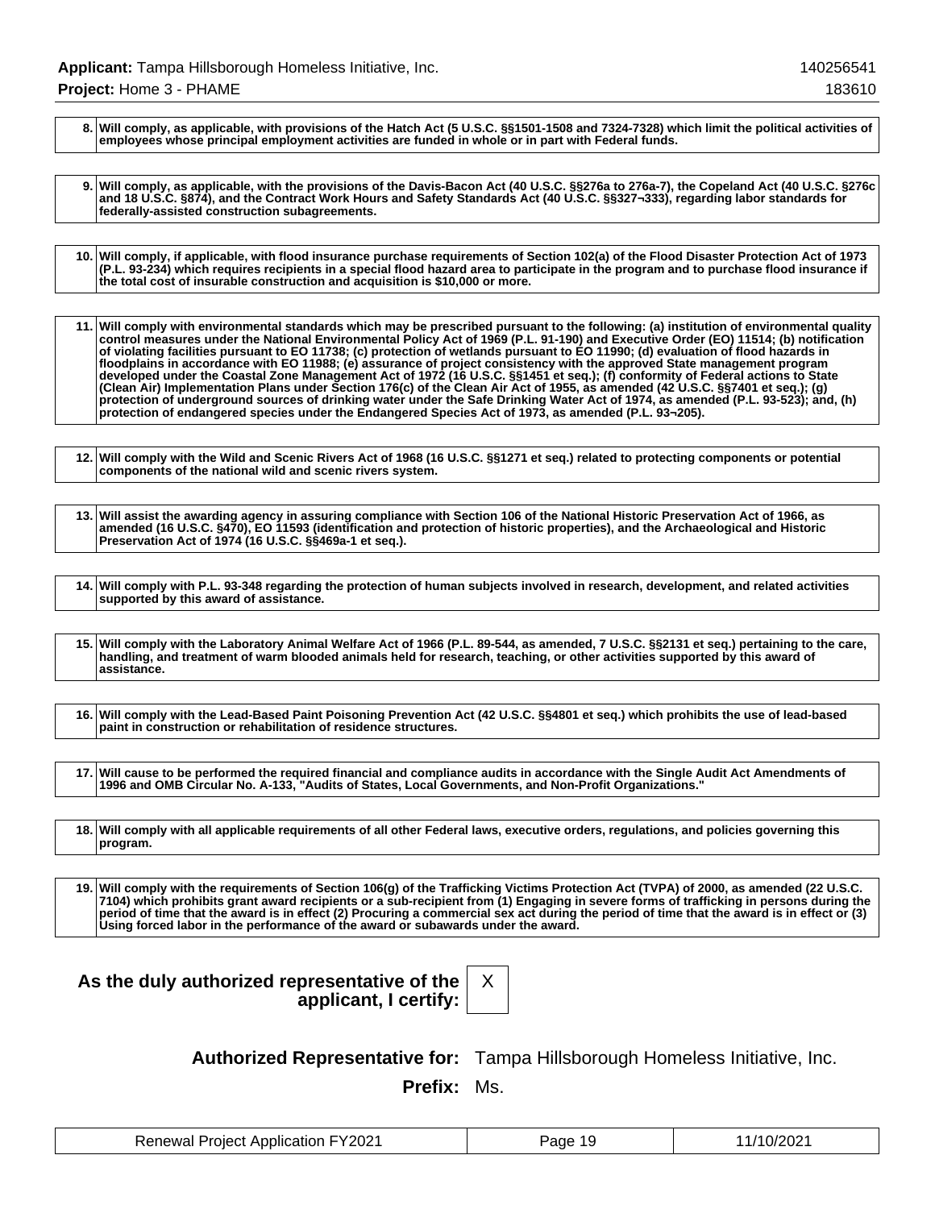| | |
|---|---|
| 8. | **Will comply, as applicable, with provisions of the Hatch Act (5 U.S.C. §§1501-1508 and 7324-7328) which limit the political activities of employees whose principal employment activities are funded in whole or in part with Federal funds.** |

| | |
|---|---|
| 9. | **Will comply, as applicable, with the provisions of the Davis-Bacon Act (40 U.S.C. §§276a to 276a-7), the Copeland Act (40 U.S.C. §276c and 18 U.S.C. §874), and the Contract Work Hours and Safety Standards Act (40 U.S.C. §§327¬333), regarding labor standards for federally-assisted construction subagreements.** |

| | |
|---|---|
| 10. | **Will comply, if applicable, with flood insurance purchase requirements of Section 102(a) of the Flood Disaster Protection Act of 1973 (P.L. 93-234) which requires recipients in a special flood hazard area to participate in the program and to purchase flood insurance if the total cost of insurable construction and acquisition is $10,000 or more.** |

| | |
|---|---|
| 11. | **Will comply with environmental standards which may be prescribed pursuant to the following: (a) institution of environmental quality control measures under the National Environmental Policy Act of 1969 (P.L. 91-190) and Executive Order (EO) 11514; (b) notification of violating facilities pursuant to EO 11738; (c) protection of wetlands pursuant to EO 11990; (d) evaluation of flood hazards in floodplains in accordance with EO 11988; (e) assurance of project consistency with the approved State management program developed under the Coastal Zone Management Act of 1972 (16 U.S.C. §§1451 et seq.); (f) conformity of Federal actions to State (Clean Air) Implementation Plans under Section 176(c) of the Clean Air Act of 1955, as amended (42 U.S.C. §§7401 et seq.); (g) protection of underground sources of drinking water under the Safe Drinking Water Act of 1974, as amended (P.L. 93-523); and, (h) protection of endangered species under the Endangered Species Act of 1973, as amended (P.L. 93¬205).** |

| | |
|---|---|
| 12. | **Will comply with the Wild and Scenic Rivers Act of 1968 (16 U.S.C. §§1271 et seq.) related to protecting components or potential components of the national wild and scenic rivers system.** |

| | |
|---|---|
| 13. | **Will assist the awarding agency in assuring compliance with Section 106 of the National Historic Preservation Act of 1966, as amended (16 U.S.C. §470), EO 11593 (identification and protection of historic properties), and the Archaeological and Historic Preservation Act of 1974 (16 U.S.C. §§469a-1 et seq.).** |

| | |
|---|---|
| 14. | **Will comply with P.L. 93-348 regarding the protection of human subjects involved in research, development, and related activities supported by this award of assistance.** |

| | |
|---|---|
| 15. | **Will comply with the Laboratory Animal Welfare Act of 1966 (P.L. 89-544, as amended, 7 U.S.C. §§2131 et seq.) pertaining to the care, handling, and treatment of warm blooded animals held for research, teaching, or other activities supported by this award of assistance.** |

| | |
|---|---|
| 16. | **Will comply with the Lead-Based Paint Poisoning Prevention Act (42 U.S.C. §§4801 et seq.) which prohibits the use of lead-based paint in construction or rehabilitation of residence structures.** |

| | |
|---|---|
| 17. | **Will cause to be performed the required financial and compliance audits in accordance with the Single Audit Act Amendments of 1996 and OMB Circular No. A-133, "Audits of States, Local Governments, and Non-Profit Organizations."** |

| | |
|---|---|
| 18. | **Will comply with all applicable requirements of all other Federal laws, executive orders, regulations, and policies governing this program.** |

| | |
|---|---|
| 19. | **Will comply with the requirements of Section 106(g) of the Trafficking Victims Protection Act (TVPA) of 2000, as amended (22 U.S.C. 7104) which prohibits grant award recipients or a sub-recipient from (1) Engaging in severe forms of trafficking in persons during the period of time that the award is in effect (2) Procuring a commercial sex act during the period of time that the award is in effect or (3) Using forced labor in the performance of the award or subawards under the award.** |

**As the duly authorized representative of the applicant, I certify:** X

**Authorized Representative for:** Tampa Hillsborough Homeless Initiative, Inc.

**Prefix:** Ms.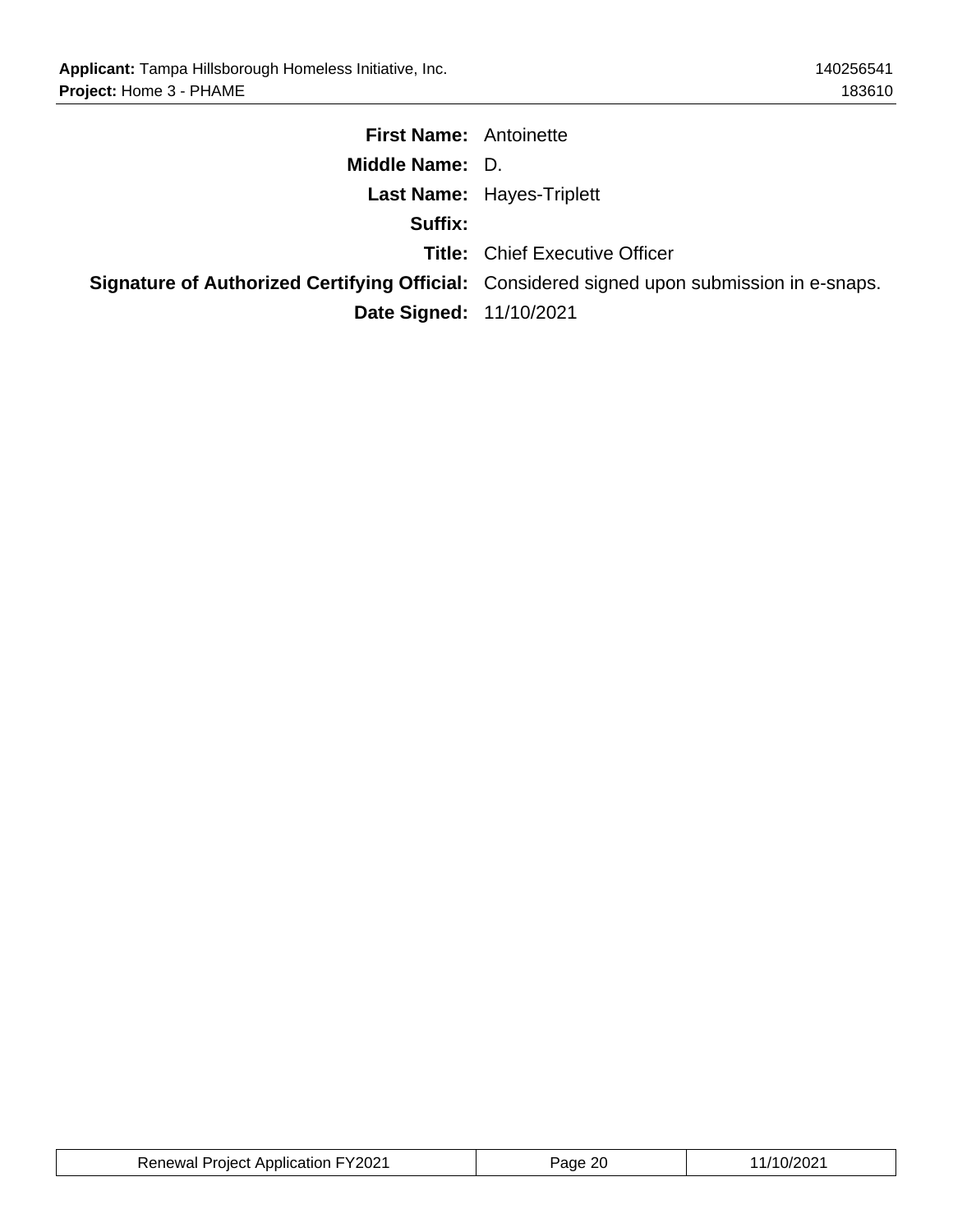**First Name:** Antoinette

**Middle Name:** D.

**Last Name:** Hayes-Triplett

**Suffix:**

**Title:** Chief Executive Officer

**Signature of Authorized Certifying Official:** Considered signed upon submission in e-snaps.

**Date Signed:** 11/10/2021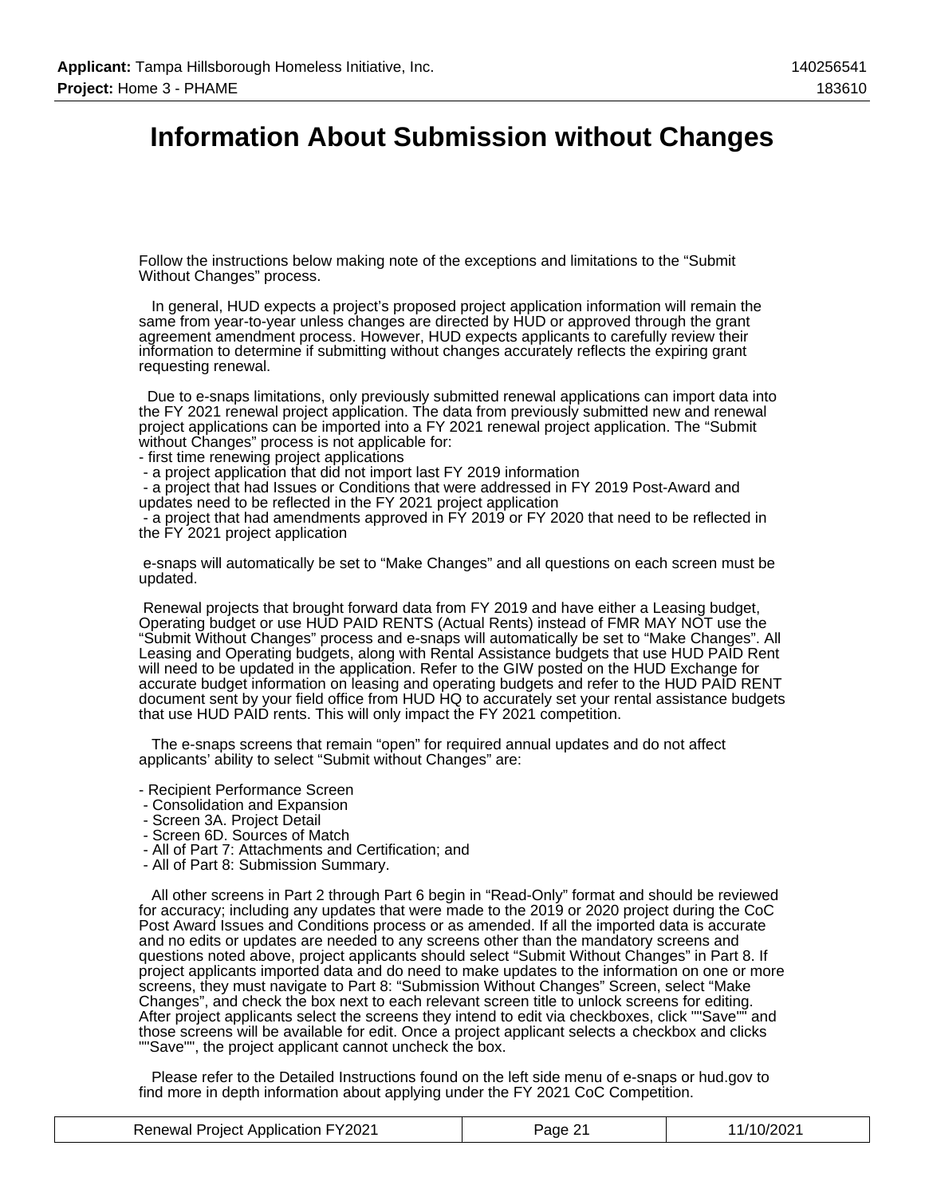# Information About Submission without Changes

Follow the instructions below making note of the exceptions and limitations to the “Submit Without Changes” process.

In general, HUD expects a project’s proposed project application information will remain the same from year-to-year unless changes are directed by HUD or approved through the grant agreement amendment process. However, HUD expects applicants to carefully review their information to determine if submitting without changes accurately reflects the expiring grant requesting renewal.

Due to e-snaps limitations, only previously submitted renewal applications can import data into the FY 2021 renewal project application. The data from previously submitted new and renewal project applications can be imported into a FY 2021 renewal project application. The “Submit without Changes” process is not applicable for:

- first time renewing project applications
- a project application that did not import last FY 2019 information
- a project that had Issues or Conditions that were addressed in FY 2019 Post-Award and updates need to be reflected in the FY 2021 project application
- a project that had amendments approved in FY 2019 or FY 2020 that need to be reflected in the FY 2021 project application

e-snaps will automatically be set to “Make Changes” and all questions on each screen must be updated.

Renewal projects that brought forward data from FY 2019 and have either a Leasing budget, Operating budget or use HUD PAID RENTS (Actual Rents) instead of FMR MAY NOT use the “Submit Without Changes” process and e-snaps will automatically be set to “Make Changes”. All Leasing and Operating budgets, along with Rental Assistance budgets that use HUD PAID Rent will need to be updated in the application. Refer to the GIW posted on the HUD Exchange for accurate budget information on leasing and operating budgets and refer to the HUD PAID RENT document sent by your field office from HUD HQ to accurately set your rental assistance budgets that use HUD PAID rents. This will only impact the FY 2021 competition.

The e-snaps screens that remain “open” for required annual updates and do not affect applicants’ ability to select “Submit without Changes” are:

- Recipient Performance Screen
- Consolidation and Expansion
- Screen 3A. Project Detail
- Screen 6D. Sources of Match
- All of Part 7: Attachments and Certification; and
- All of Part 8: Submission Summary.

All other screens in Part 2 through Part 6 begin in “Read-Only” format and should be reviewed for accuracy; including any updates that were made to the 2019 or 2020 project during the CoC Post Award Issues and Conditions process or as amended. If all the imported data is accurate and no edits or updates are needed to any screens other than the mandatory screens and questions noted above, project applicants should select “Submit Without Changes” in Part 8. If project applicants imported data and do need to make updates to the information on one or more screens, they must navigate to Part 8: “Submission Without Changes” Screen, select “Make Changes”, and check the box next to each relevant screen title to unlock screens for editing. After project applicants select the screens they intend to edit via checkboxes, click ""Save"" and those screens will be available for edit. Once a project applicant selects a checkbox and clicks ""Save"", the project applicant cannot uncheck the box.

Please refer to the Detailed Instructions found on the left side menu of e-snaps or hud.gov to find more in depth information about applying under the FY 2021 CoC Competition.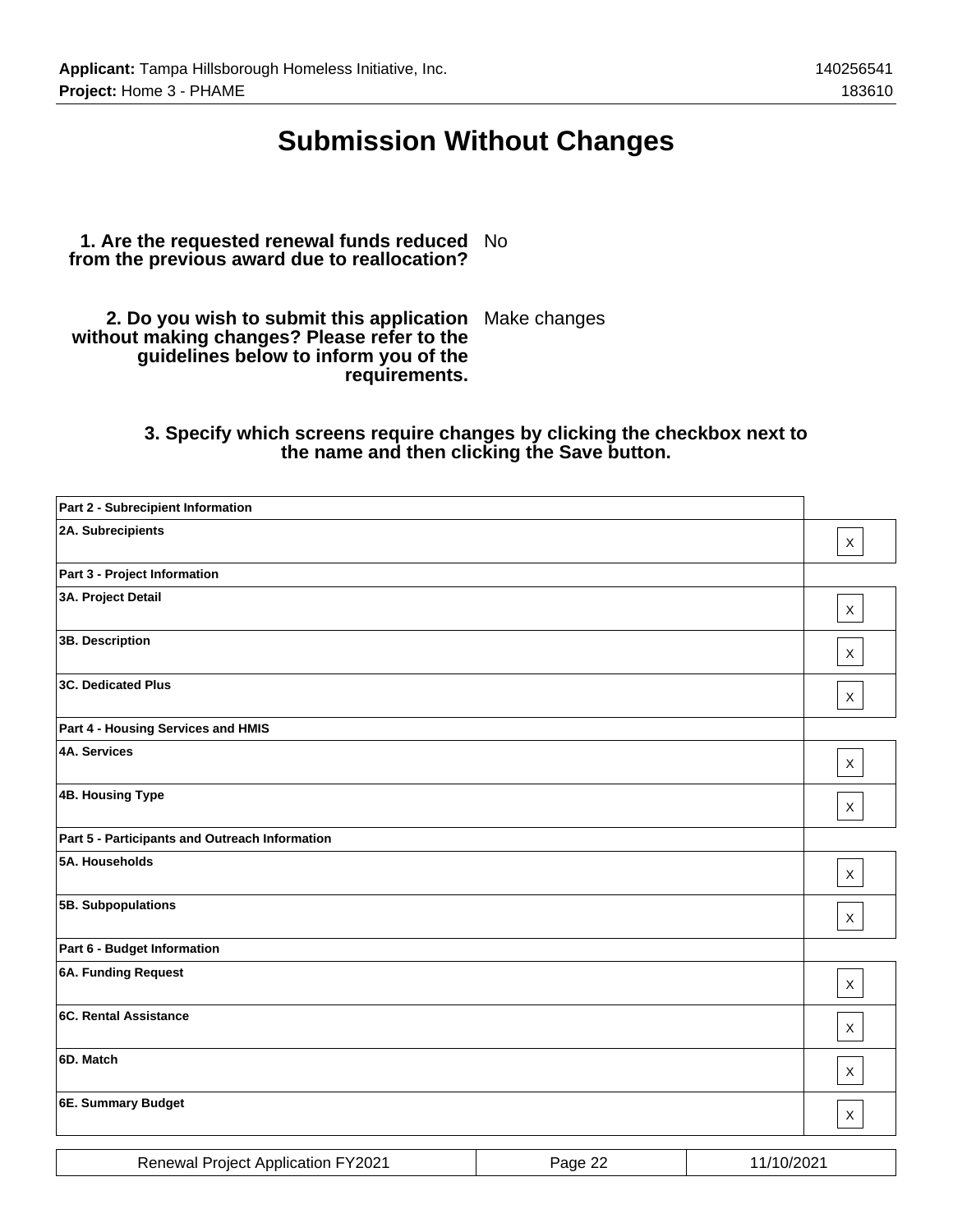# Submission Without Changes

**1. Are the requested renewal funds reduced from the previous award due to reallocation?** No

**2. Do you wish to submit this application without making changes? Please refer to the guidelines below to inform you of the requirements.** Make changes

**3. Specify which screens require changes by clicking the checkbox next to the name and then clicking the Save button.**

| | |
|---|---|
| **Part 2 - Subrecipient Information** | |
| **2A. Subrecipients** | X |
| **Part 3 - Project Information** | |
| **3A. Project Detail** | X |
| **3B. Description** | X |
| **3C. Dedicated Plus** | X |
| **Part 4 - Housing Services and HMIS** | |
| **4A. Services** | X |
| **4B. Housing Type** | X |
| **Part 5 - Participants and Outreach Information** | |
| **5A. Households** | X |
| **5B. Subpopulations** | X |
| **Part 6 - Budget Information** | |
| **6A. Funding Request** | X |
| **6C. Rental Assistance** | X |
| **6D. Match** | X |
| **6E. Summary Budget** | X |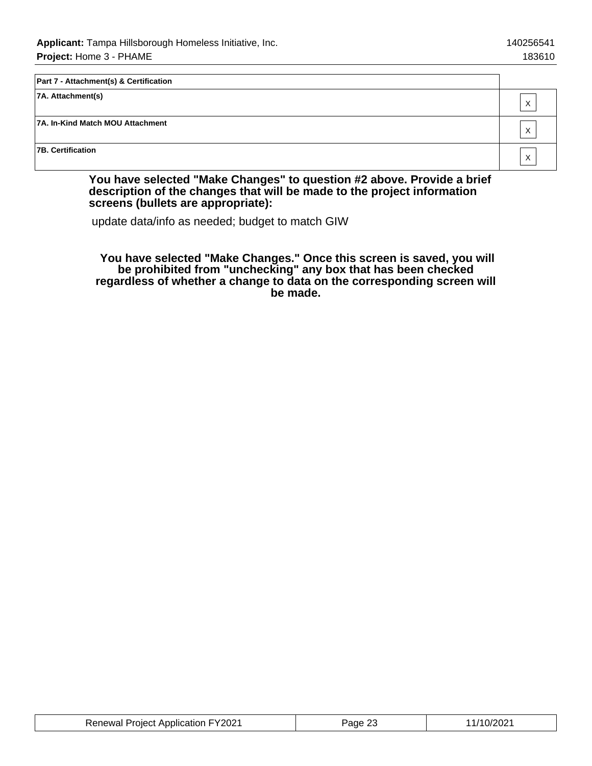| Part 7 - Attachment(s) & Certification | |
|---|---|
| 7A. Attachment(s) | X |
| 7A. In-Kind Match MOU Attachment | X |
| 7B. Certification | X |

**You have selected "Make Changes" to question #2 above. Provide a brief description of the changes that will be made to the project information screens (bullets are appropriate):**

update data/info as needed; budget to match GIW

**You have selected "Make Changes." Once this screen is saved, you will be prohibited from "unchecking" any box that has been checked regardless of whether a change to data on the corresponding screen will be made.**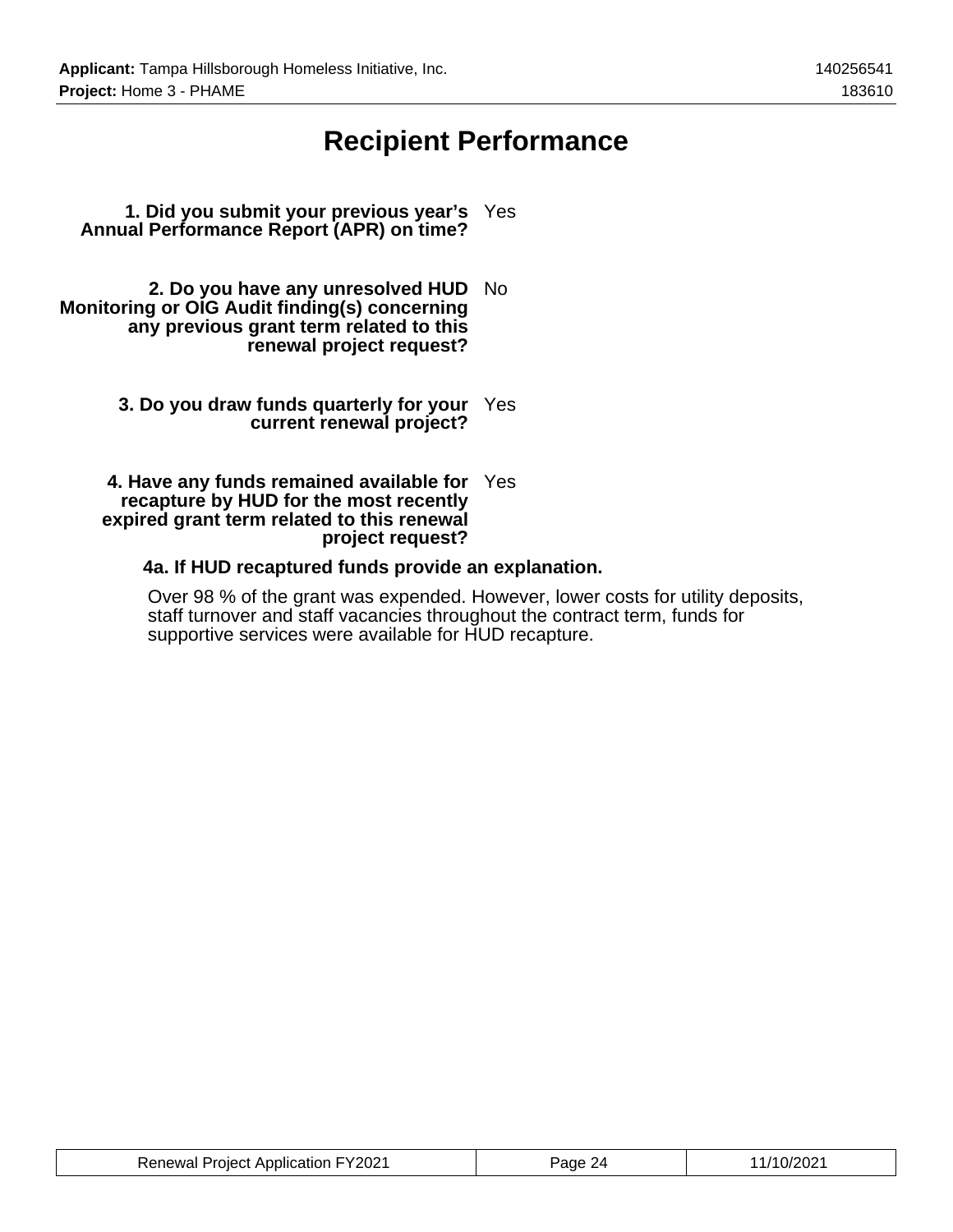# Recipient Performance

**1. Did you submit your previous year's Annual Performance Report (APR) on time?** Yes

**2. Do you have any unresolved HUD Monitoring or OIG Audit finding(s) concerning any previous grant term related to this renewal project request?** No

**3. Do you draw funds quarterly for your current renewal project?** Yes

**4. Have any funds remained available for recapture by HUD for the most recently expired grant term related to this renewal project request?** Yes

**4a. If HUD recaptured funds provide an explanation.**

Over 98 % of the grant was expended. However, lower costs for utility deposits, staff turnover and staff vacancies throughout the contract term, funds for supportive services were available for HUD recapture.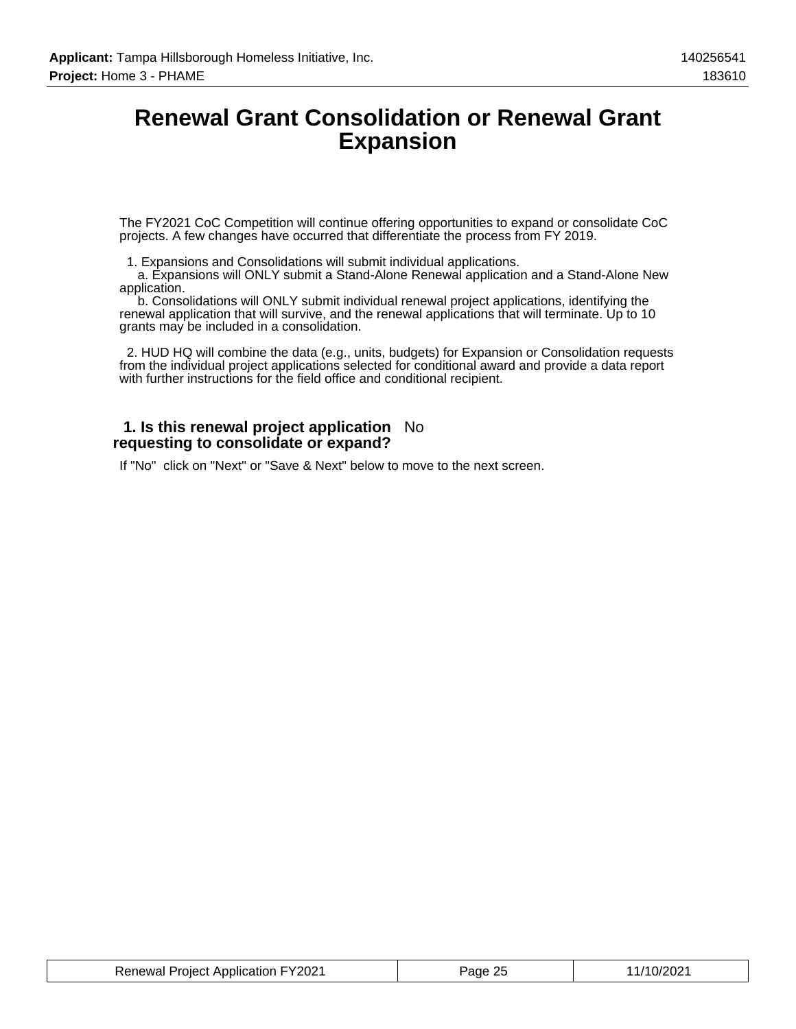# Renewal Grant Consolidation or Renewal Grant Expansion

The FY2021 CoC Competition will continue offering opportunities to expand or consolidate CoC projects. A few changes have occurred that differentiate the process from FY 2019.

1. Expansions and Consolidations will submit individual applications.
   a. Expansions will ONLY submit a Stand-Alone Renewal application and a Stand-Alone New application.
   b. Consolidations will ONLY submit individual renewal project applications, identifying the renewal application that will survive, and the renewal applications that will terminate. Up to 10 grants may be included in a consolidation.

2. HUD HQ will combine the data (e.g., units, budgets) for Expansion or Consolidation requests from the individual project applications selected for conditional award and provide a data report with further instructions for the field office and conditional recipient.

**1. Is this renewal project application requesting to consolidate or expand?** No

If "No" click on "Next" or "Save & Next" below to move to the next screen.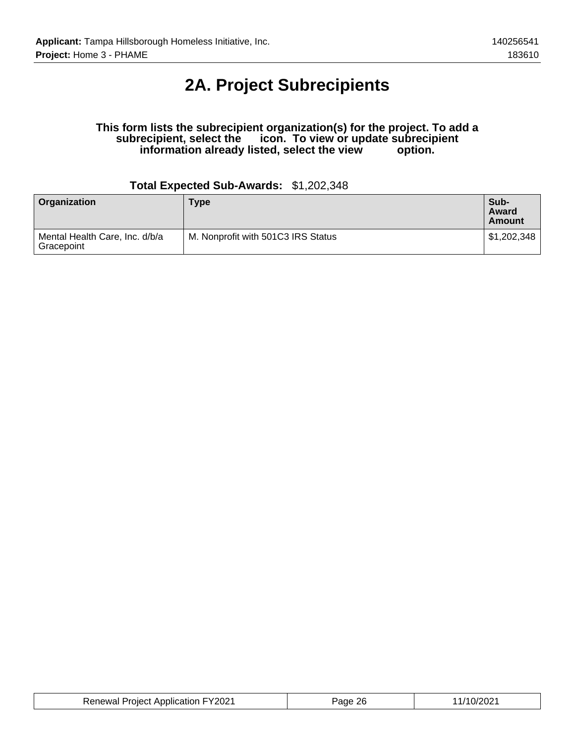# 2A. Project Subrecipients

**This form lists the subrecipient organization(s) for the project. To add a subrecipient, select the icon. To view or update subrecipient information already listed, select the view option.**

**Total Expected Sub-Awards:** $1,202,348

| Organization | Type | Sub-Award Amount |
|---|---|---|
| Mental Health Care, Inc. d/b/a Gracepoint | M. Nonprofit with 501C3 IRS Status | $1,202,348 |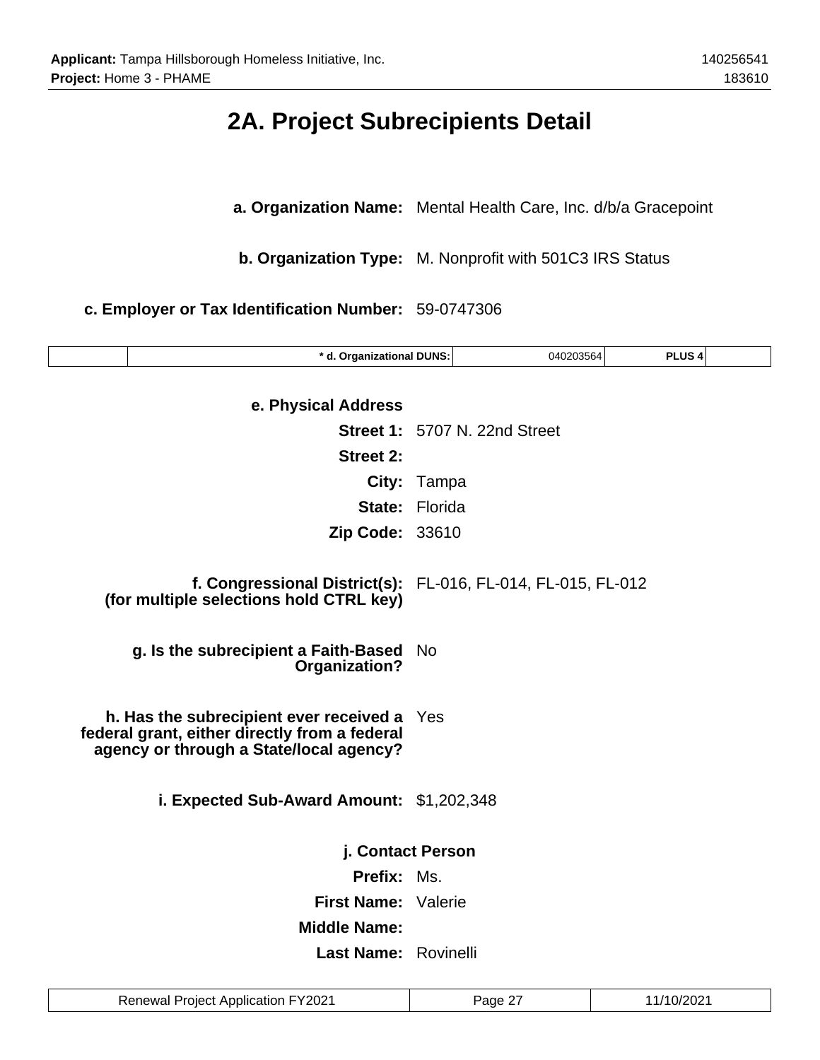# 2A. Project Subrecipients Detail

**a. Organization Name:** Mental Health Care, Inc. d/b/a Gracepoint

**b. Organization Type:** M. Nonprofit with 501C3 IRS Status

**c. Employer or Tax Identification Number:** 59-0747306

| | * d. Organizational DUNS: | 040203564 | PLUS 4 | |
|---|---|---|---|---|

**e. Physical Address**

**Street 1:** 5707 N. 22nd Street

**Street 2:**

**City:** Tampa

**State:** Florida

**Zip Code:** 33610

**f. Congressional District(s): (for multiple selections hold CTRL key)** FL-016, FL-014, FL-015, FL-012

**g. Is the subrecipient a Faith-Based Organization?** No

**h. Has the subrecipient ever received a federal grant, either directly from a federal agency or through a State/local agency?** Yes

**i. Expected Sub-Award Amount:** $1,202,348

**j. Contact Person**

**Prefix:** Ms.

**First Name:** Valerie

**Middle Name:**

**Last Name:** Rovinelli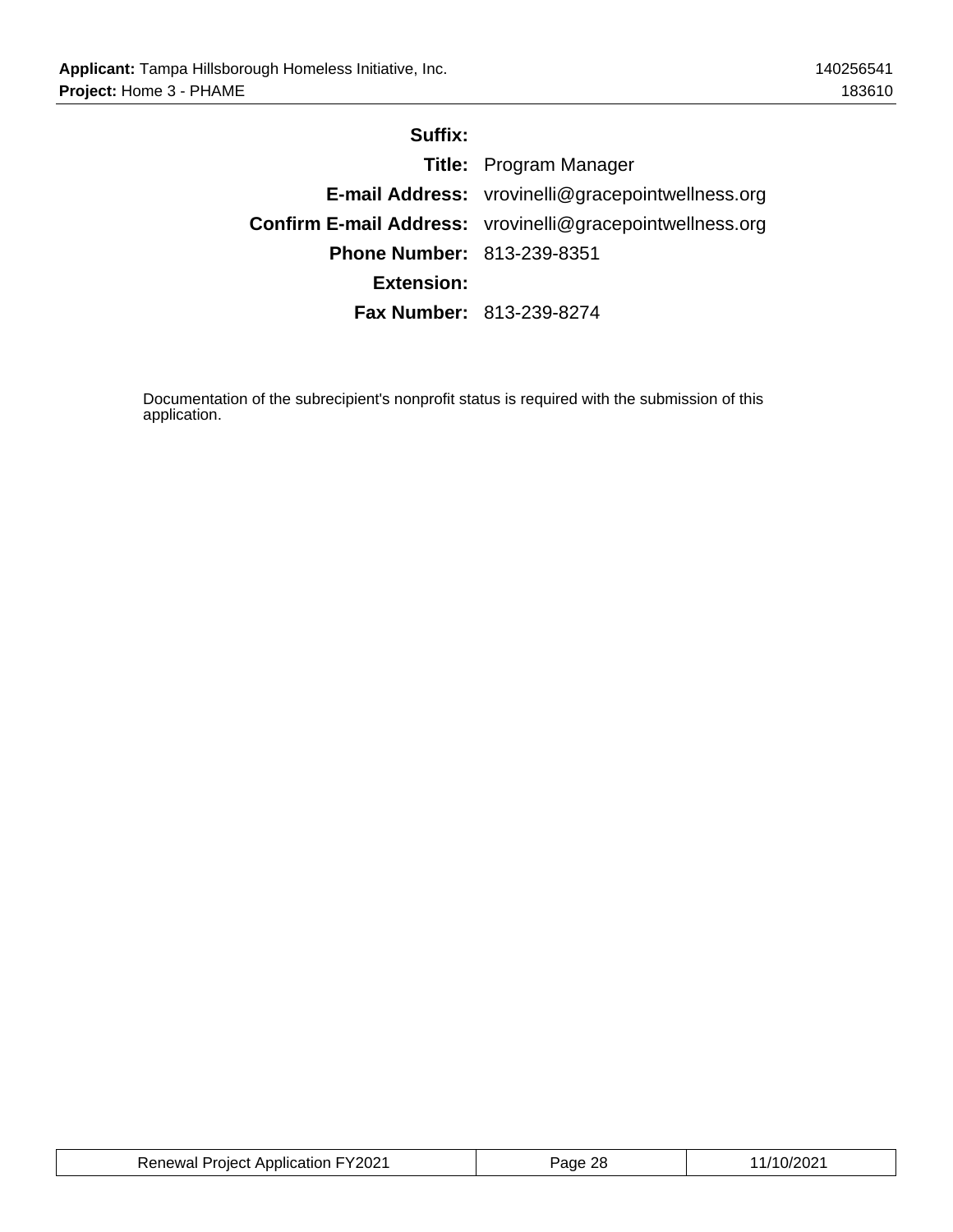**Suffix:**

**Title:** Program Manager

**E-mail Address:** vrovinelli@gracepointwellness.org

**Confirm E-mail Address:** vrovinelli@gracepointwellness.org

**Phone Number:** 813-239-8351

**Extension:**

**Fax Number:** 813-239-8274

Documentation of the subrecipient's nonprofit status is required with the submission of this application.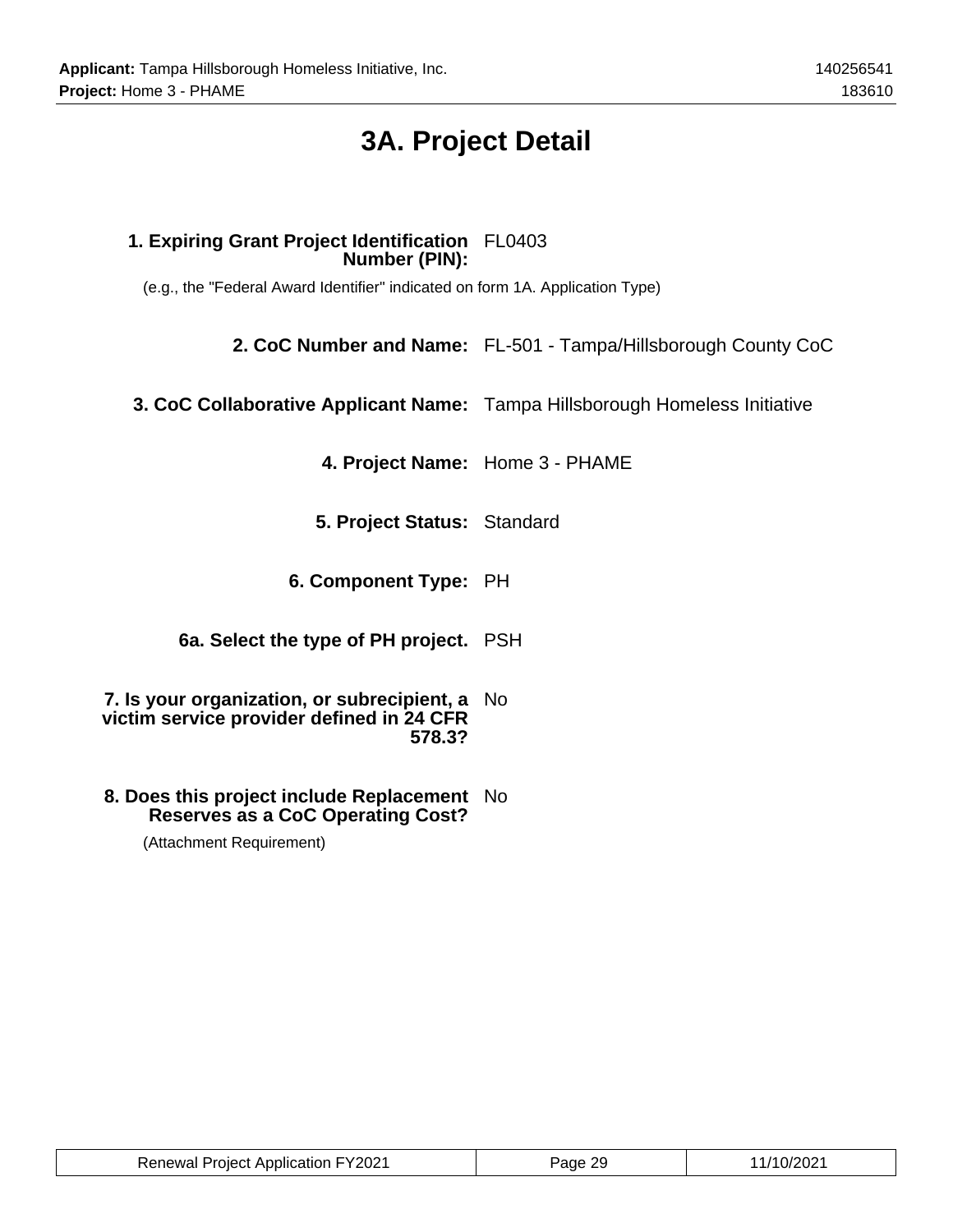# 3A. Project Detail

**1. Expiring Grant Project Identification Number (PIN):** FL0403

(e.g., the "Federal Award Identifier" indicated on form 1A. Application Type)

**2. CoC Number and Name:** FL-501 - Tampa/Hillsborough County CoC

**3. CoC Collaborative Applicant Name:** Tampa Hillsborough Homeless Initiative

**4. Project Name:** Home 3 - PHAME

**5. Project Status:** Standard

**6. Component Type:** PH

**6a. Select the type of PH project.** PSH

**7. Is your organization, or subrecipient, a victim service provider defined in 24 CFR 578.3?** No

**8. Does this project include Replacement Reserves as a CoC Operating Cost?** No

(Attachment Requirement)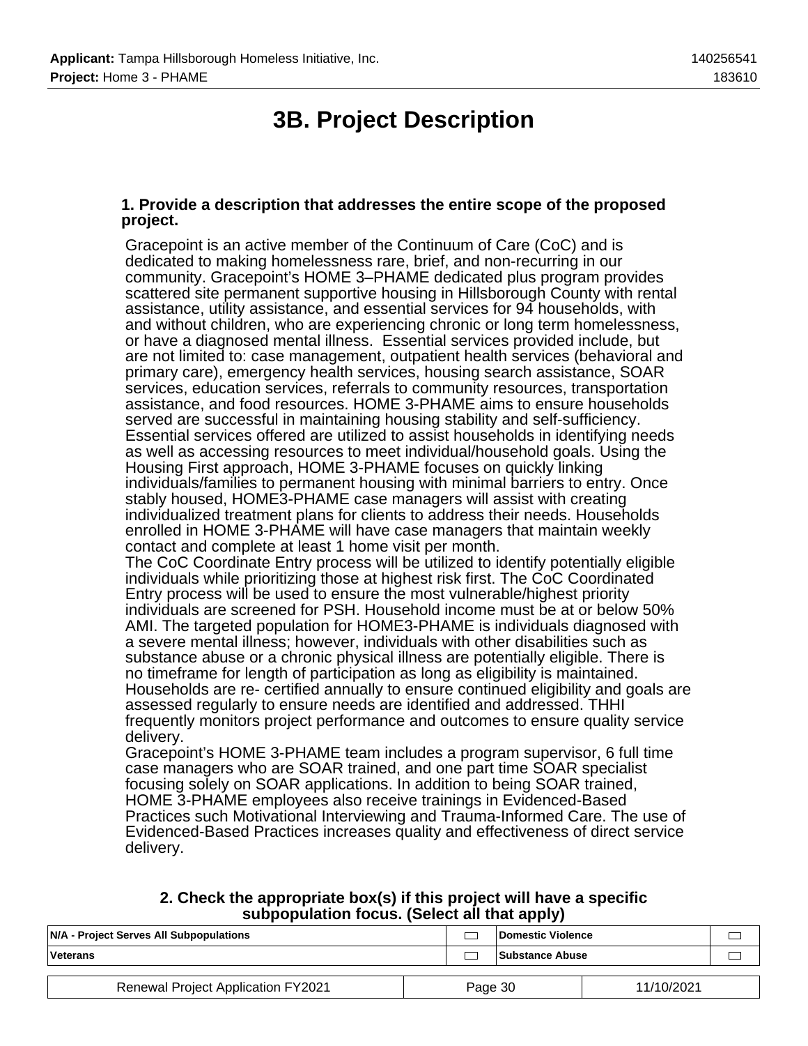# 3B. Project Description

**1. Provide a description that addresses the entire scope of the proposed project.**

Gracepoint is an active member of the Continuum of Care (CoC) and is dedicated to making homelessness rare, brief, and non-recurring in our community. Gracepoint's HOME 3–PHAME dedicated plus program provides scattered site permanent supportive housing in Hillsborough County with rental assistance, utility assistance, and essential services for 94 households, with and without children, who are experiencing chronic or long term homelessness, or have a diagnosed mental illness. Essential services provided include, but are not limited to: case management, outpatient health services (behavioral and primary care), emergency health services, housing search assistance, SOAR services, education services, referrals to community resources, transportation assistance, and food resources. HOME 3-PHAME aims to ensure households served are successful in maintaining housing stability and self-sufficiency. Essential services offered are utilized to assist households in identifying needs as well as accessing resources to meet individual/household goals. Using the Housing First approach, HOME 3-PHAME focuses on quickly linking individuals/families to permanent housing with minimal barriers to entry. Once stably housed, HOME3-PHAME case managers will assist with creating individualized treatment plans for clients to address their needs. Households enrolled in HOME 3-PHAME will have case managers that maintain weekly contact and complete at least 1 home visit per month.
The CoC Coordinate Entry process will be utilized to identify potentially eligible individuals while prioritizing those at highest risk first. The CoC Coordinated Entry process will be used to ensure the most vulnerable/highest priority individuals are screened for PSH. Household income must be at or below 50% AMI. The targeted population for HOME3-PHAME is individuals diagnosed with a severe mental illness; however, individuals with other disabilities such as substance abuse or a chronic physical illness are potentially eligible. There is no timeframe for length of participation as long as eligibility is maintained. Households are re- certified annually to ensure continued eligibility and goals are assessed regularly to ensure needs are identified and addressed. THHI frequently monitors project performance and outcomes to ensure quality service delivery.
Gracepoint's HOME 3-PHAME team includes a program supervisor, 6 full time case managers who are SOAR trained, and one part time SOAR specialist focusing solely on SOAR applications. In addition to being SOAR trained, HOME 3-PHAME employees also receive trainings in Evidenced-Based Practices such Motivational Interviewing and Trauma-Informed Care. The use of Evidenced-Based Practices increases quality and effectiveness of direct service delivery.

**2. Check the appropriate box(s) if this project will have a specific subpopulation focus. (Select all that apply)**

| | | | |
|---|---|---|---|
| **N/A - Project Serves All Subpopulations** | ☐ | **Domestic Violence** | ☐ |
| **Veterans** | ☐ | **Substance Abuse** | ☐ |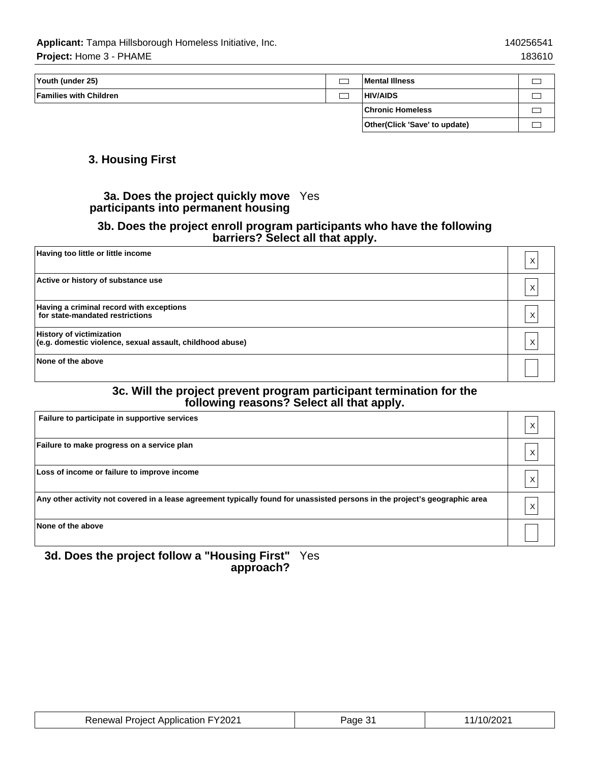| | | | |
|---|---|---|---|
| Youth (under 25) | ☐ | Mental Illness | ☐ |
| Families with Children | ☐ | HIV/AIDS | ☐ |
| | | Chronic Homeless | ☐ |
| | | Other(Click 'Save' to update) | ☐ |

## 3. Housing First

**3a. Does the project quickly move participants into permanent housing** Yes

**3b. Does the project enroll program participants who have the following barriers? Select all that apply.**

| | |
|---|---|
| Having too little or little income | X |
| Active or history of substance use | X |
| Having a criminal record with exceptions for state-mandated restrictions | X |
| History of victimization (e.g. domestic violence, sexual assault, childhood abuse) | X |
| None of the above | |

**3c. Will the project prevent program participant termination for the following reasons? Select all that apply.**

| | |
|---|---|
| Failure to participate in supportive services | X |
| Failure to make progress on a service plan | X |
| Loss of income or failure to improve income | X |
| Any other activity not covered in a lease agreement typically found for unassisted persons in the project's geographic area | X |
| None of the above | |

**3d. Does the project follow a "Housing First" approach?** Yes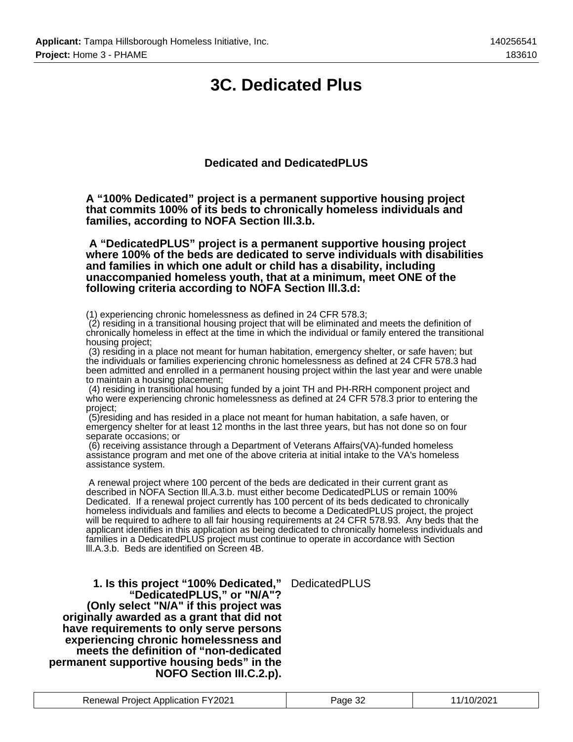# 3C. Dedicated Plus

### Dedicated and DedicatedPLUS

**A “100% Dedicated” project is a permanent supportive housing project that commits 100% of its beds to chronically homeless individuals and families, according to NOFA Section lll.3.b.**

**A “DedicatedPLUS” project is a permanent supportive housing project where 100% of the beds are dedicated to serve individuals with disabilities and families in which one adult or child has a disability, including unaccompanied homeless youth, that at a minimum, meet ONE of the following criteria according to NOFA Section lll.3.d:**

(1) experiencing chronic homelessness as defined in 24 CFR 578.3;
(2) residing in a transitional housing project that will be eliminated and meets the definition of chronically homeless in effect at the time in which the individual or family entered the transitional housing project;
(3) residing in a place not meant for human habitation, emergency shelter, or safe haven; but the individuals or families experiencing chronic homelessness as defined at 24 CFR 578.3 had been admitted and enrolled in a permanent housing project within the last year and were unable to maintain a housing placement;
(4) residing in transitional housing funded by a joint TH and PH-RRH component project and who were experiencing chronic homelessness as defined at 24 CFR 578.3 prior to entering the project;
(5)residing and has resided in a place not meant for human habitation, a safe haven, or emergency shelter for at least 12 months in the last three years, but has not done so on four separate occasions; or
(6) receiving assistance through a Department of Veterans Affairs(VA)-funded homeless assistance program and met one of the above criteria at initial intake to the VA's homeless assistance system.

A renewal project where 100 percent of the beds are dedicated in their current grant as described in NOFA Section lll.A.3.b. must either become DedicatedPLUS or remain 100% Dedicated. If a renewal project currently has 100 percent of its beds dedicated to chronically homeless individuals and families and elects to become a DedicatedPLUS project, the project will be required to adhere to all fair housing requirements at 24 CFR 578.93. Any beds that the applicant identifies in this application as being dedicated to chronically homeless individuals and families in a DedicatedPLUS project must continue to operate in accordance with Section lll.A.3.b. Beds are identified on Screen 4B.

| | |
|---|---|
| **1. Is this project “100% Dedicated,” “DedicatedPLUS,” or "N/A"? (Only select "N/A" if this project was originally awarded as a grant that did not have requirements to only serve persons experiencing chronic homelessness and meets the definition of “non-dedicated permanent supportive housing beds” in the NOFO Section III.C.2.p).** | DedicatedPLUS |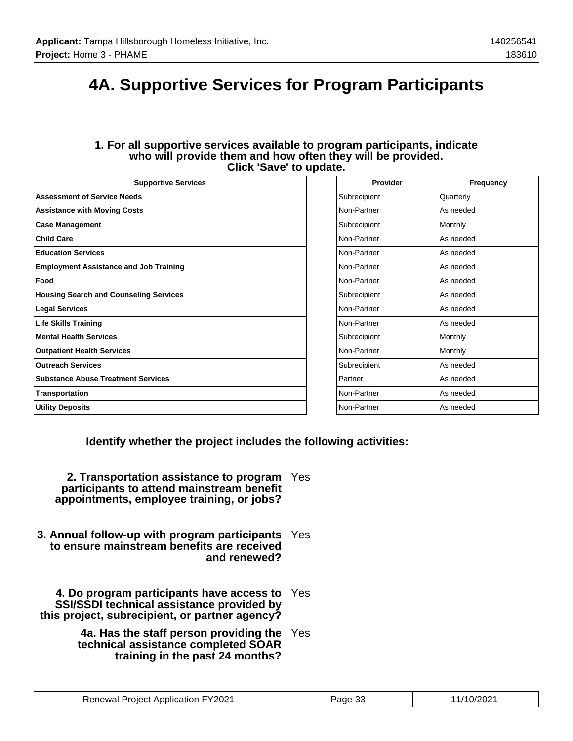# 4A. Supportive Services for Program Participants

**1. For all supportive services available to program participants, indicate who will provide them and how often they will be provided. Click 'Save' to update.**

| Supportive Services | | Provider | Frequency |
|---|---|---|---|
| **Assessment of Service Needs** | | Subrecipient | Quarterly |
| **Assistance with Moving Costs** | | Non-Partner | As needed |
| **Case Management** | | Subrecipient | Monthly |
| **Child Care** | | Non-Partner | As needed |
| **Education Services** | | Non-Partner | As needed |
| **Employment Assistance and Job Training** | | Non-Partner | As needed |
| **Food** | | Non-Partner | As needed |
| **Housing Search and Counseling Services** | | Subrecipient | As needed |
| **Legal Services** | | Non-Partner | As needed |
| **Life Skills Training** | | Non-Partner | As needed |
| **Mental Health Services** | | Subrecipient | Monthly |
| **Outpatient Health Services** | | Non-Partner | Monthly |
| **Outreach Services** | | Subrecipient | As needed |
| **Substance Abuse Treatment Services** | | Partner | As needed |
| **Transportation** | | Non-Partner | As needed |
| **Utility Deposits** | | Non-Partner | As needed |

**Identify whether the project includes the following activities:**

**2. Transportation assistance to program participants to attend mainstream benefit appointments, employee training, or jobs?** Yes

**3. Annual follow-up with program participants to ensure mainstream benefits are received and renewed?** Yes

**4. Do program participants have access to SSI/SSDI technical assistance provided by this project, subrecipient, or partner agency?** Yes

**4a. Has the staff person providing the technical assistance completed SOAR training in the past 24 months?** Yes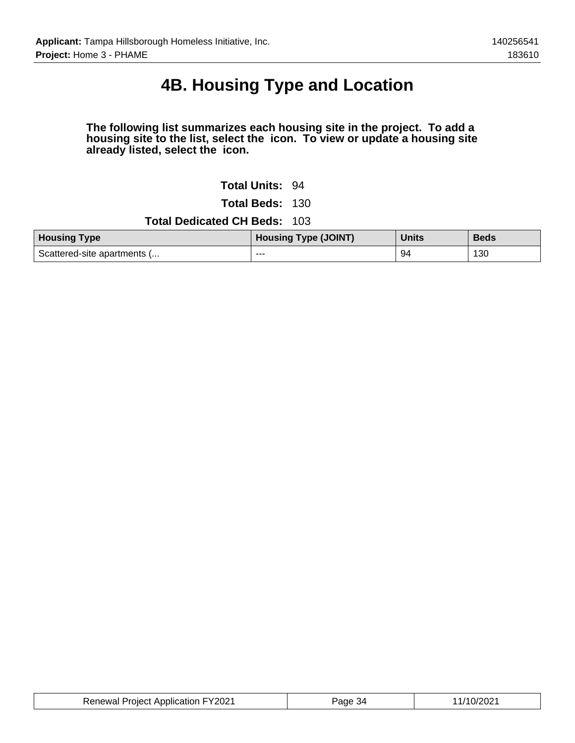# 4B. Housing Type and Location

**The following list summarizes each housing site in the project. To add a housing site to the list, select the icon. To view or update a housing site already listed, select the icon.**

**Total Units:** 94

**Total Beds:** 130

**Total Dedicated CH Beds:** 103

| Housing Type | Housing Type (JOINT) | Units | Beds |
|---|---|---|---|
| Scattered-site apartments (... | --- | 94 | 130 |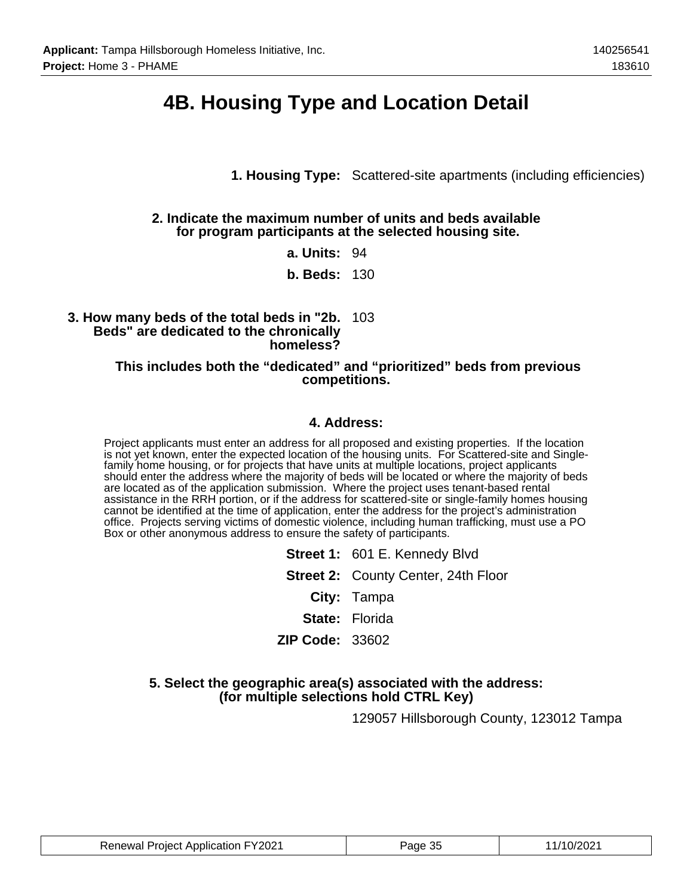# 4B. Housing Type and Location Detail

**1. Housing Type:** Scattered-site apartments (including efficiencies)

**2. Indicate the maximum number of units and beds available for program participants at the selected housing site.**

**a. Units:** 94

**b. Beds:** 130

**3. How many beds of the total beds in "2b. Beds" are dedicated to the chronically homeless?** 103

**This includes both the "dedicated" and "prioritized" beds from previous competitions.**

**4. Address:**

Project applicants must enter an address for all proposed and existing properties. If the location is not yet known, enter the expected location of the housing units. For Scattered-site and Single-family home housing, or for projects that have units at multiple locations, project applicants should enter the address where the majority of beds will be located or where the majority of beds are located as of the application submission. Where the project uses tenant-based rental assistance in the RRH portion, or if the address for scattered-site or single-family homes housing cannot be identified at the time of application, enter the address for the project's administration office. Projects serving victims of domestic violence, including human trafficking, must use a PO Box or other anonymous address to ensure the safety of participants.

**Street 1:** 601 E. Kennedy Blvd

**Street 2:** County Center, 24th Floor

**City:** Tampa

**State:** Florida

**ZIP Code:** 33602

**5. Select the geographic area(s) associated with the address: (for multiple selections hold CTRL Key)**

129057 Hillsborough County, 123012 Tampa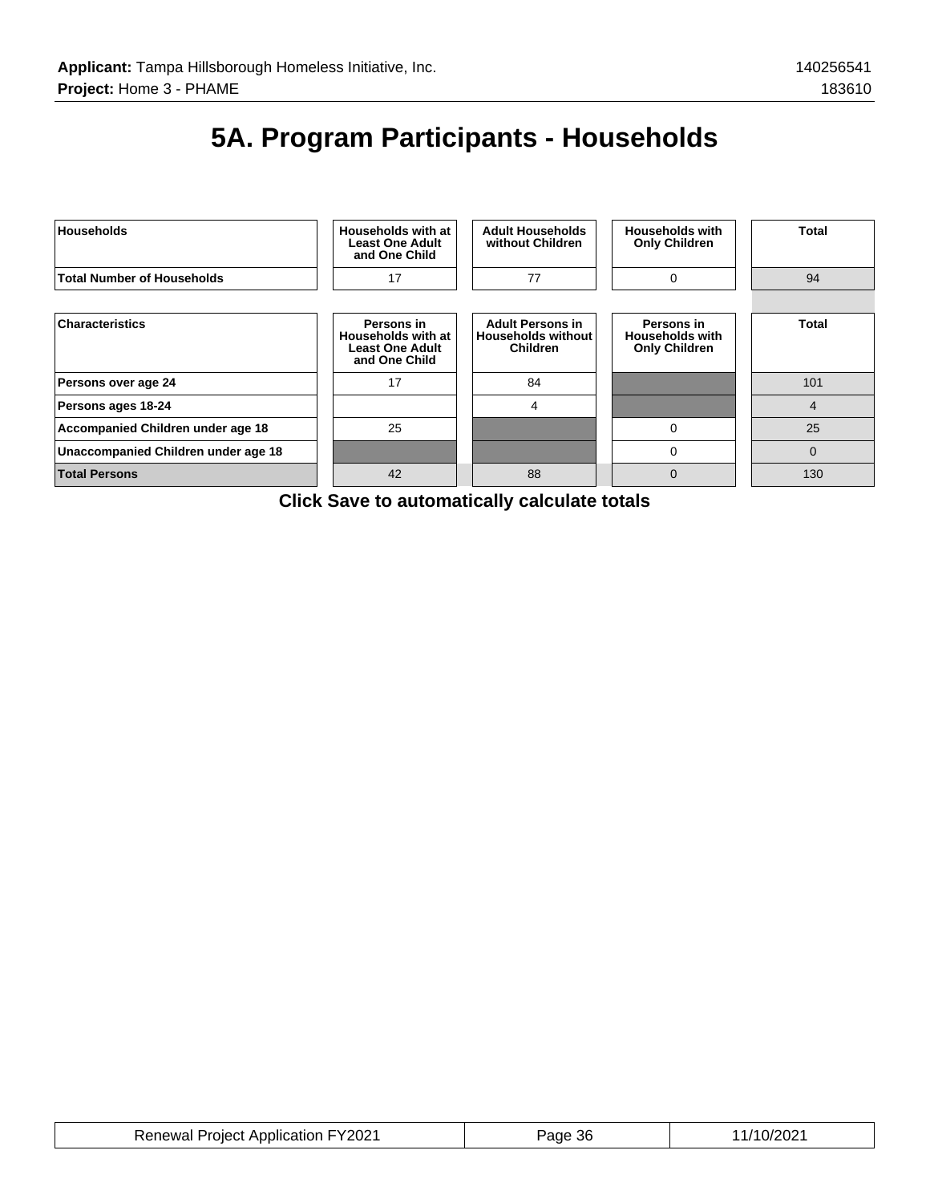# 5A. Program Participants - Households

| Households | Households with at Least One Adult and One Child | Adult Households without Children | Households with Only Children | Total |
|---|---|---|---|---|
| Total Number of Households | 17 | 77 | 0 | 94 |

| Characteristics | Persons in Households with at Least One Adult and One Child | Adult Persons in Households without Children | Persons in Households with Only Children | Total |
|---|---|---|---|---|
| Persons over age 24 | 17 | 84 | | 101 |
| Persons ages 18-24 | | 4 | | 4 |
| Accompanied Children under age 18 | 25 | | 0 | 25 |
| Unaccompanied Children under age 18 | | | 0 | 0 |
| Total Persons | 42 | 88 | 0 | 130 |

**Click Save to automatically calculate totals**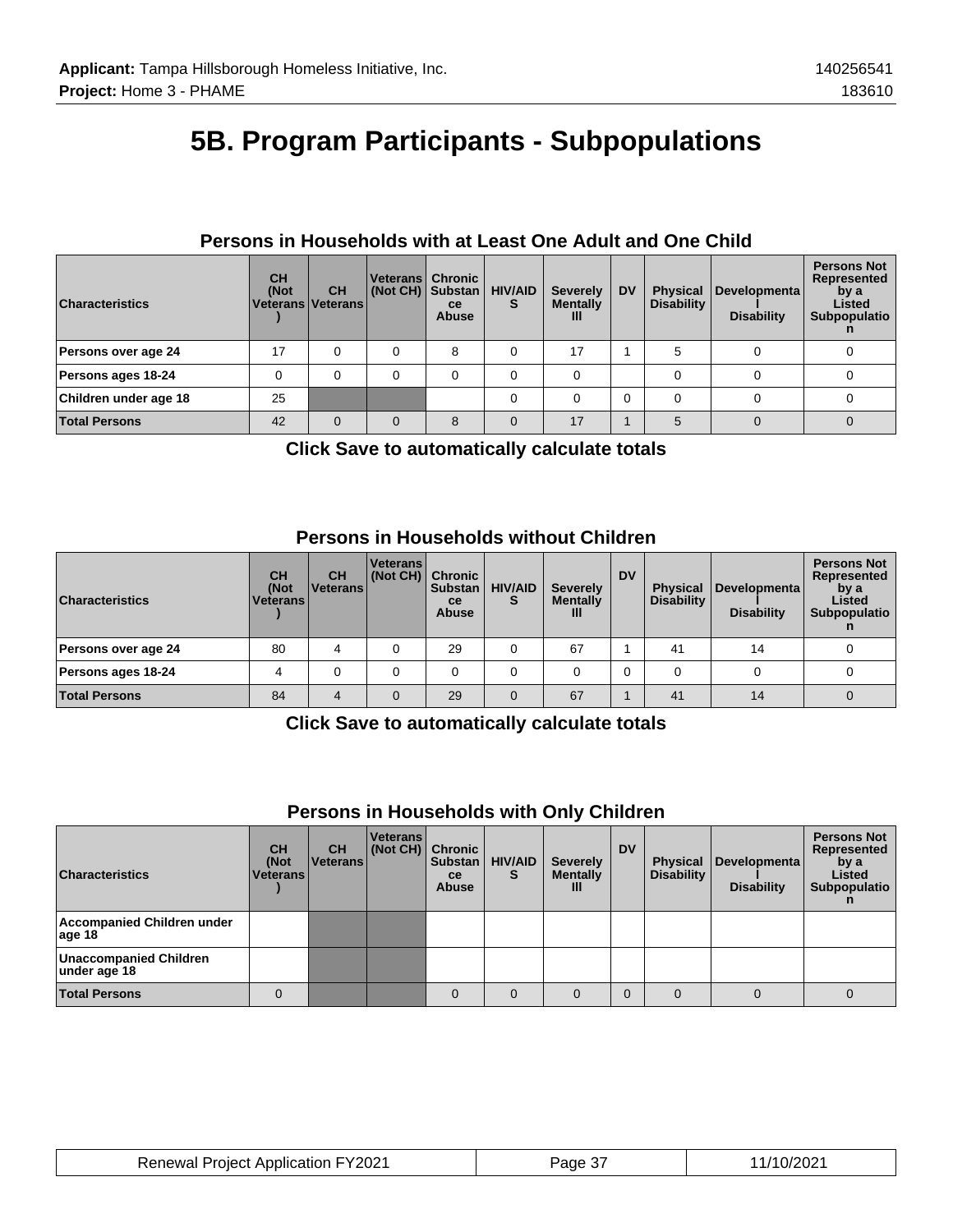# 5B. Program Participants - Subpopulations

### Persons in Households with at Least One Adult and One Child

| Characteristics | CH (Not Veterans) | CH Veterans | Veterans (Not CH) | Chronic Substance Abuse | HIV/AIDS | Severely Mentally Ill | DV | Physical Disability | Developmental Disability | Persons Not Represented by a Listed Subpopulation |
|---|---|---|---|---|---|---|---|---|---|---|
| Persons over age 24 | 17 | 0 | 0 | 8 | 0 | 17 | 1 | 5 | 0 | 0 |
| Persons ages 18-24 | 0 | 0 | 0 | 0 | 0 | 0 | | 0 | 0 | 0 |
| Children under age 18 | 25 | | | | 0 | 0 | 0 | 0 | 0 | 0 |
| **Total Persons** | 42 | 0 | 0 | 8 | 0 | 17 | 1 | 5 | 0 | 0 |

**Click Save to automatically calculate totals**

### Persons in Households without Children

| Characteristics | CH (Not Veterans) | CH Veterans | Veterans (Not CH) | Chronic Substance Abuse | HIV/AIDS | Severely Mentally Ill | DV | Physical Disability | Developmental Disability | Persons Not Represented by a Listed Subpopulation |
|---|---|---|---|---|---|---|---|---|---|---|
| Persons over age 24 | 80 | 4 | 0 | 29 | 0 | 67 | 1 | 41 | 14 | 0 |
| Persons ages 18-24 | 4 | 0 | 0 | 0 | 0 | 0 | 0 | 0 | 0 | 0 |
| **Total Persons** | 84 | 4 | 0 | 29 | 0 | 67 | 1 | 41 | 14 | 0 |

**Click Save to automatically calculate totals**

### Persons in Households with Only Children

| Characteristics | CH (Not Veterans) | CH Veterans | Veterans (Not CH) | Chronic Substance Abuse | HIV/AIDS | Severely Mentally Ill | DV | Physical Disability | Developmental Disability | Persons Not Represented by a Listed Subpopulation |
|---|---|---|---|---|---|---|---|---|---|---|
| Accompanied Children under age 18 | | | | | | | | | | |
| Unaccompanied Children under age 18 | | | | | | | | | | |
| **Total Persons** | 0 | | | 0 | 0 | 0 | 0 | 0 | 0 | 0 |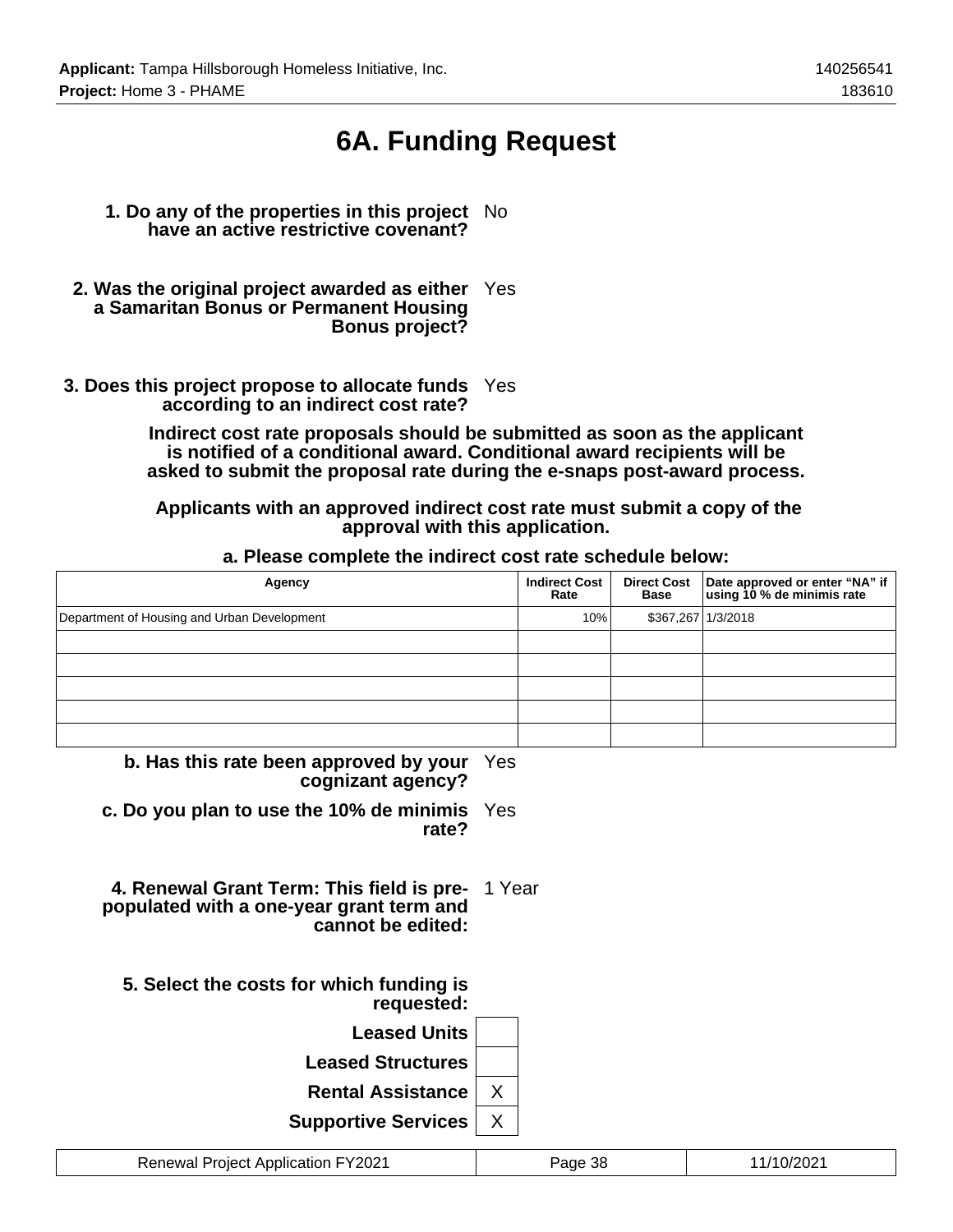# 6A. Funding Request

**1. Do any of the properties in this project have an active restrictive covenant?** No

**2. Was the original project awarded as either a Samaritan Bonus or Permanent Housing Bonus project?** Yes

**3. Does this project propose to allocate funds according to an indirect cost rate?** Yes

**Indirect cost rate proposals should be submitted as soon as the applicant is notified of a conditional award. Conditional award recipients will be asked to submit the proposal rate during the e-snaps post-award process.**

**Applicants with an approved indirect cost rate must submit a copy of the approval with this application.**

**a. Please complete the indirect cost rate schedule below:**

| Agency | Indirect Cost Rate | Direct Cost Base | Date approved or enter "NA" if using 10 % de minimis rate |
|---|---|---|---|
| Department of Housing and Urban Development | 10% | $367,267 | 1/3/2018 |
| | | | |
| | | | |
| | | | |
| | | | |
| | | | |

**b. Has this rate been approved by your cognizant agency?** Yes

**c. Do you plan to use the 10% de minimis rate?** Yes

**4. Renewal Grant Term: This field is pre-populated with a one-year grant term and cannot be edited:** 1 Year

**5. Select the costs for which funding is requested:**

| | |
|---|---|
| **Leased Units** | |
| **Leased Structures** | |
| **Rental Assistance** | X |
| **Supportive Services** | X |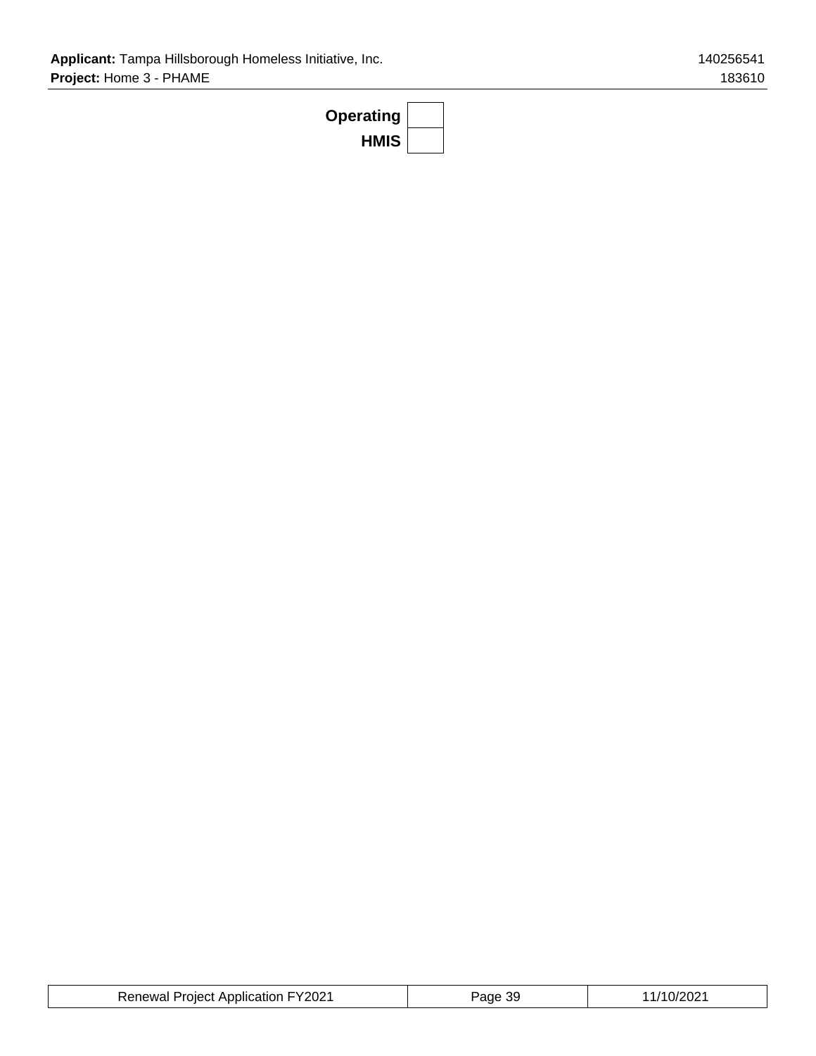| | |
|---|---|
| **Operating** | |
| **HMIS** | |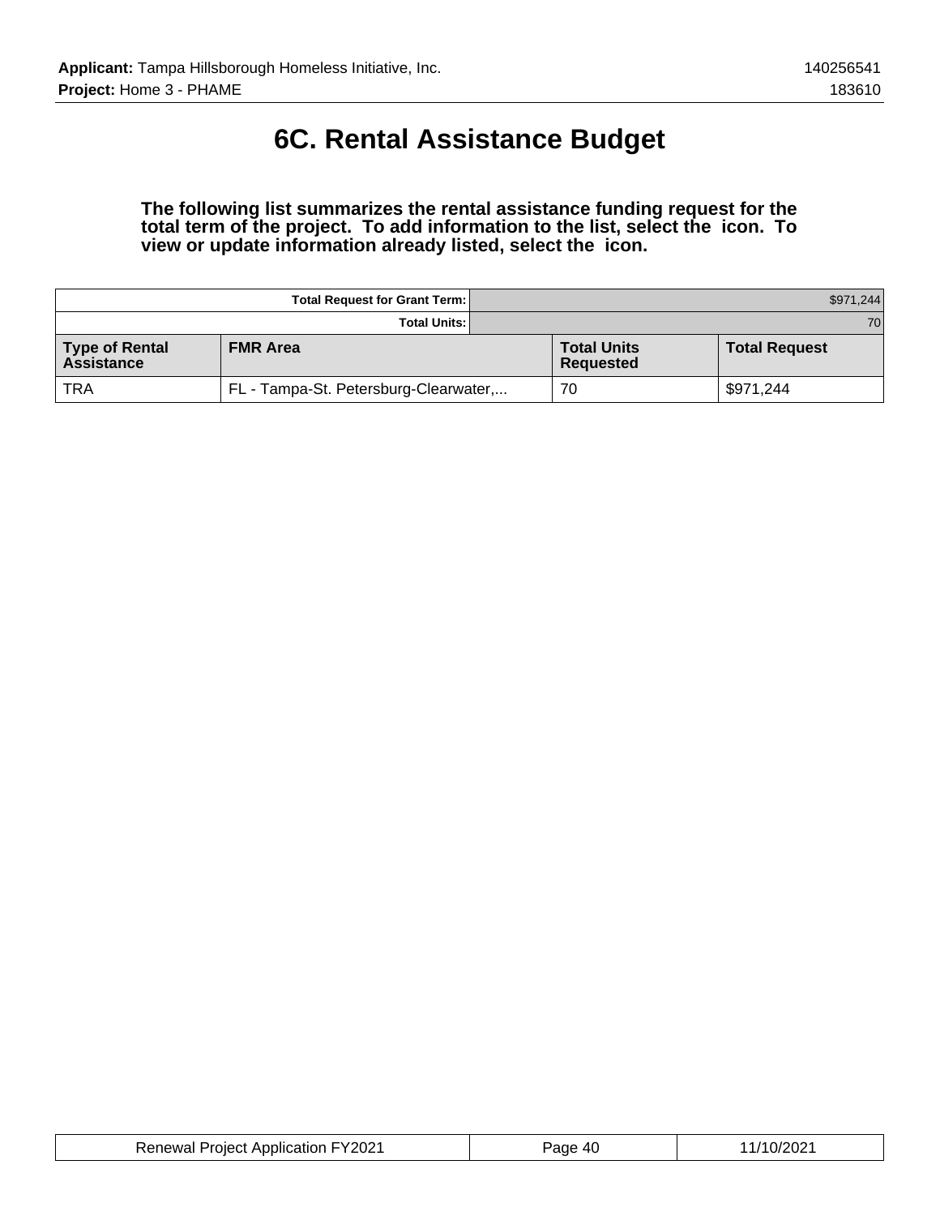# 6C. Rental Assistance Budget

**The following list summarizes the rental assistance funding request for the total term of the project. To add information to the list, select the icon. To view or update information already listed, select the icon.**

| | Total Request for Grant Term: | | $971,244 |
|---|---|---|---|
| | Total Units: | | 70 |
| **Type of Rental Assistance** | **FMR Area** | **Total Units Requested** | **Total Request** |
| TRA | FL - Tampa-St. Petersburg-Clearwater,... | 70 | $971,244 |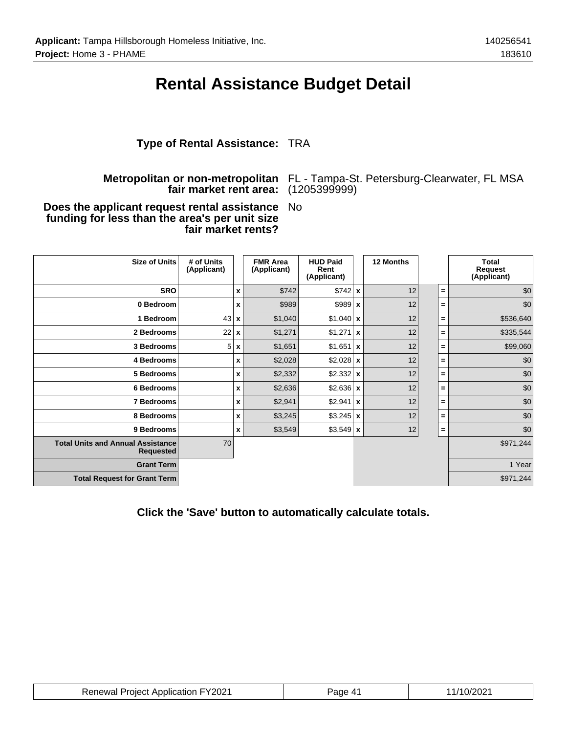**Applicant:** Tampa Hillsborough Homeless Initiative, Inc. 140256541
**Project:** Home 3 - PHAME 183610

# Rental Assistance Budget Detail

**Type of Rental Assistance:** TRA

**Metropolitan or non-metropolitan fair market rent area:** FL - Tampa-St. Petersburg-Clearwater, FL MSA (1205399999)

**Does the applicant request rental assistance funding for less than the area's per unit size fair market rents?** No

| Size of Units | # of Units (Applicant) | | FMR Area (Applicant) | HUD Paid Rent (Applicant) | | 12 Months | | | Total Request (Applicant) |
|---|---|---|---|---|---|---|---|---|---|
| SRO | | x | $742 | $742 | x | 12 | | = | $0 |
| 0 Bedroom | | x | $989 | $989 | x | 12 | | = | $0 |
| 1 Bedroom | 43 | x | $1,040 | $1,040 | x | 12 | | = | $536,640 |
| 2 Bedrooms | 22 | x | $1,271 | $1,271 | x | 12 | | = | $335,544 |
| 3 Bedrooms | 5 | x | $1,651 | $1,651 | x | 12 | | = | $99,060 |
| 4 Bedrooms | | x | $2,028 | $2,028 | x | 12 | | = | $0 |
| 5 Bedrooms | | x | $2,332 | $2,332 | x | 12 | | = | $0 |
| 6 Bedrooms | | x | $2,636 | $2,636 | x | 12 | | = | $0 |
| 7 Bedrooms | | x | $2,941 | $2,941 | x | 12 | | = | $0 |
| 8 Bedrooms | | x | $3,245 | $3,245 | x | 12 | | = | $0 |
| 9 Bedrooms | | x | $3,549 | $3,549 | x | 12 | | = | $0 |
| Total Units and Annual Assistance Requested | 70 | | | | | | | | $971,244 |
| Grant Term | | | | | | | | | 1 Year |
| Total Request for Grant Term | | | | | | | | | $971,244 |

**Click the 'Save' button to automatically calculate totals.**

| Renewal Project Application FY2021 | Page 41 | 11/10/2021 |
|---|---|---|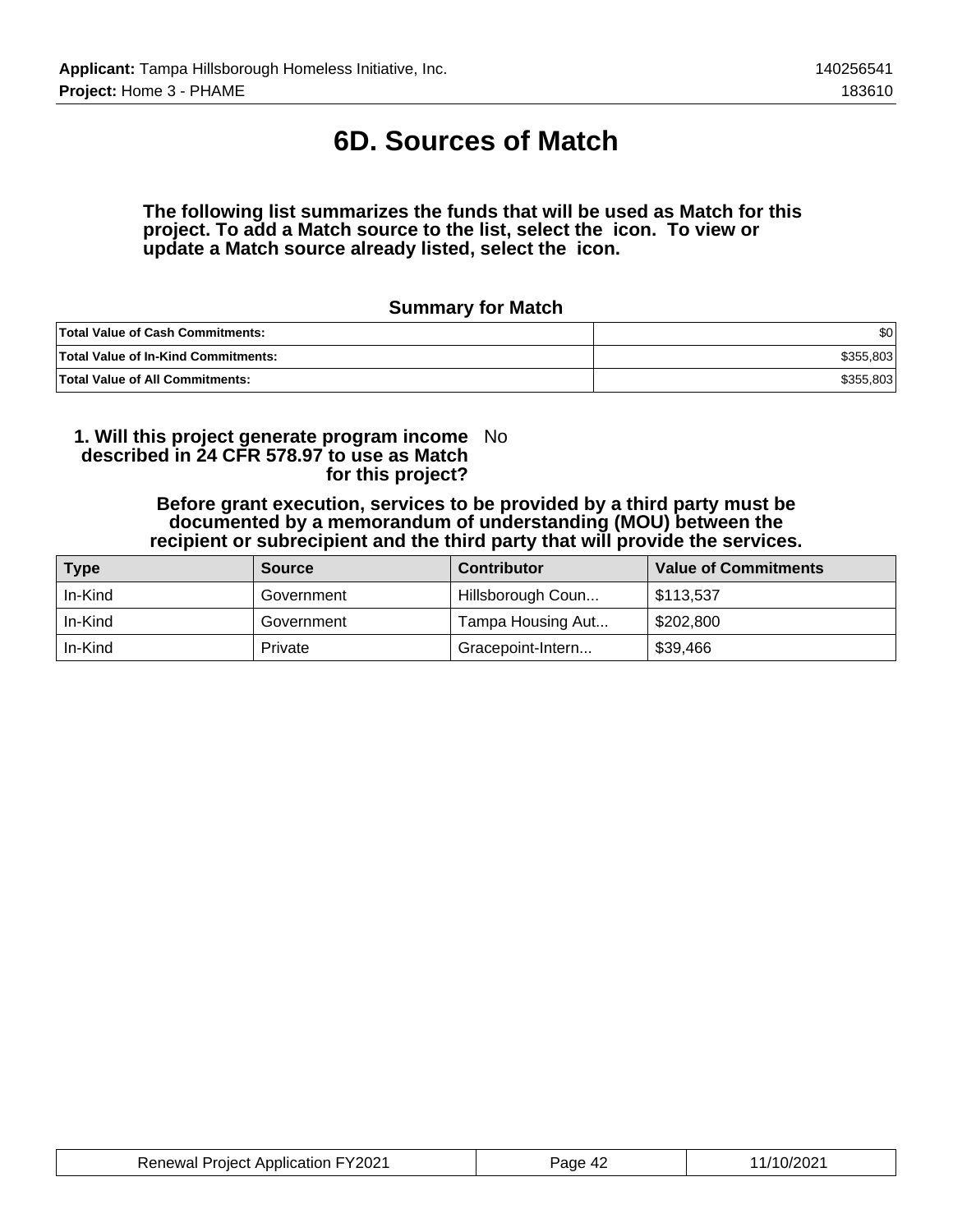# 6D. Sources of Match

**The following list summarizes the funds that will be used as Match for this project. To add a Match source to the list, select the icon. To view or update a Match source already listed, select the icon.**

### Summary for Match

| | |
|---|---|
| **Total Value of Cash Commitments:** | $0 |
| **Total Value of In-Kind Commitments:** | $355,803 |
| **Total Value of All Commitments:** | $355,803 |

**1. Will this project generate program income described in 24 CFR 578.97 to use as Match for this project?** No

**Before grant execution, services to be provided by a third party must be documented by a memorandum of understanding (MOU) between the recipient or subrecipient and the third party that will provide the services.**

| Type | Source | Contributor | Value of Commitments |
|---|---|---|---|
| In-Kind | Government | Hillsborough Coun... | $113,537 |
| In-Kind | Government | Tampa Housing Aut... | $202,800 |
| In-Kind | Private | Gracepoint-Intern... | $39,466 |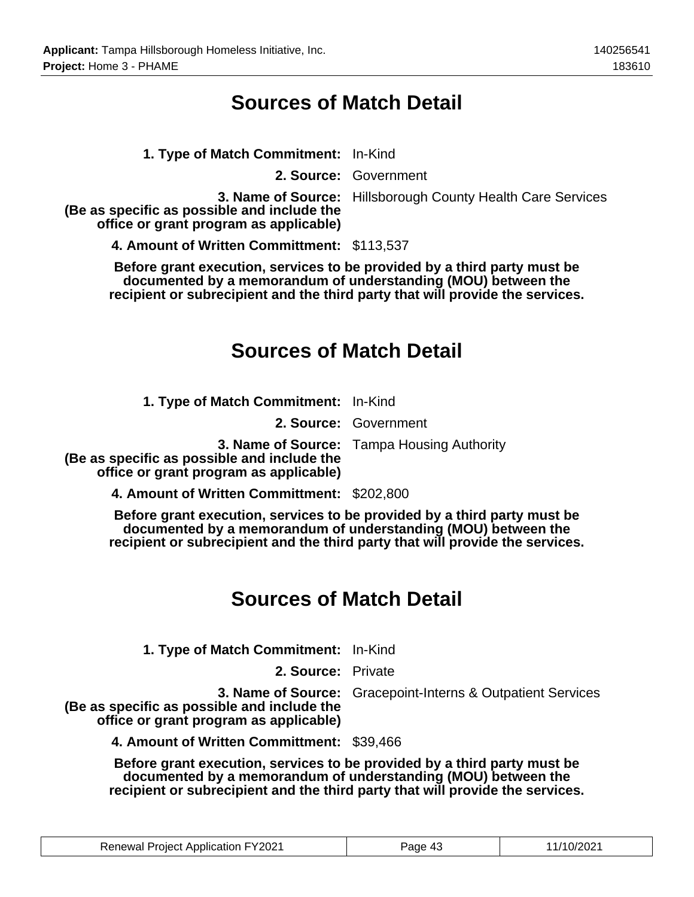# Sources of Match Detail

**1. Type of Match Commitment:** In-Kind

**2. Source:** Government

**3. Name of Source: (Be as specific as possible and include the office or grant program as applicable)** Hillsborough County Health Care Services

**4. Amount of Written Committment:** $113,537

**Before grant execution, services to be provided by a third party must be documented by a memorandum of understanding (MOU) between the recipient or subrecipient and the third party that will provide the services.**

# Sources of Match Detail

**1. Type of Match Commitment:** In-Kind

**2. Source:** Government

**3. Name of Source: (Be as specific as possible and include the office or grant program as applicable)** Tampa Housing Authority

**4. Amount of Written Committment:** $202,800

**Before grant execution, services to be provided by a third party must be documented by a memorandum of understanding (MOU) between the recipient or subrecipient and the third party that will provide the services.**

# Sources of Match Detail

**1. Type of Match Commitment:** In-Kind

**2. Source:** Private

**3. Name of Source: (Be as specific as possible and include the office or grant program as applicable)** Gracepoint-Interns & Outpatient Services

**4. Amount of Written Committment:** $39,466

**Before grant execution, services to be provided by a third party must be documented by a memorandum of understanding (MOU) between the recipient or subrecipient and the third party that will provide the services.**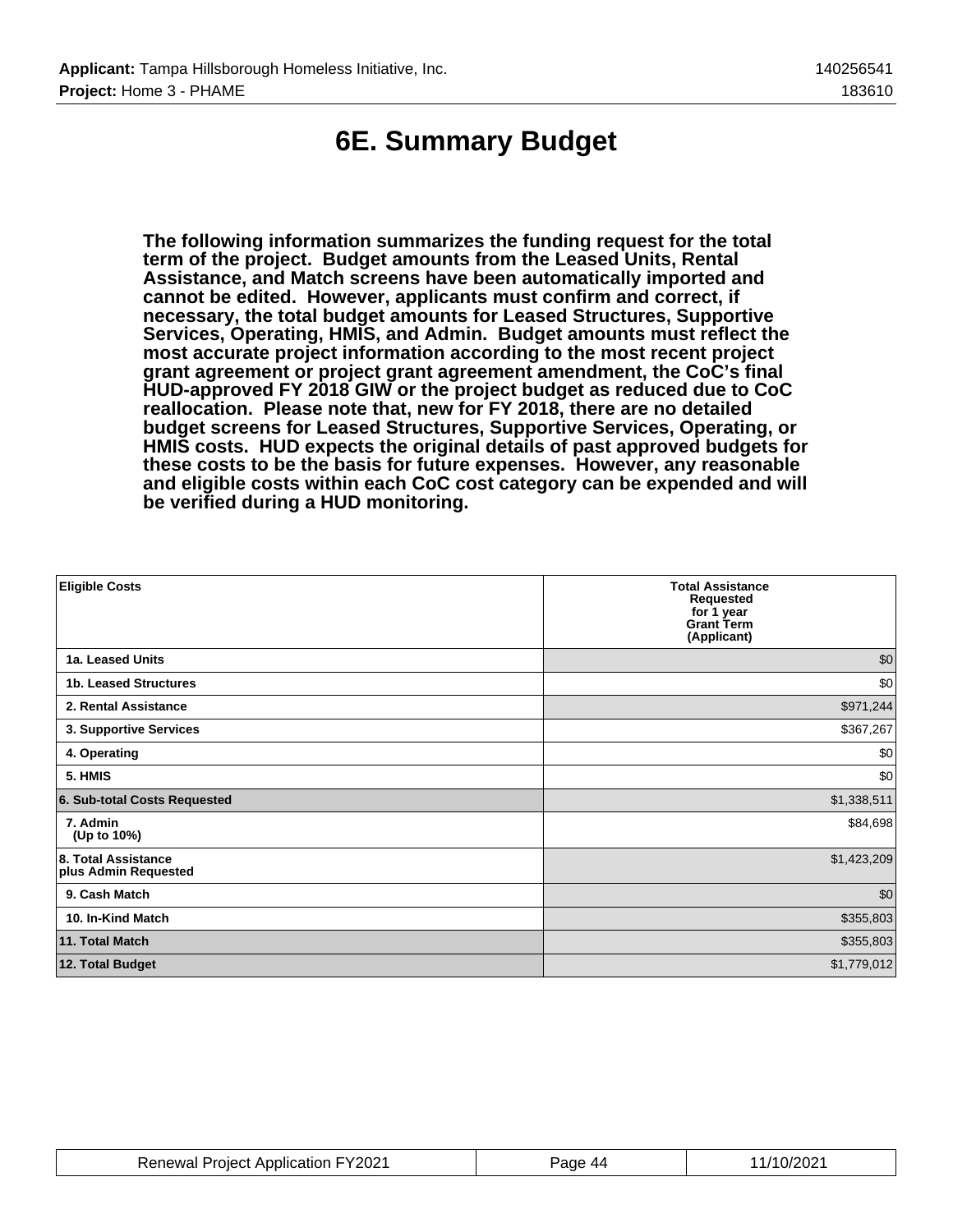# 6E. Summary Budget

**The following information summarizes the funding request for the total term of the project. Budget amounts from the Leased Units, Rental Assistance, and Match screens have been automatically imported and cannot be edited. However, applicants must confirm and correct, if necessary, the total budget amounts for Leased Structures, Supportive Services, Operating, HMIS, and Admin. Budget amounts must reflect the most accurate project information according to the most recent project grant agreement or project grant agreement amendment, the CoC's final HUD-approved FY 2018 GIW or the project budget as reduced due to CoC reallocation. Please note that, new for FY 2018, there are no detailed budget screens for Leased Structures, Supportive Services, Operating, or HMIS costs. HUD expects the original details of past approved budgets for these costs to be the basis for future expenses. However, any reasonable and eligible costs within each CoC cost category can be expended and will be verified during a HUD monitoring.**

| Eligible Costs | Total Assistance Requested for 1 year Grant Term (Applicant) |
|---|---|
| 1a. Leased Units | $0 |
| 1b. Leased Structures | $0 |
| 2. Rental Assistance | $971,244 |
| 3. Supportive Services | $367,267 |
| 4. Operating | $0 |
| 5. HMIS | $0 |
| 6. Sub-total Costs Requested | $1,338,511 |
| 7. Admin (Up to 10%) | $84,698 |
| 8. Total Assistance plus Admin Requested | $1,423,209 |
| 9. Cash Match | $0 |
| 10. In-Kind Match | $355,803 |
| 11. Total Match | $355,803 |
| 12. Total Budget | $1,779,012 |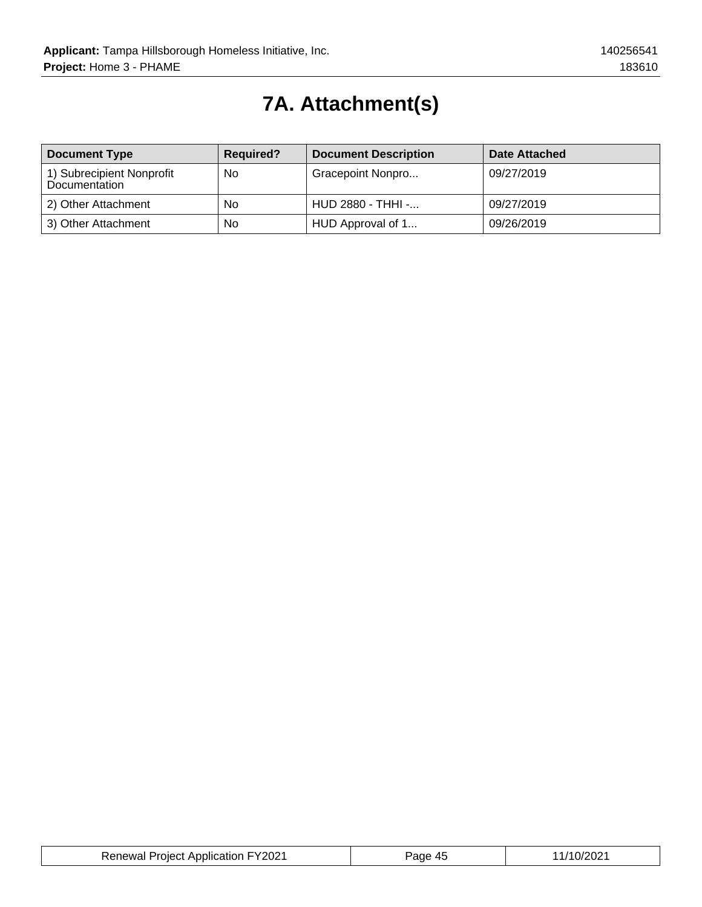# 7A. Attachment(s)

| Document Type | Required? | Document Description | Date Attached |
| --- | --- | --- | --- |
| 1) Subrecipient Nonprofit Documentation | No | Gracepoint Nonpro... | 09/27/2019 |
| 2) Other Attachment | No | HUD 2880 - THHI -... | 09/27/2019 |
| 3) Other Attachment | No | HUD Approval of 1... | 09/26/2019 |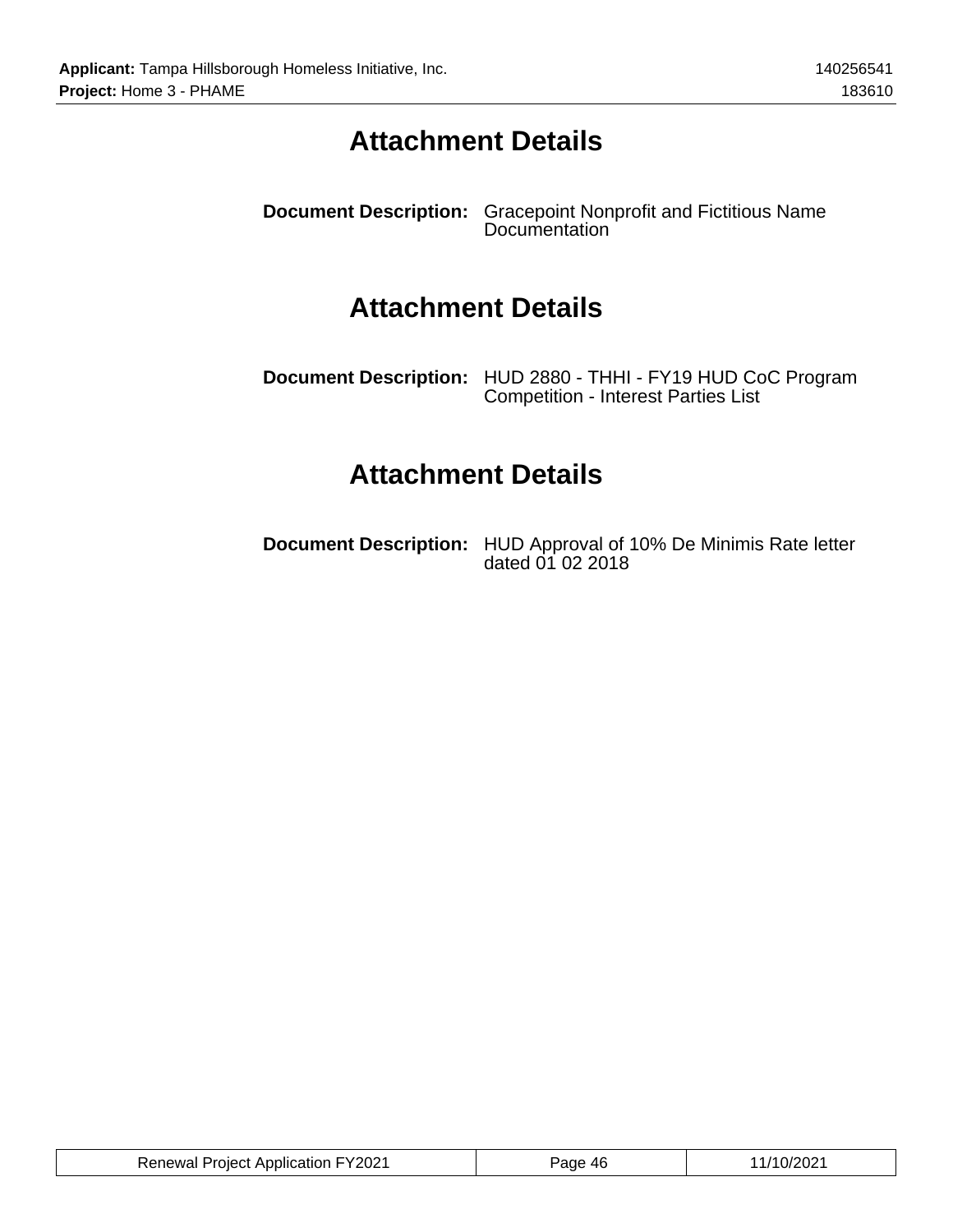# Attachment Details

**Document Description:** Gracepoint Nonprofit and Fictitious Name Documentation

# Attachment Details

**Document Description:** HUD 2880 - THHI - FY19 HUD CoC Program Competition - Interest Parties List

# Attachment Details

**Document Description:** HUD Approval of 10% De Minimis Rate letter dated 01 02 2018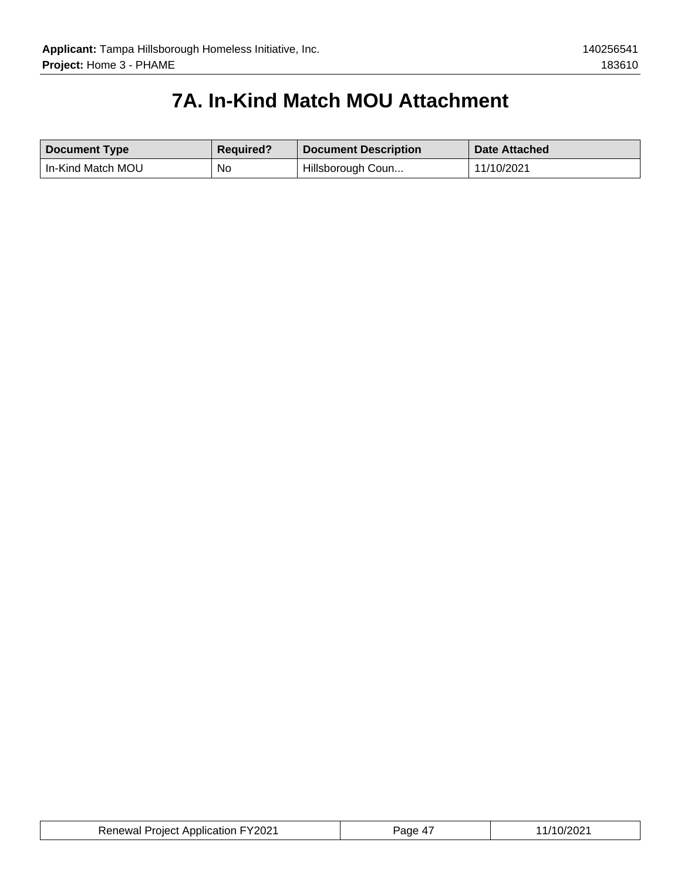# 7A. In-Kind Match MOU Attachment

| Document Type | Required? | Document Description | Date Attached |
|---|---|---|---|
| In-Kind Match MOU | No | Hillsborough Coun... | 11/10/2021 |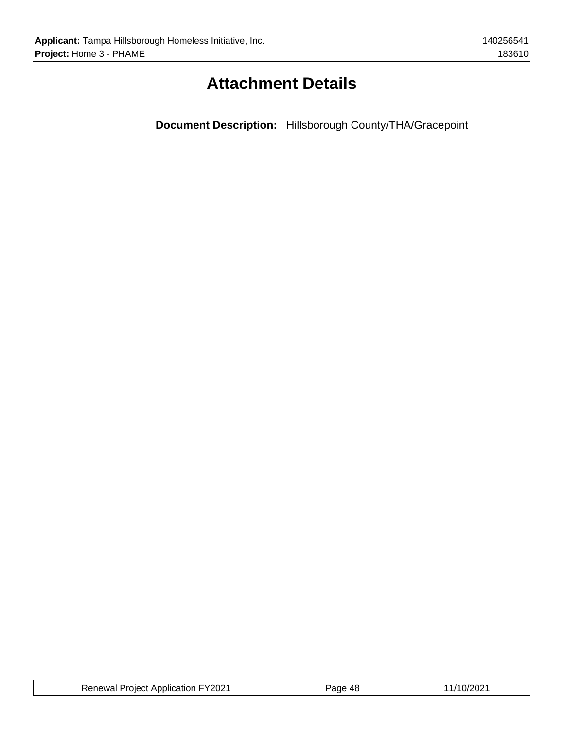# Attachment Details

**Document Description:** Hillsborough County/THA/Gracepoint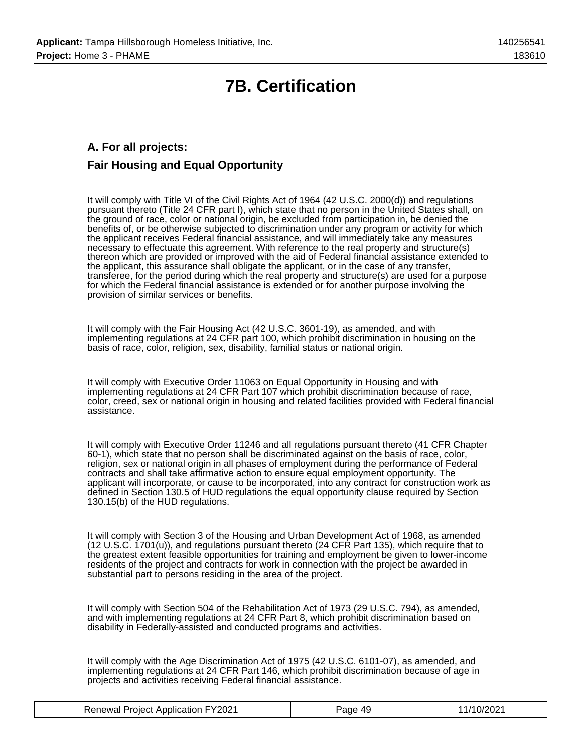# 7B. Certification

## A. For all projects:

## Fair Housing and Equal Opportunity

It will comply with Title VI of the Civil Rights Act of 1964 (42 U.S.C. 2000(d)) and regulations pursuant thereto (Title 24 CFR part I), which state that no person in the United States shall, on the ground of race, color or national origin, be excluded from participation in, be denied the benefits of, or be otherwise subjected to discrimination under any program or activity for which the applicant receives Federal financial assistance, and will immediately take any measures necessary to effectuate this agreement. With reference to the real property and structure(s) thereon which are provided or improved with the aid of Federal financial assistance extended to the applicant, this assurance shall obligate the applicant, or in the case of any transfer, transferee, for the period during which the real property and structure(s) are used for a purpose for which the Federal financial assistance is extended or for another purpose involving the provision of similar services or benefits.

It will comply with the Fair Housing Act (42 U.S.C. 3601-19), as amended, and with implementing regulations at 24 CFR part 100, which prohibit discrimination in housing on the basis of race, color, religion, sex, disability, familial status or national origin.

It will comply with Executive Order 11063 on Equal Opportunity in Housing and with implementing regulations at 24 CFR Part 107 which prohibit discrimination because of race, color, creed, sex or national origin in housing and related facilities provided with Federal financial assistance.

It will comply with Executive Order 11246 and all regulations pursuant thereto (41 CFR Chapter 60-1), which state that no person shall be discriminated against on the basis of race, color, religion, sex or national origin in all phases of employment during the performance of Federal contracts and shall take affirmative action to ensure equal employment opportunity. The applicant will incorporate, or cause to be incorporated, into any contract for construction work as defined in Section 130.5 of HUD regulations the equal opportunity clause required by Section 130.15(b) of the HUD regulations.

It will comply with Section 3 of the Housing and Urban Development Act of 1968, as amended (12 U.S.C. 1701(u)), and regulations pursuant thereto (24 CFR Part 135), which require that to the greatest extent feasible opportunities for training and employment be given to lower-income residents of the project and contracts for work in connection with the project be awarded in substantial part to persons residing in the area of the project.

It will comply with Section 504 of the Rehabilitation Act of 1973 (29 U.S.C. 794), as amended, and with implementing regulations at 24 CFR Part 8, which prohibit discrimination based on disability in Federally-assisted and conducted programs and activities.

It will comply with the Age Discrimination Act of 1975 (42 U.S.C. 6101-07), as amended, and implementing regulations at 24 CFR Part 146, which prohibit discrimination because of age in projects and activities receiving Federal financial assistance.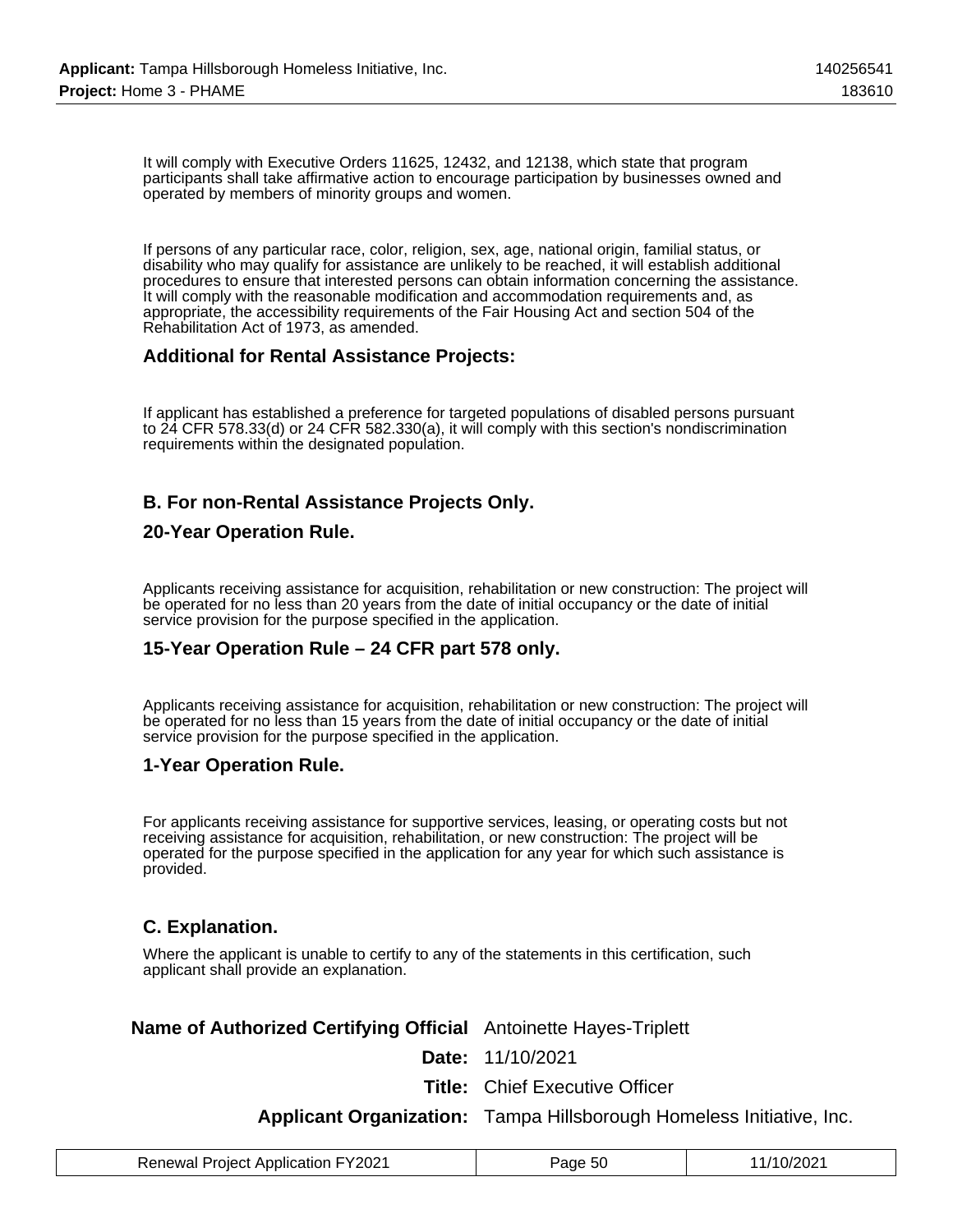It will comply with Executive Orders 11625, 12432, and 12138, which state that program participants shall take affirmative action to encourage participation by businesses owned and operated by members of minority groups and women.

If persons of any particular race, color, religion, sex, age, national origin, familial status, or disability who may qualify for assistance are unlikely to be reached, it will establish additional procedures to ensure that interested persons can obtain information concerning the assistance. It will comply with the reasonable modification and accommodation requirements and, as appropriate, the accessibility requirements of the Fair Housing Act and section 504 of the Rehabilitation Act of 1973, as amended.

### Additional for Rental Assistance Projects:

If applicant has established a preference for targeted populations of disabled persons pursuant to 24 CFR 578.33(d) or 24 CFR 582.330(a), it will comply with this section's nondiscrimination requirements within the designated population.

### B. For non-Rental Assistance Projects Only.

### 20-Year Operation Rule.

Applicants receiving assistance for acquisition, rehabilitation or new construction: The project will be operated for no less than 20 years from the date of initial occupancy or the date of initial service provision for the purpose specified in the application.

### 15-Year Operation Rule – 24 CFR part 578 only.

Applicants receiving assistance for acquisition, rehabilitation or new construction: The project will be operated for no less than 15 years from the date of initial occupancy or the date of initial service provision for the purpose specified in the application.

### 1-Year Operation Rule.

For applicants receiving assistance for supportive services, leasing, or operating costs but not receiving assistance for acquisition, rehabilitation, or new construction: The project will be operated for the purpose specified in the application for any year for which such assistance is provided.

### C. Explanation.

Where the applicant is unable to certify to any of the statements in this certification, such applicant shall provide an explanation.

| | |
|---|---|
| **Name of Authorized Certifying Official** | Antoinette Hayes-Triplett |
| **Date:** | 11/10/2021 |
| **Title:** | Chief Executive Officer |
| **Applicant Organization:** | Tampa Hillsborough Homeless Initiative, Inc. |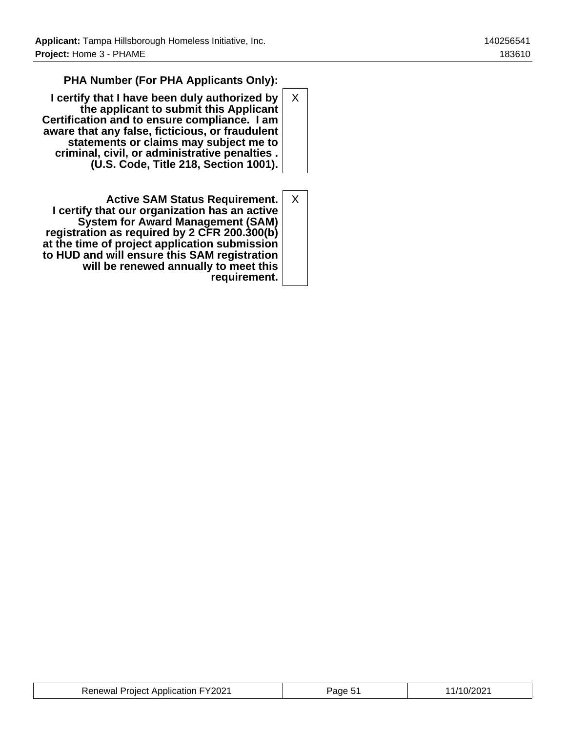**PHA Number (For PHA Applicants Only):**

| | |
|---|---|
| **I certify that I have been duly authorized by the applicant to submit this Applicant Certification and to ensure compliance. I am aware that any false, ficticious, or fraudulent statements or claims may subject me to criminal, civil, or administrative penalties . (U.S. Code, Title 218, Section 1001).** | X |
| **Active SAM Status Requirement. I certify that our organization has an active System for Award Management (SAM) registration as required by 2 CFR 200.300(b) at the time of project application submission to HUD and will ensure this SAM registration will be renewed annually to meet this requirement.** | X |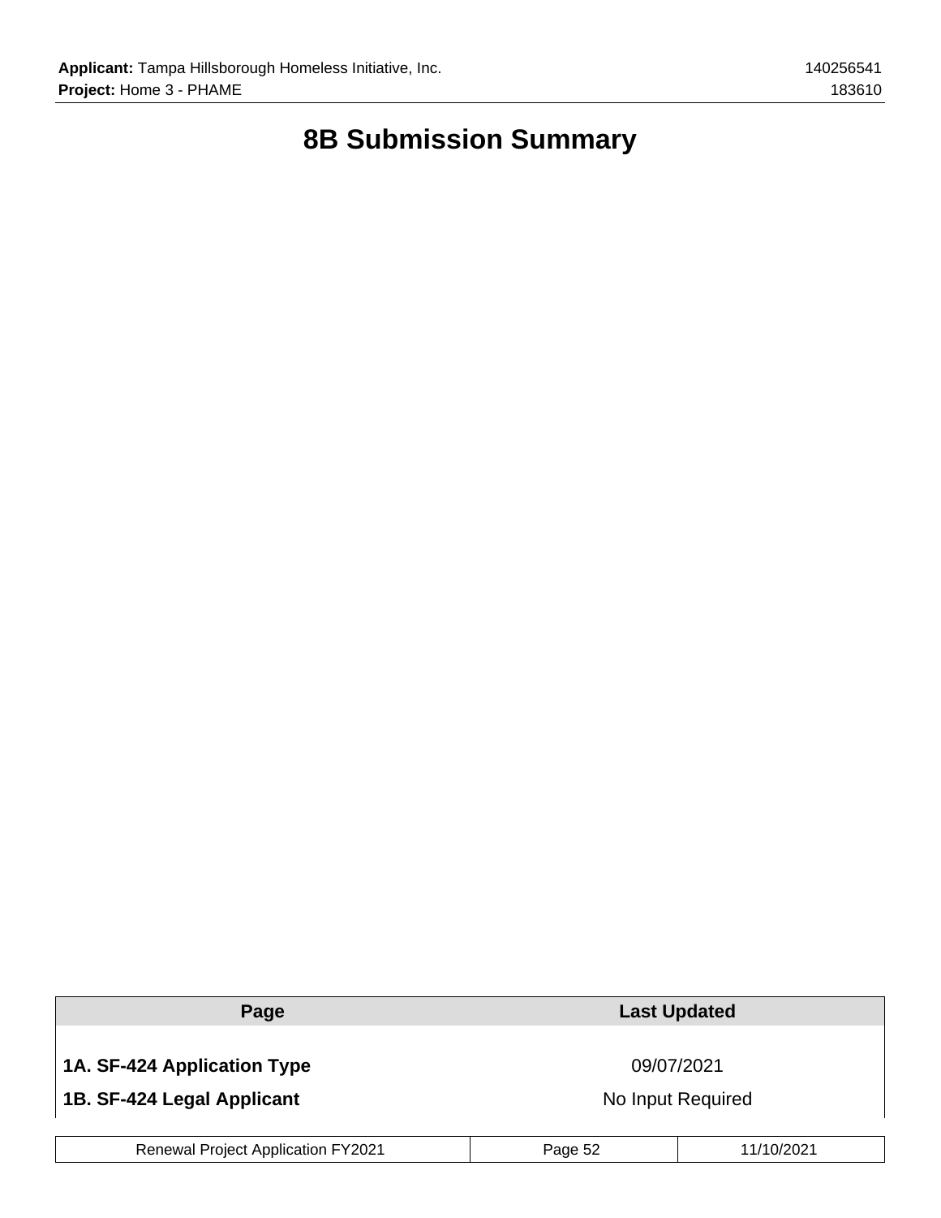# 8B Submission Summary

| Page | Last Updated |
| --- | --- |
| **1A. SF-424 Application Type** | 09/07/2021 |
| **1B. SF-424 Legal Applicant** | No Input Required |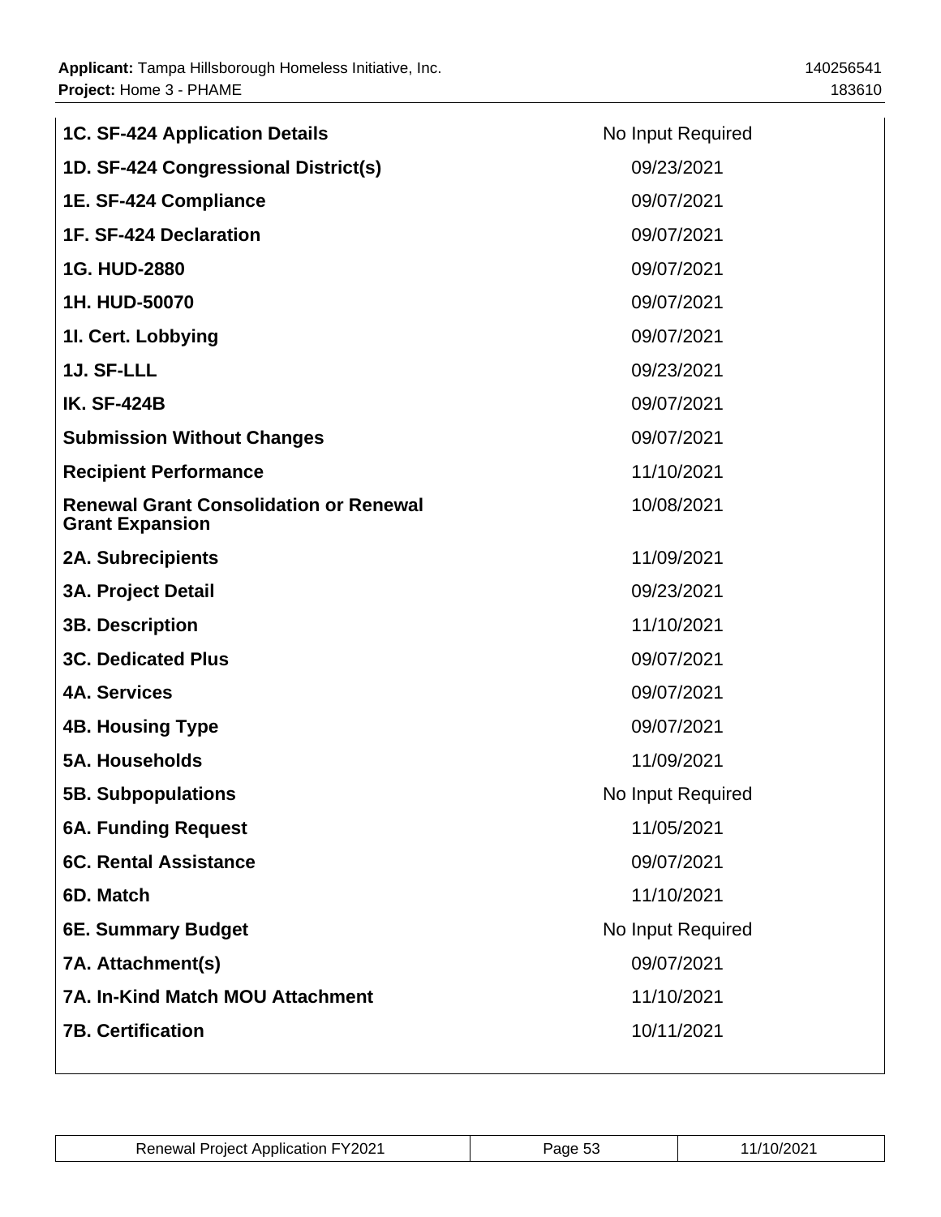| | |
|---|---|
| **1C. SF-424 Application Details** | No Input Required |
| **1D. SF-424 Congressional District(s)** | 09/23/2021 |
| **1E. SF-424 Compliance** | 09/07/2021 |
| **1F. SF-424 Declaration** | 09/07/2021 |
| **1G. HUD-2880** | 09/07/2021 |
| **1H. HUD-50070** | 09/07/2021 |
| **1I. Cert. Lobbying** | 09/07/2021 |
| **1J. SF-LLL** | 09/23/2021 |
| **IK. SF-424B** | 09/07/2021 |
| **Submission Without Changes** | 09/07/2021 |
| **Recipient Performance** | 11/10/2021 |
| **Renewal Grant Consolidation or Renewal Grant Expansion** | 10/08/2021 |
| **2A. Subrecipients** | 11/09/2021 |
| **3A. Project Detail** | 09/23/2021 |
| **3B. Description** | 11/10/2021 |
| **3C. Dedicated Plus** | 09/07/2021 |
| **4A. Services** | 09/07/2021 |
| **4B. Housing Type** | 09/07/2021 |
| **5A. Households** | 11/09/2021 |
| **5B. Subpopulations** | No Input Required |
| **6A. Funding Request** | 11/05/2021 |
| **6C. Rental Assistance** | 09/07/2021 |
| **6D. Match** | 11/10/2021 |
| **6E. Summary Budget** | No Input Required |
| **7A. Attachment(s)** | 09/07/2021 |
| **7A. In-Kind Match MOU Attachment** | 11/10/2021 |
| **7B. Certification** | 10/11/2021 |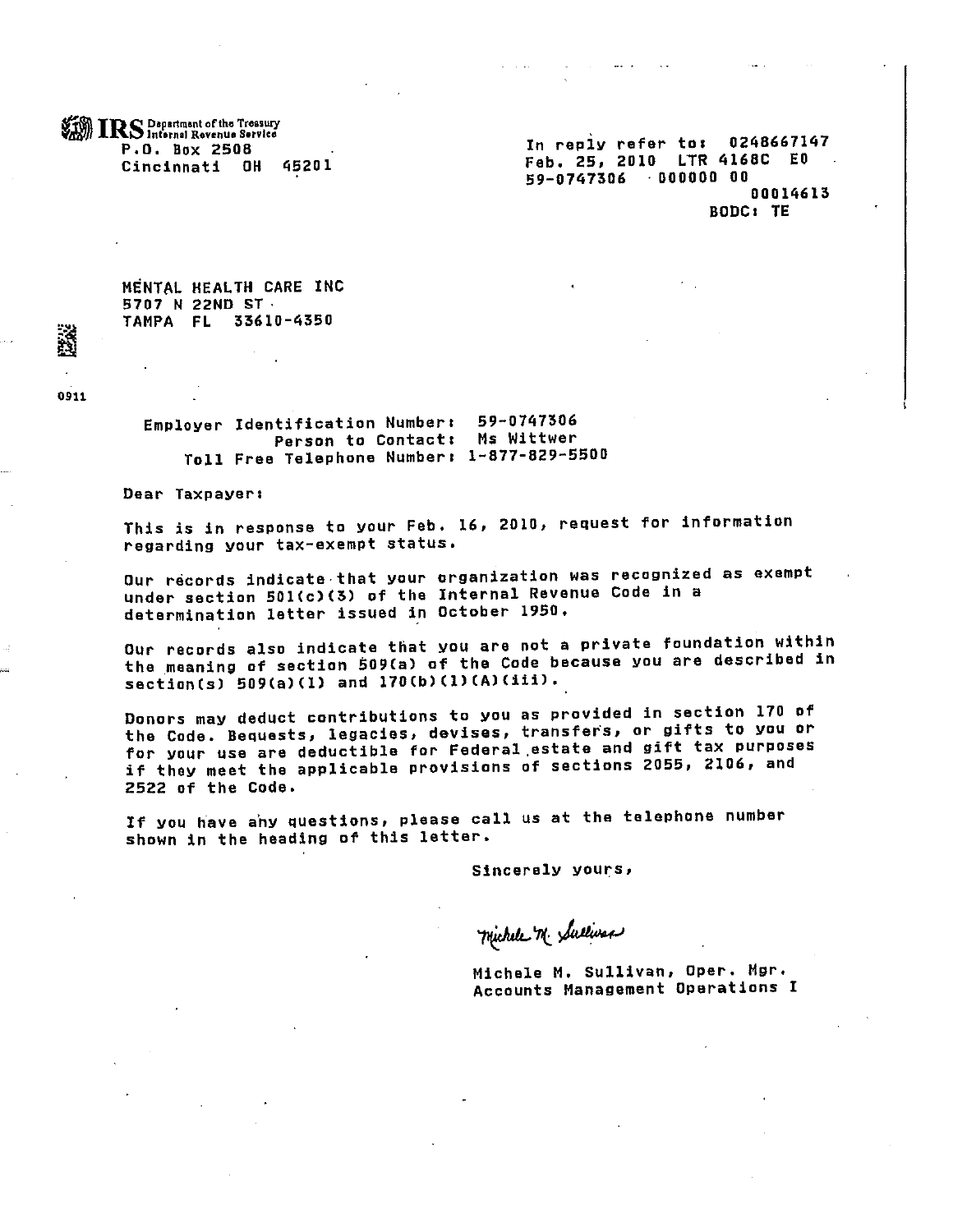IRS Department of the Treasury
Internal Revenue Service
P.O. Box 2508
Cincinnati OH 45201

In reply refer to: 0248667147
Feb. 25, 2010 LTR 4168C E0
59-0747306 000000 00
00014613
BODC: TE

MENTAL HEALTH CARE INC
5707 N 22ND ST
TAMPA FL 33610-4350

0911

Employer Identification Number: 59-0747306
Person to Contact: Ms Wittwer
Toll Free Telephone Number: 1-877-829-5500

Dear Taxpayer:

This is in response to your Feb. 16, 2010, request for information regarding your tax-exempt status.

Our records indicate that your organization was recognized as exempt under section 501(c)(3) of the Internal Revenue Code in a determination letter issued in October 1950.

Our records also indicate that you are not a private foundation within the meaning of section 509(a) of the Code because you are described in section(s) 509(a)(1) and 170(b)(1)(A)(iii).

Donors may deduct contributions to you as provided in section 170 of the Code. Bequests, legacies, devises, transfers, or gifts to you or for your use are deductible for Federal estate and gift tax purposes if they meet the applicable provisions of sections 2055, 2106, and 2522 of the Code.

If you have any questions, please call us at the telephone number shown in the heading of this letter.

Sincerely yours,

Michele M. Sullivan

Michele M. Sullivan, Oper. Mgr.
Accounts Management Operations I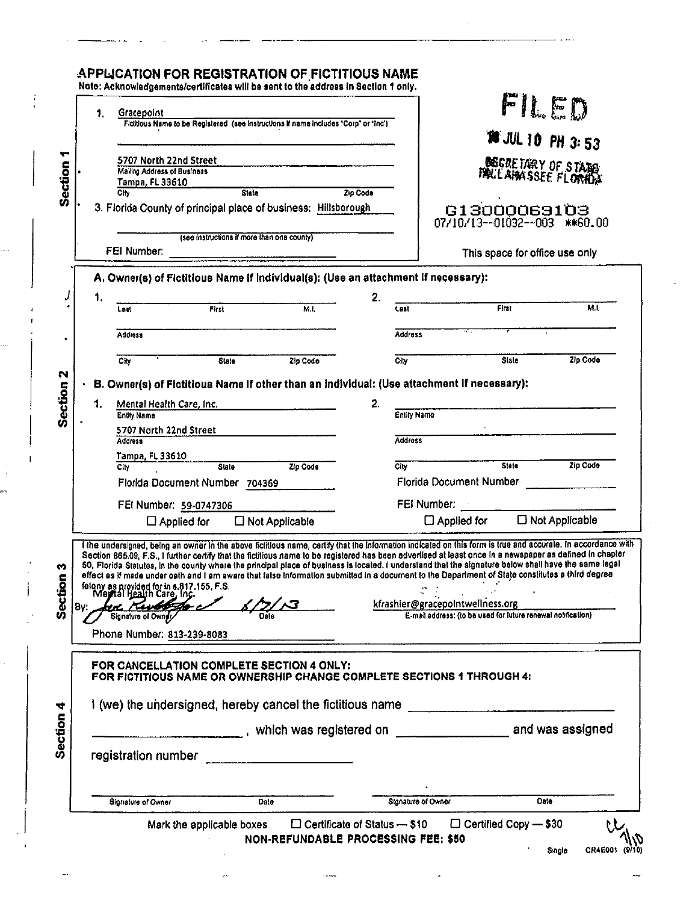# APPLICATION FOR REGISTRATION OF FICTITIOUS NAME

**Note: Acknowledgements/certificates will be sent to the address in Section 1 only.**

FILED
13 JUL 10 PM 3:53
SECRETARY OF STATE
TALLAHASSEE FLORIDA

G13000063103
07/10/13--01032--003 **50.00

This space for office use only

## Section 1

1. Gracepoint
   Fictitious Name to be Registered (see instructions if name includes "Corp" or "Inc")

2. 5707 North 22nd Street
   Mailing Address of Business
   Tampa, FL 33610
   City / State / Zip Code

3. Florida County of principal place of business: Hillsborough
   (see instructions if more than one county)

FEI Number:

## Section 2

**A. Owner(s) of Fictitious Name If Individual(s): (Use an attachment if necessary):**

1. Last / First / M.I.
   Address
   City / State / Zip Code

2. Last / First / M.I.
   Address
   City / State / Zip Code

**B. Owner(s) of Fictitious Name If other than an individual: (Use attachment if necessary):**

1. Mental Health Care, Inc.
   Entity Name
   5707 North 22nd Street
   Address
   Tampa, FL 33610
   City / State / Zip Code
   Florida Document Number 704369
   FEI Number: 59-0747306
   ☐ Applied for ☐ Not Applicable

2. Entity Name
   Address
   City / State / Zip Code
   Florida Document Number
   FEI Number:
   ☐ Applied for ☐ Not Applicable

## Section 3

I the undersigned, being an owner in the above fictitious name, certify that the information indicated on this form is true and accurate. In accordance with Section 865.09, F.S., I further certify that the fictitious name to be registered has been advertised at least once in a newspaper as defined in chapter 50, Florida Statutes, in the county where the principal place of business is located. I understand that the signature below shall have the same legal effect as if made under oath and I am aware that false information submitted in a document to the Department of State constitutes a third degree felony as provided for in s.817.155, F.S.

Mental Health Care, Inc.
By: [signature] 6/7/13
Signature of Owner / Date

kfrashier@gracepointwellness.org
E-mail address: (to be used for future renewal notification)

Phone Number: 813-239-8083

## Section 4

**FOR CANCELLATION COMPLETE SECTION 4 ONLY:**
**FOR FICTITIOUS NAME OR OWNERSHIP CHANGE COMPLETE SECTIONS 1 THROUGH 4:**

I (we) the undersigned, hereby cancel the fictitious name \_\_\_\_\_\_\_\_\_\_, which was registered on \_\_\_\_\_\_\_\_\_\_ and was assigned registration number \_\_\_\_\_\_\_\_\_\_

Signature of Owner / Date    Signature of Owner / Date

Mark the applicable boxes ☐ Certificate of Status — $10 ☐ Certified Copy — $30

**NON-REFUNDABLE PROCESSING FEE: $50**

Single CR4E001 (9/10)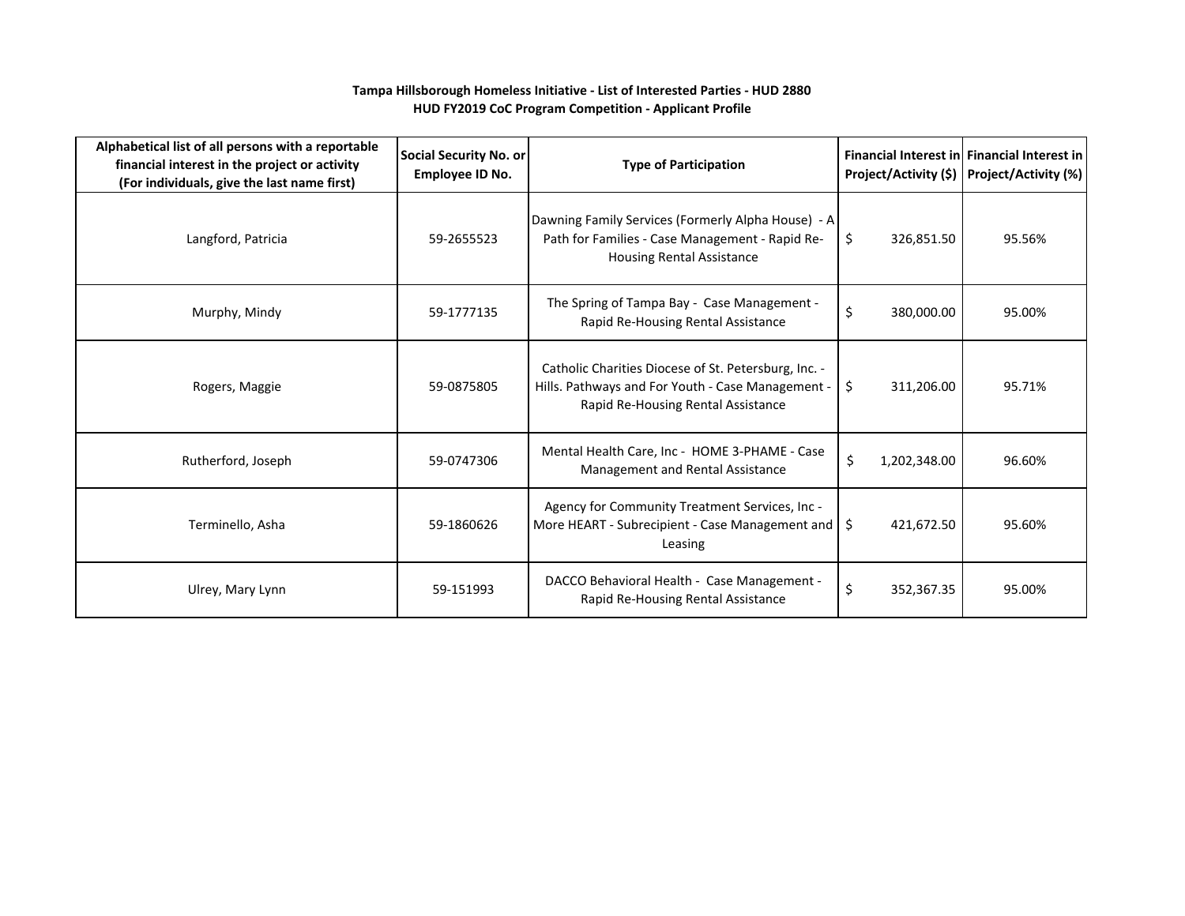**Tampa Hillsborough Homeless Initiative - List of Interested Parties - HUD 2880**
**HUD FY2019 CoC Program Competition - Applicant Profile**

| Alphabetical list of all persons with a reportable financial interest in the project or activity (For individuals, give the last name first) | Social Security No. or Employee ID No. | Type of Participation | Financial Interest in Project/Activity ($) | Financial Interest in Project/Activity (%) |
|---|---|---|---|---|
| Langford, Patricia | 59-2655523 | Dawning Family Services (Formerly Alpha House) - A Path for Families - Case Management - Rapid Re-Housing Rental Assistance | $ 326,851.50 | 95.56% |
| Murphy, Mindy | 59-1777135 | The Spring of Tampa Bay - Case Management - Rapid Re-Housing Rental Assistance | $ 380,000.00 | 95.00% |
| Rogers, Maggie | 59-0875805 | Catholic Charities Diocese of St. Petersburg, Inc. - Hills. Pathways and For Youth - Case Management - Rapid Re-Housing Rental Assistance | $ 311,206.00 | 95.71% |
| Rutherford, Joseph | 59-0747306 | Mental Health Care, Inc - HOME 3-PHAME - Case Management and Rental Assistance | $ 1,202,348.00 | 96.60% |
| Terminello, Asha | 59-1860626 | Agency for Community Treatment Services, Inc - More HEART - Subrecipient - Case Management and Leasing | $ 421,672.50 | 95.60% |
| Ulrey, Mary Lynn | 59-151993 | DACCO Behavioral Health - Case Management - Rapid Re-Housing Rental Assistance | $ 352,367.35 | 95.00% |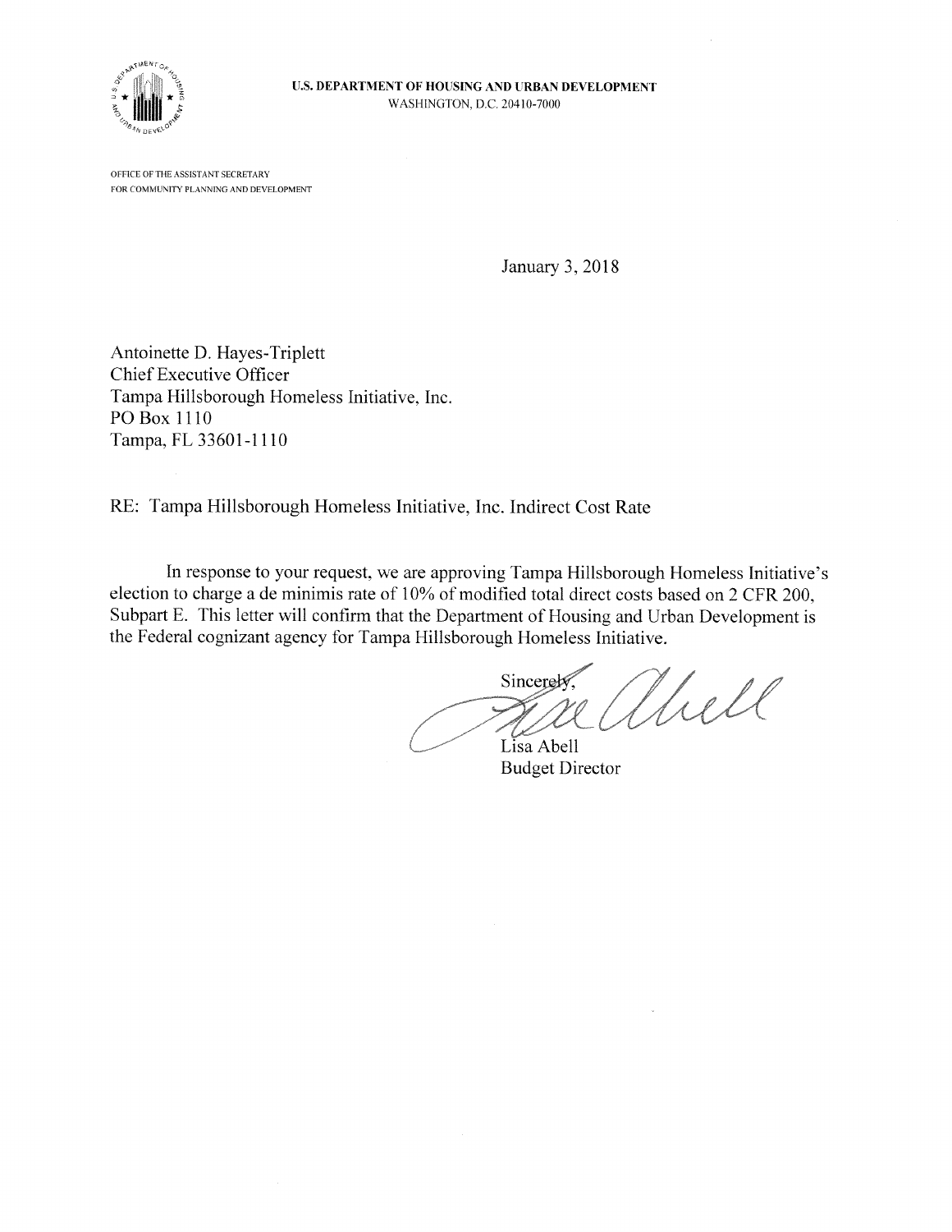**U.S. DEPARTMENT OF HOUSING AND URBAN DEVELOPMENT**
WASHINGTON, D.C. 20410-7000

OFFICE OF THE ASSISTANT SECRETARY
FOR COMMUNITY PLANNING AND DEVELOPMENT

January 3, 2018

Antoinette D. Hayes-Triplett
Chief Executive Officer
Tampa Hillsborough Homeless Initiative, Inc.
PO Box 1110
Tampa, FL 33601-1110

RE: Tampa Hillsborough Homeless Initiative, Inc. Indirect Cost Rate

In response to your request, we are approving Tampa Hillsborough Homeless Initiative's election to charge a de minimis rate of 10% of modified total direct costs based on 2 CFR 200, Subpart E. This letter will confirm that the Department of Housing and Urban Development is the Federal cognizant agency for Tampa Hillsborough Homeless Initiative.

Sincerely,

Lisa Abell
Budget Director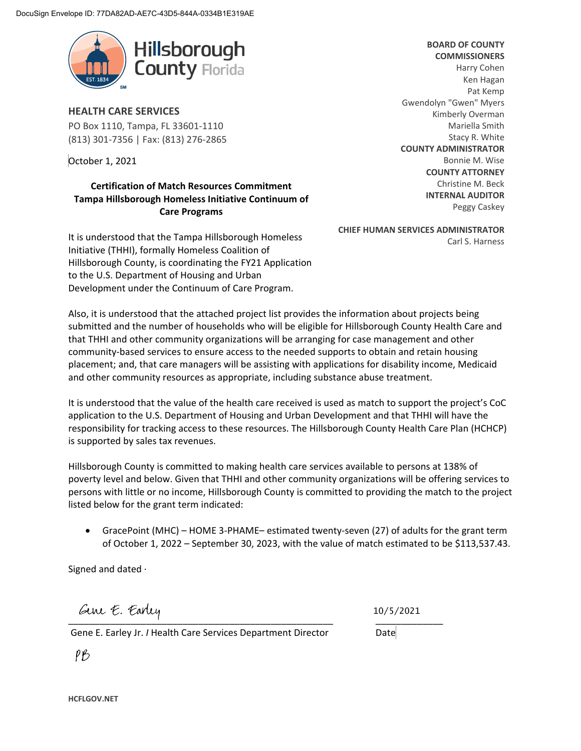DocuSign Envelope ID: 77DA82AD-AE7C-43D5-844A-0334B1E319AE

Hillsborough County Florida

EST. 1834

**BOARD OF COUNTY COMMISSIONERS**
Harry Cohen
Ken Hagan
Pat Kemp
Gwendolyn "Gwen" Myers
Kimberly Overman
Mariella Smith
Stacy R. White

**COUNTY ADMINISTRATOR**
Bonnie M. Wise

**COUNTY ATTORNEY**
Christine M. Beck

**INTERNAL AUDITOR**
Peggy Caskey

**CHIEF HUMAN SERVICES ADMINISTRATOR**
Carl S. Harness

## HEALTH CARE SERVICES

PO Box 1110, Tampa, FL 33601-1110
(813) 301-7356 | Fax: (813) 276-2865

October 1, 2021

**Certification of Match Resources Commitment
Tampa Hillsborough Homeless Initiative Continuum of Care Programs**

It is understood that the Tampa Hillsborough Homeless Initiative (THHI), formally Homeless Coalition of Hillsborough County, is coordinating the FY21 Application to the U.S. Department of Housing and Urban Development under the Continuum of Care Program.

Also, it is understood that the attached project list provides the information about projects being submitted and the number of households who will be eligible for Hillsborough County Health Care and that THHI and other community organizations will be arranging for case management and other community-based services to ensure access to the needed supports to obtain and retain housing placement; and, that care managers will be assisting with applications for disability income, Medicaid and other community resources as appropriate, including substance abuse treatment.

It is understood that the value of the health care received is used as match to support the project's CoC application to the U.S. Department of Housing and Urban Development and that THHI will have the responsibility for tracking access to these resources. The Hillsborough County Health Care Plan (HCHCP) is supported by sales tax revenues.

Hillsborough County is committed to making health care services available to persons at 138% of poverty level and below. Given that THHI and other community organizations will be offering services to persons with little or no income, Hillsborough County is committed to providing the match to the project listed below for the grant term indicated:

- GracePoint (MHC) – HOME 3-PHAME– estimated twenty-seven (27) of adults for the grant term of October 1, 2022 – September 30, 2023, with the value of match estimated to be $113,537.43.

Signed and dated ·

Gene E. Earley

Gene E. Earley Jr. / Health Care Services Department Director

10/5/2021

Date

PB

HCFLGOV.NET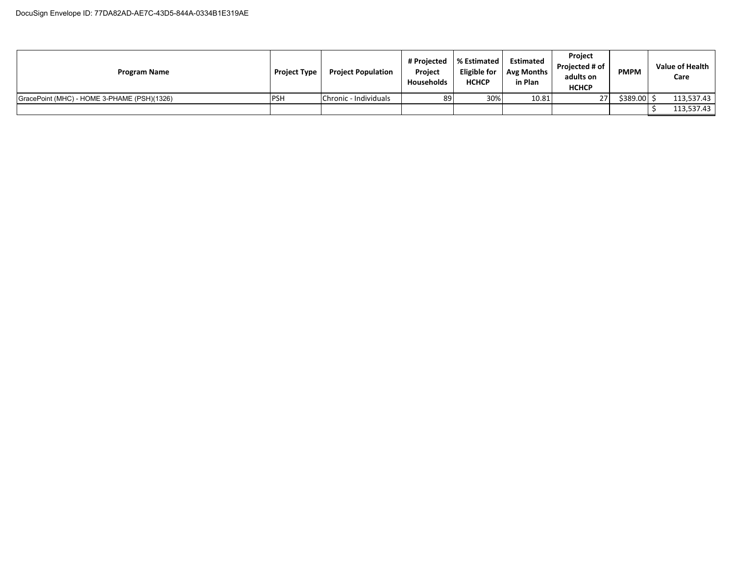DocuSign Envelope ID: 77DA82AD-AE7C-43D5-844A-0334B1E319AE

| Program Name | Project Type | Project Population | # Projected Project Households | % Estimated Eligible for HCHCP | Estimated Avg Months in Plan | Project Projected # of adults on HCHCP | PMPM | Value of Health Care |
|---|---|---|---|---|---|---|---|---|
| GracePoint (MHC) - HOME 3-PHAME (PSH)(1326) | PSH | Chronic - Individuals | 89 | 30% | 10.81 | 27 | $389.00 | $ 113,537.43 |
| | | | | | | | | $ 113,537.43 |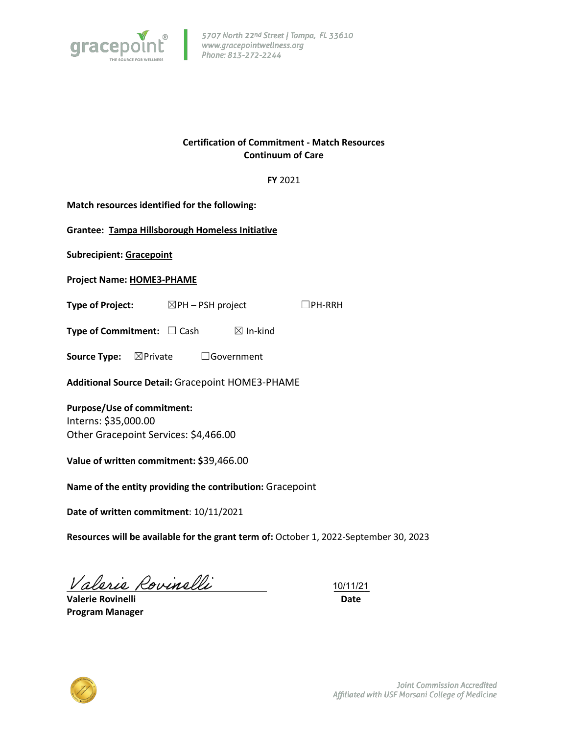5707 North 22nd Street | Tampa, FL 33610
www.gracepointwellness.org
Phone: 813-272-2244

**Certification of Commitment - Match Resources**
**Continuum of Care**

**FY** 2021

**Match resources identified for the following:**

**Grantee: Tampa Hillsborough Homeless Initiative**

**Subrecipient: Gracepoint**

**Project Name: HOME3-PHAME**

**Type of Project:** ☒PH – PSH project ☐PH-RRH

**Type of Commitment:** ☐ Cash ☒ In-kind

**Source Type:** ☒Private ☐Government

**Additional Source Detail:** Gracepoint HOME3-PHAME

**Purpose/Use of commitment:**
Interns: $35,000.00
Other Gracepoint Services: $4,466.00

**Value of written commitment: $**39,466.00

**Name of the entity providing the contribution:** Gracepoint

**Date of written commitment**: 10/11/2021

**Resources will be available for the grant term of:** October 1, 2022-September 30, 2023

Valerie Rovinelli
**Valerie Rovinelli**
**Program Manager**

10/11/21
**Date**

Joint Commission Accredited
Affiliated with USF Morsani College of Medicine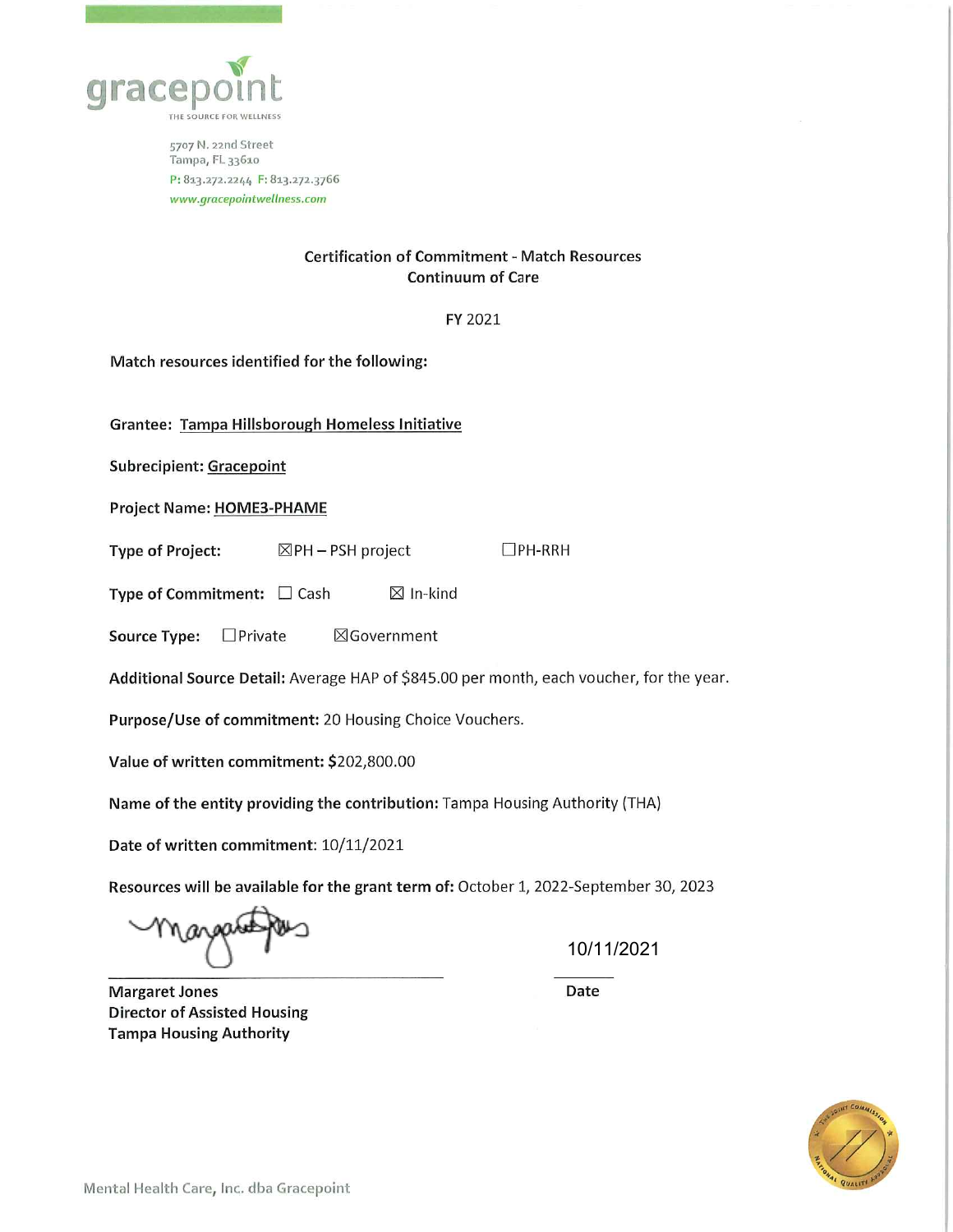gracepoint

THE SOURCE FOR WELLNESS

5707 N. 22nd Street
Tampa, FL 33610
P: 813.272.2244 F: 813.272.3766
*www.gracepointwellness.com*

**Certification of Commitment - Match Resources**
**Continuum of Care**

**FY** 2021

**Match resources identified for the following:**

**Grantee:** **Tampa Hillsborough Homeless Initiative**

**Subrecipient:** **Gracepoint**

**Project Name:** **HOME3-PHAME**

**Type of Project:** ☒PH – PSH project ☐PH-RRH

**Type of Commitment:** ☐ Cash ☒ In-kind

**Source Type:** ☐Private ☒Government

**Additional Source Detail:** Average HAP of $845.00 per month, each voucher, for the year.

**Purpose/Use of commitment:** 20 Housing Choice Vouchers.

**Value of written commitment:** $202,800.00

**Name of the entity providing the contribution:** Tampa Housing Authority (THA)

**Date of written commitment**: 10/11/2021

**Resources will be available for the grant term of:** October 1, 2022-September 30, 2023

10/11/2021

**Margaret Jones**
**Director of Assisted Housing**
**Tampa Housing Authority**

**Date**

Mental Health Care, Inc. dba Gracepoint